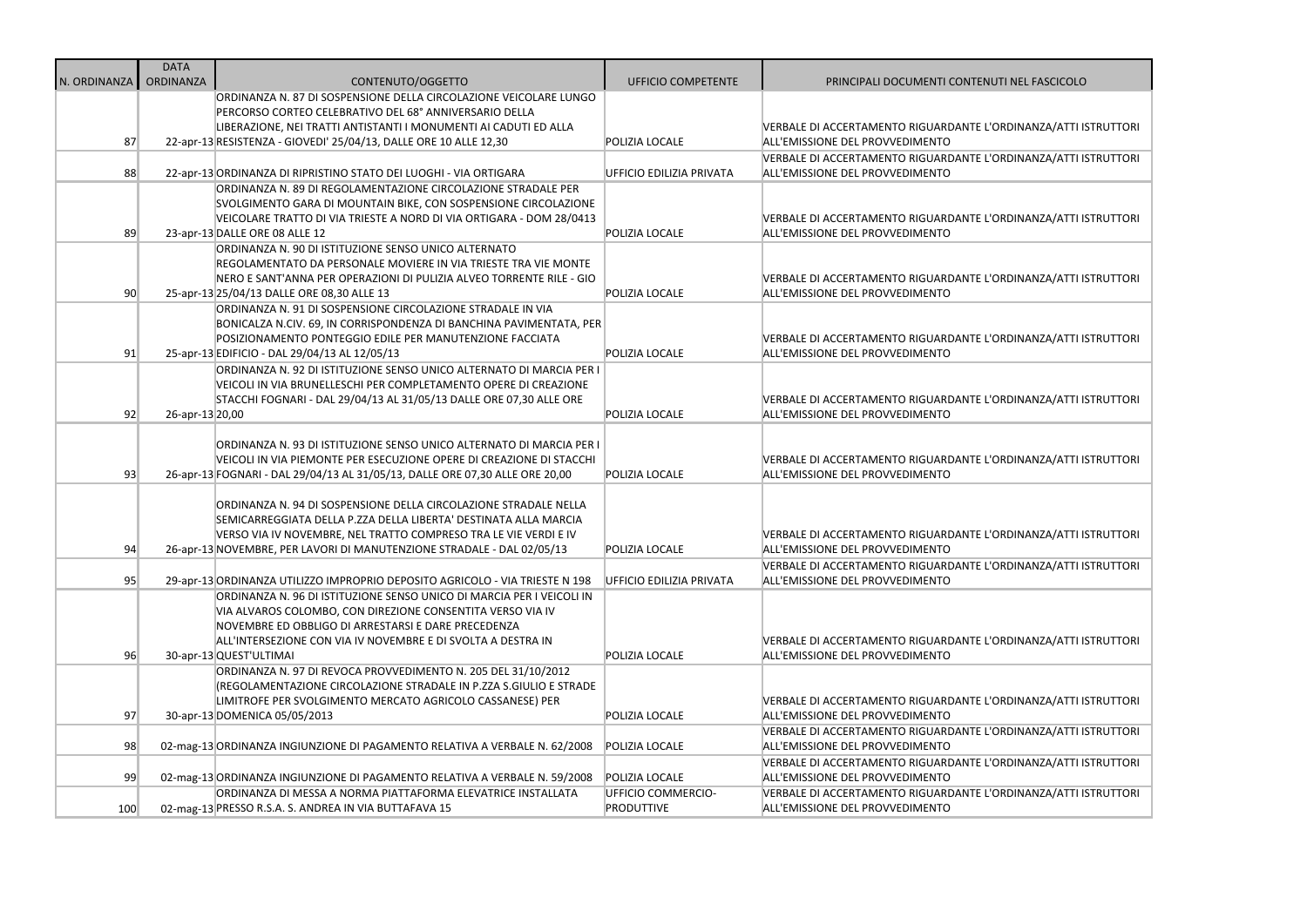| N. ORDINANZA | DATA ORDINANZA | CONTENUTO/OGGETTO | UFFICIO COMPETENTE | PRINCIPALI DOCUMENTI CONTENUTI NEL FASCICOLO |
|---|---|---|---|---|
| 87 | 22-apr-13 | ORDINANZA N. 87 DI SOSPENSIONE DELLA CIRCOLAZIONE VEICOLARE LUNGO PERCORSO CORTEO CELEBRATIVO DEL 68° ANNIVERSARIO DELLA LIBERAZIONE, NEI TRATTI ANTISTANTI I MONUMENTI AI CADUTI ED ALLA RESISTENZA - GIOVEDI' 25/04/13, DALLE ORE 10 ALLE 12,30 | POLIZIA LOCALE | VERBALE DI ACCERTAMENTO RIGUARDANTE L'ORDINANZA/ATTI ISTRUTTORI ALL'EMISSIONE DEL PROVVEDIMENTO |
| 88 | 22-apr-13 | ORDINANZA DI RIPRISTINO STATO DEI LUOGHI - VIA ORTIGARA | UFFICIO EDILIZIA PRIVATA | VERBALE DI ACCERTAMENTO RIGUARDANTE L'ORDINANZA/ATTI ISTRUTTORI ALL'EMISSIONE DEL PROVVEDIMENTO |
| 89 | 23-apr-13 | ORDINANZA N. 89 DI REGOLAMENTAZIONE CIRCOLAZIONE STRADALE PER SVOLGIMENTO GARA DI MOUNTAIN BIKE, CON SOSPENSIONE CIRCOLAZIONE VEICOLARE TRATTO DI VIA TRIESTE A NORD DI VIA ORTIGARA - DOM 28/0413 DALLE ORE 08 ALLE 12 | POLIZIA LOCALE | VERBALE DI ACCERTAMENTO RIGUARDANTE L'ORDINANZA/ATTI ISTRUTTORI ALL'EMISSIONE DEL PROVVEDIMENTO |
| 90 | 25-apr-13 | ORDINANZA N. 90 DI ISTITUZIONE SENSO UNICO ALTERNATO REGOLAMENTATO DA PERSONALE MOVIERE IN VIA TRIESTE TRA VIE MONTE NERO E SANT'ANNA PER OPERAZIONI DI PULIZIA ALVEO TORRENTE RILE - GIO 25/04/13 DALLE ORE 08,30 ALLE 13 | POLIZIA LOCALE | VERBALE DI ACCERTAMENTO RIGUARDANTE L'ORDINANZA/ATTI ISTRUTTORI ALL'EMISSIONE DEL PROVVEDIMENTO |
| 91 | 25-apr-13 | ORDINANZA N. 91 DI SOSPENSIONE CIRCOLAZIONE STRADALE IN VIA BONICALZA N.CIV. 69, IN CORRISPONDENZA DI BANCHINA PAVIMENTATA, PER POSIZIONAMENTO PONTEGGIO EDILE PER MANUTENZIONE FACCIATA EDIFICIO - DAL 29/04/13 AL 12/05/13 | POLIZIA LOCALE | VERBALE DI ACCERTAMENTO RIGUARDANTE L'ORDINANZA/ATTI ISTRUTTORI ALL'EMISSIONE DEL PROVVEDIMENTO |
| 92 | 26-apr-13 | ORDINANZA N. 92 DI ISTITUZIONE SENSO UNICO ALTERNATO DI MARCIA PER I VEICOLI IN VIA BRUNELLESCHI PER COMPLETAMENTO OPERE DI CREAZIONE STACCHI FOGNARI - DAL 29/04/13 AL 31/05/13 DALLE ORE 07,30 ALLE ORE 20,00 | POLIZIA LOCALE | VERBALE DI ACCERTAMENTO RIGUARDANTE L'ORDINANZA/ATTI ISTRUTTORI ALL'EMISSIONE DEL PROVVEDIMENTO |
| 93 | 26-apr-13 | ORDINANZA N. 93 DI ISTITUZIONE SENSO UNICO ALTERNATO DI MARCIA PER I VEICOLI IN VIA PIEMONTE PER ESECUZIONE OPERE DI CREAZIONE DI STACCHI FOGNARI - DAL 29/04/13 AL 31/05/13, DALLE ORE 07,30 ALLE ORE 20,00 | POLIZIA LOCALE | VERBALE DI ACCERTAMENTO RIGUARDANTE L'ORDINANZA/ATTI ISTRUTTORI ALL'EMISSIONE DEL PROVVEDIMENTO |
| 94 | 26-apr-13 | ORDINANZA N. 94 DI SOSPENSIONE DELLA CIRCOLAZIONE STRADALE NELLA SEMICARREGGIATA DELLA P.ZZA DELLA LIBERTA' DESTINATA ALLA MARCIA VERSO VIA IV NOVEMBRE, NEL TRATTO COMPRESO TRA LE VIE VERDI E IV NOVEMBRE, PER LAVORI DI MANUTENZIONE STRADALE - DAL 02/05/13 | POLIZIA LOCALE | VERBALE DI ACCERTAMENTO RIGUARDANTE L'ORDINANZA/ATTI ISTRUTTORI ALL'EMISSIONE DEL PROVVEDIMENTO |
| 95 | 29-apr-13 | ORDINANZA UTILIZZO IMPROPRIO DEPOSITO AGRICOLO - VIA TRIESTE N 198 | UFFICIO EDILIZIA PRIVATA | VERBALE DI ACCERTAMENTO RIGUARDANTE L'ORDINANZA/ATTI ISTRUTTORI ALL'EMISSIONE DEL PROVVEDIMENTO |
| 96 | 30-apr-13 | ORDINANZA N. 96 DI ISTITUZIONE SENSO UNICO DI MARCIA PER I VEICOLI IN VIA ALVAROS COLOMBO, CON DIREZIONE CONSENTITA VERSO VIA IV NOVEMBRE ED OBBLIGO DI ARRESTARSI E DARE PRECEDENZA ALL'INTERSEZIONE CON VIA IV NOVEMBRE E DI SVOLTA A DESTRA IN QUEST'ULTIMAI | POLIZIA LOCALE | VERBALE DI ACCERTAMENTO RIGUARDANTE L'ORDINANZA/ATTI ISTRUTTORI ALL'EMISSIONE DEL PROVVEDIMENTO |
| 97 | 30-apr-13 | ORDINANZA N. 97 DI REVOCA PROVVEDIMENTO N. 205 DEL 31/10/2012 (REGOLAMENTAZIONE CIRCOLAZIONE STRADALE IN P.ZZA S.GIULIO E STRADE LIMITROFE PER SVOLGIMENTO MERCATO AGRICOLO CASSANESE) PER DOMENICA 05/05/2013 | POLIZIA LOCALE | VERBALE DI ACCERTAMENTO RIGUARDANTE L'ORDINANZA/ATTI ISTRUTTORI ALL'EMISSIONE DEL PROVVEDIMENTO |
| 98 | 02-mag-13 | ORDINANZA INGIUNZIONE DI PAGAMENTO RELATIVA A VERBALE N. 62/2008 | POLIZIA LOCALE | VERBALE DI ACCERTAMENTO RIGUARDANTE L'ORDINANZA/ATTI ISTRUTTORI ALL'EMISSIONE DEL PROVVEDIMENTO |
| 99 | 02-mag-13 | ORDINANZA INGIUNZIONE DI PAGAMENTO RELATIVA A VERBALE N. 59/2008 | POLIZIA LOCALE | VERBALE DI ACCERTAMENTO RIGUARDANTE L'ORDINANZA/ATTI ISTRUTTORI ALL'EMISSIONE DEL PROVVEDIMENTO |
| 100 | 02-mag-13 | ORDINANZA DI MESSA A NORMA PIATTAFORMA ELEVATRICE INSTALLATA PRESSO R.S.A. S. ANDREA IN VIA BUTTAFAVA 15 | UFFICIO COMMERCIO-PRODUTTIVE | VERBALE DI ACCERTAMENTO RIGUARDANTE L'ORDINANZA/ATTI ISTRUTTORI ALL'EMISSIONE DEL PROVVEDIMENTO |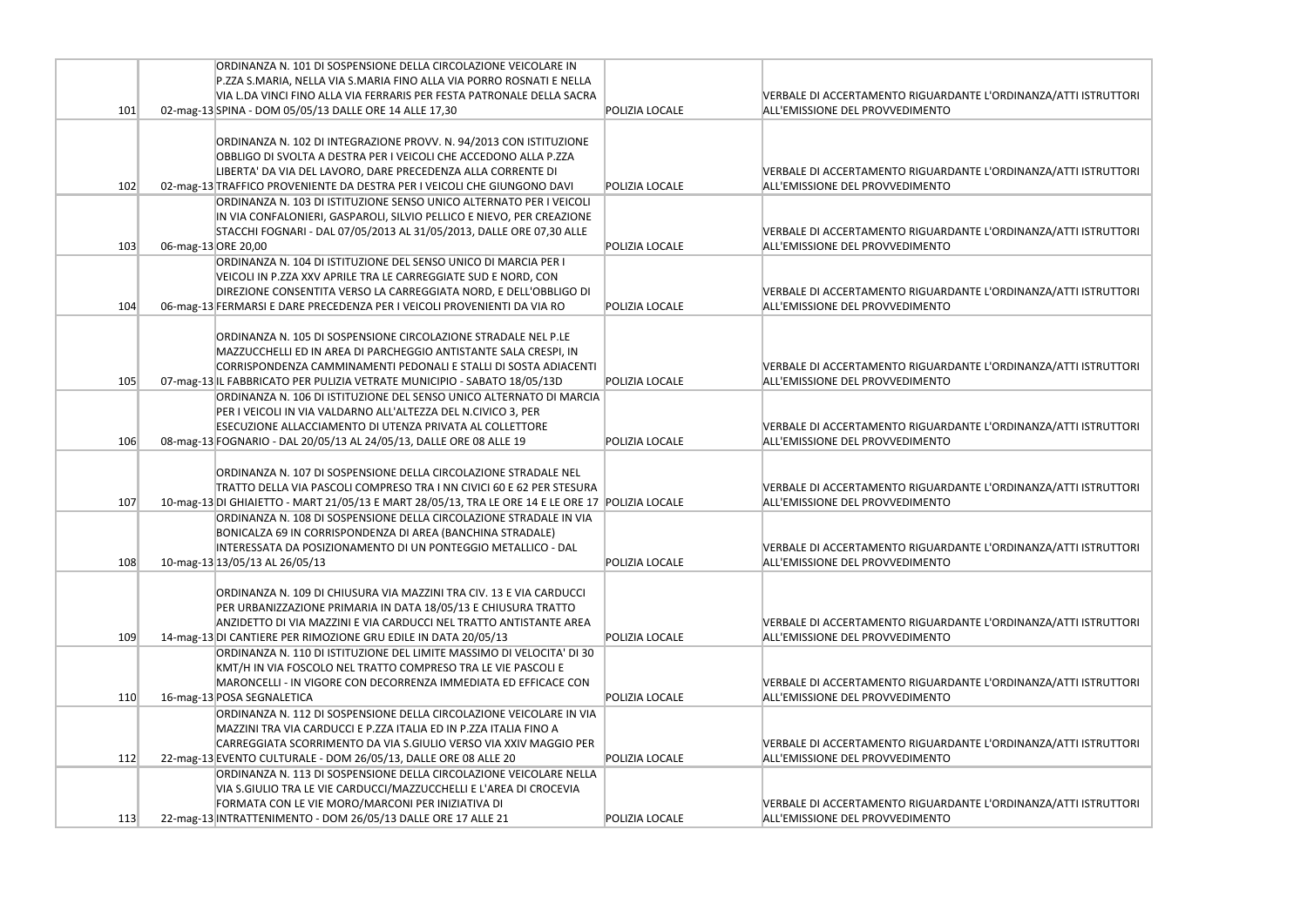| | | | | |
|---|---|---|---|---|
| 101 | 02-mag-13 | ORDINANZA N. 101 DI SOSPENSIONE DELLA CIRCOLAZIONE VEICOLARE IN P.ZZA S.MARIA, NELLA VIA S.MARIA FINO ALLA VIA PORRO ROSNATI E NELLA VIA L.DA VINCI FINO ALLA VIA FERRARIS PER FESTA PATRONALE DELLA SACRA SPINA - DOM 05/05/13 DALLE ORE 14 ALLE 17,30 | POLIZIA LOCALE | VERBALE DI ACCERTAMENTO RIGUARDANTE L'ORDINANZA/ATTI ISTRUTTORI ALL'EMISSIONE DEL PROVVEDIMENTO |
| 102 | 02-mag-13 | ORDINANZA N. 102 DI INTEGRAZIONE PROVV. N. 94/2013 CON ISTITUZIONE OBBLIGO DI SVOLTA A DESTRA PER I VEICOLI CHE ACCEDONO ALLA P.ZZA LIBERTA' DA VIA DEL LAVORO, DARE PRECEDENZA ALLA CORRENTE DI TRAFFICO PROVENIENTE DA DESTRA PER I VEICOLI CHE GIUNGONO DAVI | POLIZIA LOCALE | VERBALE DI ACCERTAMENTO RIGUARDANTE L'ORDINANZA/ATTI ISTRUTTORI ALL'EMISSIONE DEL PROVVEDIMENTO |
| 103 | 06-mag-13 | ORDINANZA N. 103 DI ISTITUZIONE SENSO UNICO ALTERNATO PER I VEICOLI IN VIA CONFALONIERI, GASPAROLI, SILVIO PELLICO E NIEVO, PER CREAZIONE STACCHI FOGNARI - DAL 07/05/2013 AL 31/05/2013, DALLE ORE 07,30 ALLE ORE 20,00 | POLIZIA LOCALE | VERBALE DI ACCERTAMENTO RIGUARDANTE L'ORDINANZA/ATTI ISTRUTTORI ALL'EMISSIONE DEL PROVVEDIMENTO |
| 104 | 06-mag-13 | ORDINANZA N. 104 DI ISTITUZIONE DEL SENSO UNICO DI MARCIA PER I VEICOLI IN P.ZZA XXV APRILE TRA LE CARREGGIATE SUD E NORD, CON DIREZIONE CONSENTITA VERSO LA CARREGGIATA NORD, E DELL'OBBLIGO DI FERMARSI E DARE PRECEDENZA PER I VEICOLI PROVENIENTI DA VIA RO | POLIZIA LOCALE | VERBALE DI ACCERTAMENTO RIGUARDANTE L'ORDINANZA/ATTI ISTRUTTORI ALL'EMISSIONE DEL PROVVEDIMENTO |
| 105 | 07-mag-13 | ORDINANZA N. 105 DI SOSPENSIONE CIRCOLAZIONE STRADALE NEL P.LE MAZZUCCHELLI ED IN AREA DI PARCHEGGIO ANTISTANTE SALA CRESPI, IN CORRISPONDENZA CAMMINAMENTI PEDONALI E STALLI DI SOSTA ADIACENTI IL FABBRICATO PER PULIZIA VETRATE MUNICIPIO - SABATO 18/05/13D | POLIZIA LOCALE | VERBALE DI ACCERTAMENTO RIGUARDANTE L'ORDINANZA/ATTI ISTRUTTORI ALL'EMISSIONE DEL PROVVEDIMENTO |
| 106 | 08-mag-13 | ORDINANZA N. 106 DI ISTITUZIONE DEL SENSO UNICO ALTERNATO DI MARCIA PER I VEICOLI IN VIA VALDARNO ALL'ALTEZZA DEL N.CIVICO 3, PER ESECUZIONE ALLACCIAMENTO DI UTENZA PRIVATA AL COLLETTORE FOGNARIO - DAL 20/05/13 AL 24/05/13, DALLE ORE 08 ALLE 19 | POLIZIA LOCALE | VERBALE DI ACCERTAMENTO RIGUARDANTE L'ORDINANZA/ATTI ISTRUTTORI ALL'EMISSIONE DEL PROVVEDIMENTO |
| 107 | 10-mag-13 | ORDINANZA N. 107 DI SOSPENSIONE DELLA CIRCOLAZIONE STRADALE NEL TRATTO DELLA VIA PASCOLI COMPRESO TRA I NN CIVICI 60 E 62 PER STESURA DI GHIAIETTO - MART 21/05/13 E MART 28/05/13, TRA LE ORE 14 E LE ORE 17 | POLIZIA LOCALE | VERBALE DI ACCERTAMENTO RIGUARDANTE L'ORDINANZA/ATTI ISTRUTTORI ALL'EMISSIONE DEL PROVVEDIMENTO |
| 108 | 10-mag-13 | ORDINANZA N. 108 DI SOSPENSIONE DELLA CIRCOLAZIONE STRADALE IN VIA BONICALZA 69 IN CORRISPONDENZA DI AREA (BANCHINA STRADALE) INTERESSATA DA POSIZIONAMENTO DI UN PONTEGGIO METALLICO - DAL 13/05/13 AL 26/05/13 | POLIZIA LOCALE | VERBALE DI ACCERTAMENTO RIGUARDANTE L'ORDINANZA/ATTI ISTRUTTORI ALL'EMISSIONE DEL PROVVEDIMENTO |
| 109 | 14-mag-13 | ORDINANZA N. 109 DI CHIUSURA VIA MAZZINI TRA CIV. 13 E VIA CARDUCCI PER URBANIZZAZIONE PRIMARIA IN DATA 18/05/13 E CHIUSURA TRATTO ANZIDETTO DI VIA MAZZINI E VIA CARDUCCI NEL TRATTO ANTISTANTE AREA DI CANTIERE PER RIMOZIONE GRU EDILE IN DATA 20/05/13 | POLIZIA LOCALE | VERBALE DI ACCERTAMENTO RIGUARDANTE L'ORDINANZA/ATTI ISTRUTTORI ALL'EMISSIONE DEL PROVVEDIMENTO |
| 110 | 16-mag-13 | ORDINANZA N. 110 DI ISTITUZIONE DEL LIMITE MASSIMO DI VELOCITA' DI 30 KMT/H IN VIA FOSCOLO NEL TRATTO COMPRESO TRA LE VIE PASCOLI E MARONCELLI - IN VIGORE CON DECORRENZA IMMEDIATA ED EFFICACE CON POSA SEGNALETICA | POLIZIA LOCALE | VERBALE DI ACCERTAMENTO RIGUARDANTE L'ORDINANZA/ATTI ISTRUTTORI ALL'EMISSIONE DEL PROVVEDIMENTO |
| 112 | 22-mag-13 | ORDINANZA N. 112 DI SOSPENSIONE DELLA CIRCOLAZIONE VEICOLARE IN VIA MAZZINI TRA VIA CARDUCCI E P.ZZA ITALIA ED IN P.ZZA ITALIA FINO A CARREGGIATA SCORRIMENTO DA VIA S.GIULIO VERSO VIA XXIV MAGGIO PER EVENTO CULTURALE - DOM 26/05/13, DALLE ORE 08 ALLE 20 | POLIZIA LOCALE | VERBALE DI ACCERTAMENTO RIGUARDANTE L'ORDINANZA/ATTI ISTRUTTORI ALL'EMISSIONE DEL PROVVEDIMENTO |
| 113 | 22-mag-13 | ORDINANZA N. 113 DI SOSPENSIONE DELLA CIRCOLAZIONE VEICOLARE NELLA VIA S.GIULIO TRA LE VIE CARDUCCI/MAZZUCCHELLI E L'AREA DI CROCEVIA FORMATA CON LE VIE MORO/MARCONI PER INIZIATIVA DI INTRATTENIMENTO - DOM 26/05/13 DALLE ORE 17 ALLE 21 | POLIZIA LOCALE | VERBALE DI ACCERTAMENTO RIGUARDANTE L'ORDINANZA/ATTI ISTRUTTORI ALL'EMISSIONE DEL PROVVEDIMENTO |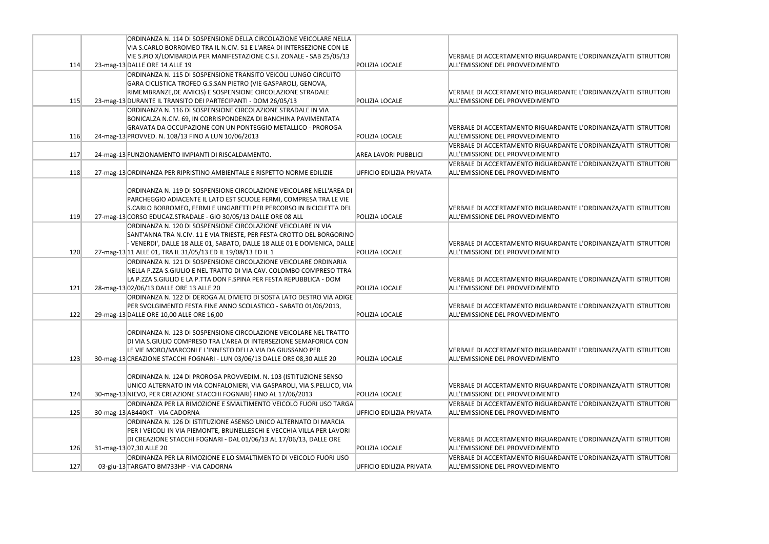| | | | | |
|---|---|---|---|---|
| 114 | 23-mag-13 | ORDINANZA N. 114 DI SOSPENSIONE DELLA CIRCOLAZIONE VEICOLARE NELLA VIA S.CARLO BORROMEO TRA IL N.CIV. 51 E L'AREA DI INTERSEZIONE CON LE VIE S.PIO X/LOMBARDIA PER MANIFESTAZIONE C.S.I. ZONALE - SAB 25/05/13 DALLE ORE 14 ALLE 19 | POLIZIA LOCALE | VERBALE DI ACCERTAMENTO RIGUARDANTE L'ORDINANZA/ATTI ISTRUTTORI ALL'EMISSIONE DEL PROVVEDIMENTO |
| 115 | 23-mag-13 | ORDINANZA N. 115 DI SOSPENSIONE TRANSITO VEICOLI LUNGO CIRCUITO GARA CICLISTICA TROFEO G.S.SAN PIETRO (VIE GASPAROLI, GENOVA, RIMEMBRANZE,DE AMICIS) E SOSPENSIONE CIRCOLAZIONE STRADALE DURANTE IL TRANSITO DEI PARTECIPANTI - DOM 26/05/13 | POLIZIA LOCALE | VERBALE DI ACCERTAMENTO RIGUARDANTE L'ORDINANZA/ATTI ISTRUTTORI ALL'EMISSIONE DEL PROVVEDIMENTO |
| 116 | 24-mag-13 | ORDINANZA N. 116 DI SOSPENSIONE CIRCOLAZIONE STRADALE IN VIA BONICALZA N.CIV. 69, IN CORRISPONDENZA DI BANCHINA PAVIMENTATA GRAVATA DA OCCUPAZIONE CON UN PONTEGGIO METALLICO - PROROGA PROVVED. N. 108/13 FINO A LUN 10/06/2013 | POLIZIA LOCALE | VERBALE DI ACCERTAMENTO RIGUARDANTE L'ORDINANZA/ATTI ISTRUTTORI ALL'EMISSIONE DEL PROVVEDIMENTO |
| 117 | 24-mag-13 | FUNZIONAMENTO IMPIANTI DI RISCALDAMENTO. | AREA LAVORI PUBBLICI | VERBALE DI ACCERTAMENTO RIGUARDANTE L'ORDINANZA/ATTI ISTRUTTORI ALL'EMISSIONE DEL PROVVEDIMENTO |
| 118 | 27-mag-13 | ORDINANZA PER RIPRISTINO AMBIENTALE E RISPETTO NORME EDILIZIE | UFFICIO EDILIZIA PRIVATA | VERBALE DI ACCERTAMENTO RIGUARDANTE L'ORDINANZA/ATTI ISTRUTTORI ALL'EMISSIONE DEL PROVVEDIMENTO |
| 119 | 27-mag-13 | ORDINANZA N. 119 DI SOSPENSIONE CIRCOLAZIONE VEICOLARE NELL'AREA DI PARCHEGGIO ADIACENTE IL LATO EST SCUOLE FERMI, COMPRESA TRA LE VIE S.CARLO BORROMEO, FERMI E UNGARETTI PER PERCORSO IN BICICLETTA DEL CORSO EDUCAZ.STRADALE - GIO 30/05/13 DALLE ORE 08 ALL | POLIZIA LOCALE | VERBALE DI ACCERTAMENTO RIGUARDANTE L'ORDINANZA/ATTI ISTRUTTORI ALL'EMISSIONE DEL PROVVEDIMENTO |
| 120 | 27-mag-13 | ORDINANZA N. 120 DI SOSPENSIONE CIRCOLAZIONE VEICOLARE IN VIA SANT'ANNA TRA N.CIV. 11 E VIA TRIESTE, PER FESTA CROTTO DEL BORGORINO - VENERDI', DALLE 18 ALLE 01, SABATO, DALLE 18 ALLE 01 E DOMENICA, DALLE 11 ALLE 01, TRA IL 31/05/13 ED IL 19/08/13 ED IL 1 | POLIZIA LOCALE | VERBALE DI ACCERTAMENTO RIGUARDANTE L'ORDINANZA/ATTI ISTRUTTORI ALL'EMISSIONE DEL PROVVEDIMENTO |
| 121 | 28-mag-13 | ORDINANZA N. 121 DI SOSPENSIONE CIRCOLAZIONE VEICOLARE ORDINARIA NELLA P.ZZA S.GIULIO E NEL TRATTO DI VIA CAV. COLOMBO COMPRESO TTRA LA P.ZZA S.GIULIO E LA P.TTA DON F.SPINA PER FESTA REPUBBLICA - DOM 02/06/13 DALLE ORE 13 ALLE 20 | POLIZIA LOCALE | VERBALE DI ACCERTAMENTO RIGUARDANTE L'ORDINANZA/ATTI ISTRUTTORI ALL'EMISSIONE DEL PROVVEDIMENTO |
| 122 | 29-mag-13 | ORDINANZA N. 122 DI DEROGA AL DIVIETO DI SOSTA LATO DESTRO VIA ADIGE PER SVOLGIMENTO FESTA FINE ANNO SCOLASTICO - SABATO 01/06/2013, DALLE ORE 10,00 ALLE ORE 16,00 | POLIZIA LOCALE | VERBALE DI ACCERTAMENTO RIGUARDANTE L'ORDINANZA/ATTI ISTRUTTORI ALL'EMISSIONE DEL PROVVEDIMENTO |
| 123 | 30-mag-13 | ORDINANZA N. 123 DI SOSPENSIONE CIRCOLAZIONE VEICOLARE NEL TRATTO DI VIA S.GIULIO COMPRESO TRA L'AREA DI INTERSEZIONE SEMAFORICA CON LE VIE MORO/MARCONI E L'INNESTO DELLA VIA DA GIUSSANO PER CREAZIONE STACCHI FOGNARI - LUN 03/06/13 DALLE ORE 08,30 ALLE 20 | POLIZIA LOCALE | VERBALE DI ACCERTAMENTO RIGUARDANTE L'ORDINANZA/ATTI ISTRUTTORI ALL'EMISSIONE DEL PROVVEDIMENTO |
| 124 | 30-mag-13 | ORDINANZA N. 124 DI PROROGA PROVVEDIM. N. 103 (ISTITUZIONE SENSO UNICO ALTERNATO IN VIA CONFALONIERI, VIA GASPAROLI, VIA S.PELLICO, VIA NIEVO, PER CREAZIONE STACCHI FOGNARI) FINO AL 17/06/2013 | POLIZIA LOCALE | VERBALE DI ACCERTAMENTO RIGUARDANTE L'ORDINANZA/ATTI ISTRUTTORI ALL'EMISSIONE DEL PROVVEDIMENTO |
| 125 | 30-mag-13 | ORDINANZA PER LA RIMOZIONE E SMALTIMENTO VEICOLO FUORI USO TARGA AB440KT - VIA CADORNA | UFFICIO EDILIZIA PRIVATA | VERBALE DI ACCERTAMENTO RIGUARDANTE L'ORDINANZA/ATTI ISTRUTTORI ALL'EMISSIONE DEL PROVVEDIMENTO |
| 126 | 31-mag-13 | ORDINANZA N. 126 DI ISTITUZIONE ASENSO UNICO ALTERNATO DI MARCIA PER I VEICOLI IN VIA PIEMONTE, BRUNELLESCHI E VECCHIA VILLA PER LAVORI DI CREAZIONE STACCHI FOGNARI - DAL 01/06/13 AL 17/06/13, DALLE ORE 07,30 ALLE 20 | POLIZIA LOCALE | VERBALE DI ACCERTAMENTO RIGUARDANTE L'ORDINANZA/ATTI ISTRUTTORI ALL'EMISSIONE DEL PROVVEDIMENTO |
| 127 | 03-giu-13 | ORDINANZA PER LA RIMOZIONE E LO SMALTIMENTO DI VEICOLO FUORI USO TARGATO BM733HP - VIA CADORNA | UFFICIO EDILIZIA PRIVATA | VERBALE DI ACCERTAMENTO RIGUARDANTE L'ORDINANZA/ATTI ISTRUTTORI ALL'EMISSIONE DEL PROVVEDIMENTO |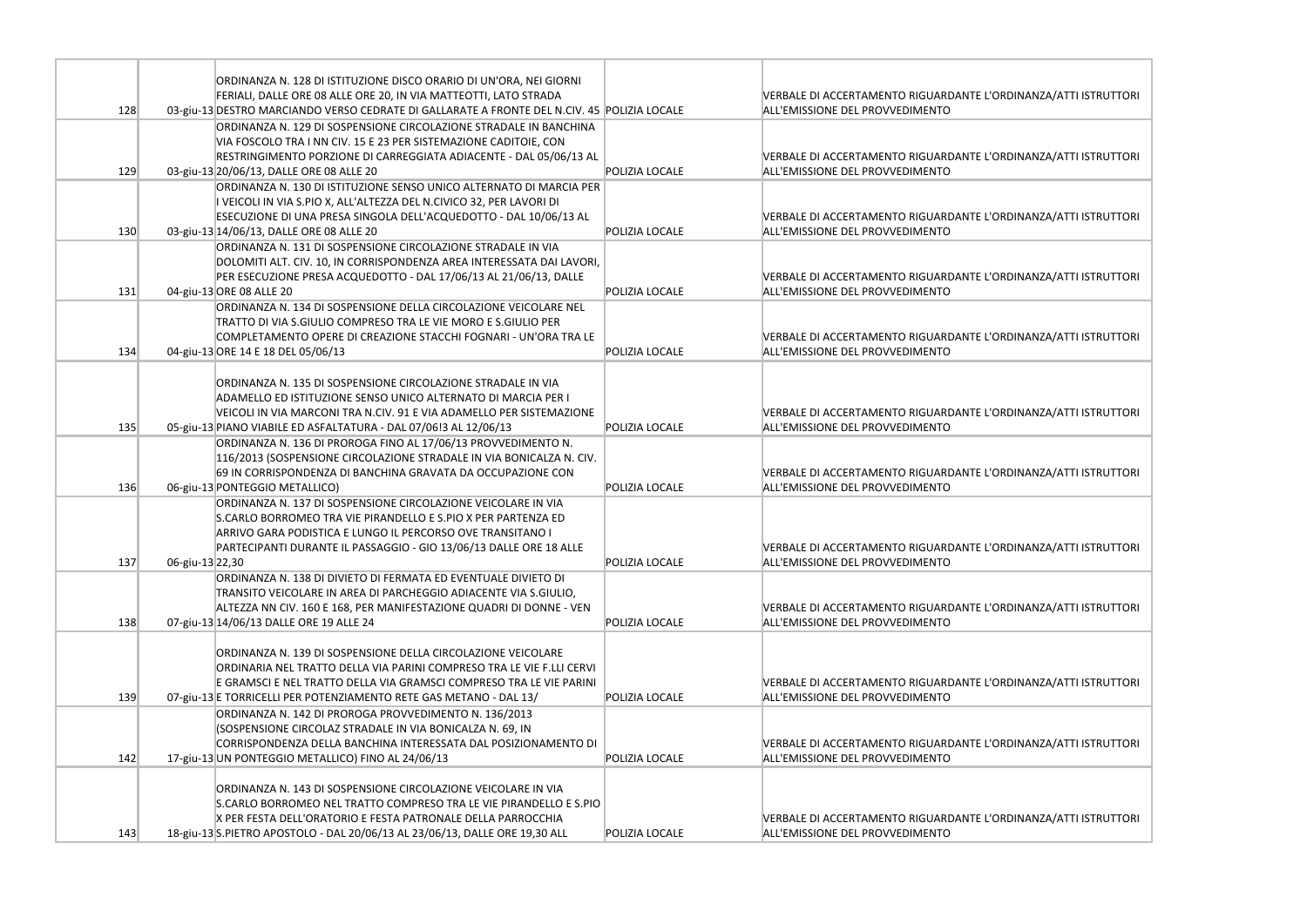| | | | | |
|---|---|---|---|---|
| 128 | 03-giu-13 | ORDINANZA N. 128 DI ISTITUZIONE DISCO ORARIO DI UN'ORA, NEI GIORNI FERIALI, DALLE ORE 08 ALLE ORE 20, IN VIA MATTEOTTI, LATO STRADA DESTRO MARCIANDO VERSO CEDRATE DI GALLARATE A FRONTE DEL N.CIV. 45 | POLIZIA LOCALE | VERBALE DI ACCERTAMENTO RIGUARDANTE L'ORDINANZA/ATTI ISTRUTTORI ALL'EMISSIONE DEL PROVVEDIMENTO |
| 129 | 03-giu-13 | ORDINANZA N. 129 DI SOSPENSIONE CIRCOLAZIONE STRADALE IN BANCHINA VIA FOSCOLO TRA I NN CIV. 15 E 23 PER SISTEMAZIONE CADITOIE, CON RESTRINGIMENTO PORZIONE DI CARREGGIATA ADIACENTE - DAL 05/06/13 AL 20/06/13, DALLE ORE 08 ALLE 20 | POLIZIA LOCALE | VERBALE DI ACCERTAMENTO RIGUARDANTE L'ORDINANZA/ATTI ISTRUTTORI ALL'EMISSIONE DEL PROVVEDIMENTO |
| 130 | 03-giu-13 | ORDINANZA N. 130 DI ISTITUZIONE SENSO UNICO ALTERNATO DI MARCIA PER I VEICOLI IN VIA S.PIO X, ALL'ALTEZZA DEL N.CIVICO 32, PER LAVORI DI ESECUZIONE DI UNA PRESA SINGOLA DELL'ACQUEDOTTO - DAL 10/06/13 AL 14/06/13, DALLE ORE 08 ALLE 20 | POLIZIA LOCALE | VERBALE DI ACCERTAMENTO RIGUARDANTE L'ORDINANZA/ATTI ISTRUTTORI ALL'EMISSIONE DEL PROVVEDIMENTO |
| 131 | 04-giu-13 | ORDINANZA N. 131 DI SOSPENSIONE CIRCOLAZIONE STRADALE IN VIA DOLOMITI ALT. CIV. 10, IN CORRISPONDENZA AREA INTERESSATA DAI LAVORI, PER ESECUZIONE PRESA ACQUEDOTTO - DAL 17/06/13 AL 21/06/13, DALLE ORE 08 ALLE 20 | POLIZIA LOCALE | VERBALE DI ACCERTAMENTO RIGUARDANTE L'ORDINANZA/ATTI ISTRUTTORI ALL'EMISSIONE DEL PROVVEDIMENTO |
| 134 | 04-giu-13 | ORDINANZA N. 134 DI SOSPENSIONE DELLA CIRCOLAZIONE VEICOLARE NEL TRATTO DI VIA S.GIULIO COMPRESO TRA LE VIE MORO E S.GIULIO PER COMPLETAMENTO OPERE DI CREAZIONE STACCHI FOGNARI - UN'ORA TRA LE ORE 14 E 18 DEL 05/06/13 | POLIZIA LOCALE | VERBALE DI ACCERTAMENTO RIGUARDANTE L'ORDINANZA/ATTI ISTRUTTORI ALL'EMISSIONE DEL PROVVEDIMENTO |
| 135 | 05-giu-13 | ORDINANZA N. 135 DI SOSPENSIONE CIRCOLAZIONE STRADALE IN VIA ADAMELLO ED ISTITUZIONE SENSO UNICO ALTERNATO DI MARCIA PER I VEICOLI IN VIA MARCONI TRA N.CIV. 91 E VIA ADAMELLO PER SISTEMAZIONE PIANO VIABILE ED ASFALTATURA - DAL 07/06!3 AL 12/06/13 | POLIZIA LOCALE | VERBALE DI ACCERTAMENTO RIGUARDANTE L'ORDINANZA/ATTI ISTRUTTORI ALL'EMISSIONE DEL PROVVEDIMENTO |
| 136 | 06-giu-13 | ORDINANZA N. 136 DI PROROGA FINO AL 17/06/13 PROVVEDIMENTO N. 116/2013 (SOSPENSIONE CIRCOLAZIONE STRADALE IN VIA BONICALZA N. CIV. 69 IN CORRISPONDENZA DI BANCHINA GRAVATA DA OCCUPAZIONE CON PONTEGGIO METALLICO) | POLIZIA LOCALE | VERBALE DI ACCERTAMENTO RIGUARDANTE L'ORDINANZA/ATTI ISTRUTTORI ALL'EMISSIONE DEL PROVVEDIMENTO |
| 137 | 06-giu-13 | ORDINANZA N. 137 DI SOSPENSIONE CIRCOLAZIONE VEICOLARE IN VIA S.CARLO BORROMEO TRA VIE PIRANDELLO E S.PIO X PER PARTENZA ED ARRIVO GARA PODISTICA E LUNGO IL PERCORSO OVE TRANSITANO I PARTECIPANTI DURANTE IL PASSAGGIO - GIO 13/06/13 DALLE ORE 18 ALLE 22,30 | POLIZIA LOCALE | VERBALE DI ACCERTAMENTO RIGUARDANTE L'ORDINANZA/ATTI ISTRUTTORI ALL'EMISSIONE DEL PROVVEDIMENTO |
| 138 | 07-giu-13 | ORDINANZA N. 138 DI DIVIETO DI FERMATA ED EVENTUALE DIVIETO DI TRANSITO VEICOLARE IN AREA DI PARCHEGGIO ADIACENTE VIA S.GIULIO, ALTEZZA NN CIV. 160 E 168, PER MANIFESTAZIONE QUADRI DI DONNE - VEN 14/06/13 DALLE ORE 19 ALLE 24 | POLIZIA LOCALE | VERBALE DI ACCERTAMENTO RIGUARDANTE L'ORDINANZA/ATTI ISTRUTTORI ALL'EMISSIONE DEL PROVVEDIMENTO |
| 139 | 07-giu-13 | ORDINANZA N. 139 DI SOSPENSIONE DELLA CIRCOLAZIONE VEICOLARE ORDINARIA NEL TRATTO DELLA VIA PARINI COMPRESO TRA LE VIE F.LLI CERVI E GRAMSCI E NEL TRATTO DELLA VIA GRAMSCI COMPRESO TRA LE VIE PARINI E TORRICELLI PER POTENZIAMENTO RETE GAS METANO - DAL 13/ | POLIZIA LOCALE | VERBALE DI ACCERTAMENTO RIGUARDANTE L'ORDINANZA/ATTI ISTRUTTORI ALL'EMISSIONE DEL PROVVEDIMENTO |
| 142 | 17-giu-13 | ORDINANZA N. 142 DI PROROGA PROVVEDIMENTO N. 136/2013 (SOSPENSIONE CIRCOLAZ STRADALE IN VIA BONICALZA N. 69, IN CORRISPONDENZA DELLA BANCHINA INTERESSATA DAL POSIZIONAMENTO DI UN PONTEGGIO METALLICO) FINO AL 24/06/13 | POLIZIA LOCALE | VERBALE DI ACCERTAMENTO RIGUARDANTE L'ORDINANZA/ATTI ISTRUTTORI ALL'EMISSIONE DEL PROVVEDIMENTO |
| 143 | 18-giu-13 | ORDINANZA N. 143 DI SOSPENSIONE CIRCOLAZIONE VEICOLARE IN VIA S.CARLO BORROMEO NEL TRATTO COMPRESO TRA LE VIE PIRANDELLO E S.PIO X PER FESTA DELL'ORATORIO E FESTA PATRONALE DELLA PARROCCHIA S.PIETRO APOSTOLO - DAL 20/06/13 AL 23/06/13, DALLE ORE 19,30 ALL | POLIZIA LOCALE | VERBALE DI ACCERTAMENTO RIGUARDANTE L'ORDINANZA/ATTI ISTRUTTORI ALL'EMISSIONE DEL PROVVEDIMENTO |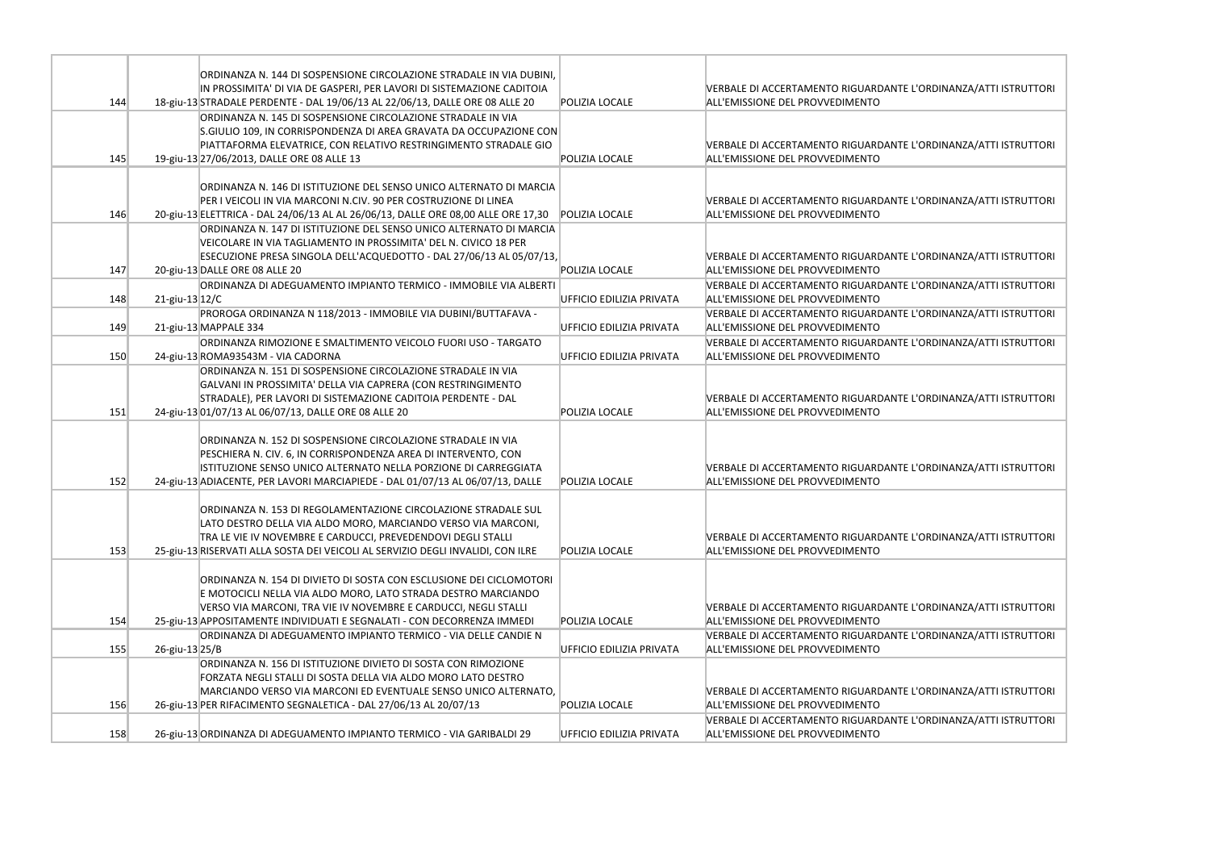| | | | | |
|---|---|---|---|---|
| 144 | 18-giu-13 | ORDINANZA N. 144 DI SOSPENSIONE CIRCOLAZIONE STRADALE IN VIA DUBINI, IN PROSSIMITA' DI VIA DE GASPERI, PER LAVORI DI SISTEMAZIONE CADITOIA STRADALE PERDENTE - DAL 19/06/13 AL 22/06/13, DALLE ORE 08 ALLE 20 | POLIZIA LOCALE | VERBALE DI ACCERTAMENTO RIGUARDANTE L'ORDINANZA/ATTI ISTRUTTORI ALL'EMISSIONE DEL PROVVEDIMENTO |
| 145 | 19-giu-13 | ORDINANZA N. 145 DI SOSPENSIONE CIRCOLAZIONE STRADALE IN VIA S.GIULIO 109, IN CORRISPONDENZA DI AREA GRAVATA DA OCCUPAZIONE CON PIATTAFORMA ELEVATRICE, CON RELATIVO RESTRINGIMENTO STRADALE GIO 27/06/2013, DALLE ORE 08 ALLE 13 | POLIZIA LOCALE | VERBALE DI ACCERTAMENTO RIGUARDANTE L'ORDINANZA/ATTI ISTRUTTORI ALL'EMISSIONE DEL PROVVEDIMENTO |
| 146 | 20-giu-13 | ORDINANZA N. 146 DI ISTITUZIONE DEL SENSO UNICO ALTERNATO DI MARCIA PER I VEICOLI IN VIA MARCONI N.CIV. 90 PER COSTRUZIONE DI LINEA ELETTRICA - DAL 24/06/13 AL AL 26/06/13, DALLE ORE 08,00 ALLE ORE 17,30 | POLIZIA LOCALE | VERBALE DI ACCERTAMENTO RIGUARDANTE L'ORDINANZA/ATTI ISTRUTTORI ALL'EMISSIONE DEL PROVVEDIMENTO |
| 147 | 20-giu-13 | ORDINANZA N. 147 DI ISTITUZIONE DEL SENSO UNICO ALTERNATO DI MARCIA VEICOLARE IN VIA TAGLIAMENTO IN PROSSIMITA' DEL N. CIVICO 18 PER ESECUZIONE PRESA SINGOLA DELL'ACQUEDOTTO - DAL 27/06/13 AL 05/07/13, DALLE ORE 08 ALLE 20 | POLIZIA LOCALE | VERBALE DI ACCERTAMENTO RIGUARDANTE L'ORDINANZA/ATTI ISTRUTTORI ALL'EMISSIONE DEL PROVVEDIMENTO |
| 148 | 21-giu-13 | ORDINANZA DI ADEGUAMENTO IMPIANTO TERMICO - IMMOBILE VIA ALBERTI 12/C | UFFICIO EDILIZIA PRIVATA | VERBALE DI ACCERTAMENTO RIGUARDANTE L'ORDINANZA/ATTI ISTRUTTORI ALL'EMISSIONE DEL PROVVEDIMENTO |
| 149 | 21-giu-13 | PROROGA ORDINANZA N 118/2013 - IMMOBILE VIA DUBINI/BUTTAFAVA - MAPPALE 334 | UFFICIO EDILIZIA PRIVATA | VERBALE DI ACCERTAMENTO RIGUARDANTE L'ORDINANZA/ATTI ISTRUTTORI ALL'EMISSIONE DEL PROVVEDIMENTO |
| 150 | 24-giu-13 | ORDINANZA RIMOZIONE E SMALTIMENTO VEICOLO FUORI USO - TARGATO ROMA93543M - VIA CADORNA | UFFICIO EDILIZIA PRIVATA | VERBALE DI ACCERTAMENTO RIGUARDANTE L'ORDINANZA/ATTI ISTRUTTORI ALL'EMISSIONE DEL PROVVEDIMENTO |
| 151 | 24-giu-13 | ORDINANZA N. 151 DI SOSPENSIONE CIRCOLAZIONE STRADALE IN VIA GALVANI IN PROSSIMITA' DELLA VIA CAPRERA (CON RESTRINGIMENTO STRADALE), PER LAVORI DI SISTEMAZIONE CADITOIA PERDENTE - DAL 01/07/13 AL 06/07/13, DALLE ORE 08 ALLE 20 | POLIZIA LOCALE | VERBALE DI ACCERTAMENTO RIGUARDANTE L'ORDINANZA/ATTI ISTRUTTORI ALL'EMISSIONE DEL PROVVEDIMENTO |
| 152 | 24-giu-13 | ORDINANZA N. 152 DI SOSPENSIONE CIRCOLAZIONE STRADALE IN VIA PESCHIERA N. CIV. 6, IN CORRISPONDENZA AREA DI INTERVENTO, CON ISTITUZIONE SENSO UNICO ALTERNATO NELLA PORZIONE DI CARREGGIATA ADIACENTE, PER LAVORI MARCIAPIEDE - DAL 01/07/13 AL 06/07/13, DALLE | POLIZIA LOCALE | VERBALE DI ACCERTAMENTO RIGUARDANTE L'ORDINANZA/ATTI ISTRUTTORI ALL'EMISSIONE DEL PROVVEDIMENTO |
| 153 | 25-giu-13 | ORDINANZA N. 153 DI REGOLAMENTAZIONE CIRCOLAZIONE STRADALE SUL LATO DESTRO DELLA VIA ALDO MORO, MARCIANDO VERSO VIA MARCONI, TRA LE VIE IV NOVEMBRE E CARDUCCI, PREVEDENDOVI DEGLI STALLI RISERVATI ALLA SOSTA DEI VEICOLI AL SERVIZIO DEGLI INVALIDI, CON ILRE | POLIZIA LOCALE | VERBALE DI ACCERTAMENTO RIGUARDANTE L'ORDINANZA/ATTI ISTRUTTORI ALL'EMISSIONE DEL PROVVEDIMENTO |
| 154 | 25-giu-13 | ORDINANZA N. 154 DI DIVIETO DI SOSTA CON ESCLUSIONE DEI CICLOMOTORI E MOTOCICLI NELLA VIA ALDO MORO, LATO STRADA DESTRO MARCIANDO VERSO VIA MARCONI, TRA VIE IV NOVEMBRE E CARDUCCI, NEGLI STALLI APPOSITAMENTE INDIVIDUATI E SEGNALATI - CON DECORRENZA IMMEDI | POLIZIA LOCALE | VERBALE DI ACCERTAMENTO RIGUARDANTE L'ORDINANZA/ATTI ISTRUTTORI ALL'EMISSIONE DEL PROVVEDIMENTO |
| 155 | 26-giu-13 | ORDINANZA DI ADEGUAMENTO IMPIANTO TERMICO - VIA DELLE CANDIE N 25/B | UFFICIO EDILIZIA PRIVATA | VERBALE DI ACCERTAMENTO RIGUARDANTE L'ORDINANZA/ATTI ISTRUTTORI ALL'EMISSIONE DEL PROVVEDIMENTO |
| 156 | 26-giu-13 | ORDINANZA N. 156 DI ISTITUZIONE DIVIETO DI SOSTA CON RIMOZIONE FORZATA NEGLI STALLI DI SOSTA DELLA VIA ALDO MORO LATO DESTRO MARCIANDO VERSO VIA MARCONI ED EVENTUALE SENSO UNICO ALTERNATO, PER RIFACIMENTO SEGNALETICA - DAL 27/06/13 AL 20/07/13 | POLIZIA LOCALE | VERBALE DI ACCERTAMENTO RIGUARDANTE L'ORDINANZA/ATTI ISTRUTTORI ALL'EMISSIONE DEL PROVVEDIMENTO |
| 158 | 26-giu-13 | ORDINANZA DI ADEGUAMENTO IMPIANTO TERMICO - VIA GARIBALDI 29 | UFFICIO EDILIZIA PRIVATA | VERBALE DI ACCERTAMENTO RIGUARDANTE L'ORDINANZA/ATTI ISTRUTTORI ALL'EMISSIONE DEL PROVVEDIMENTO |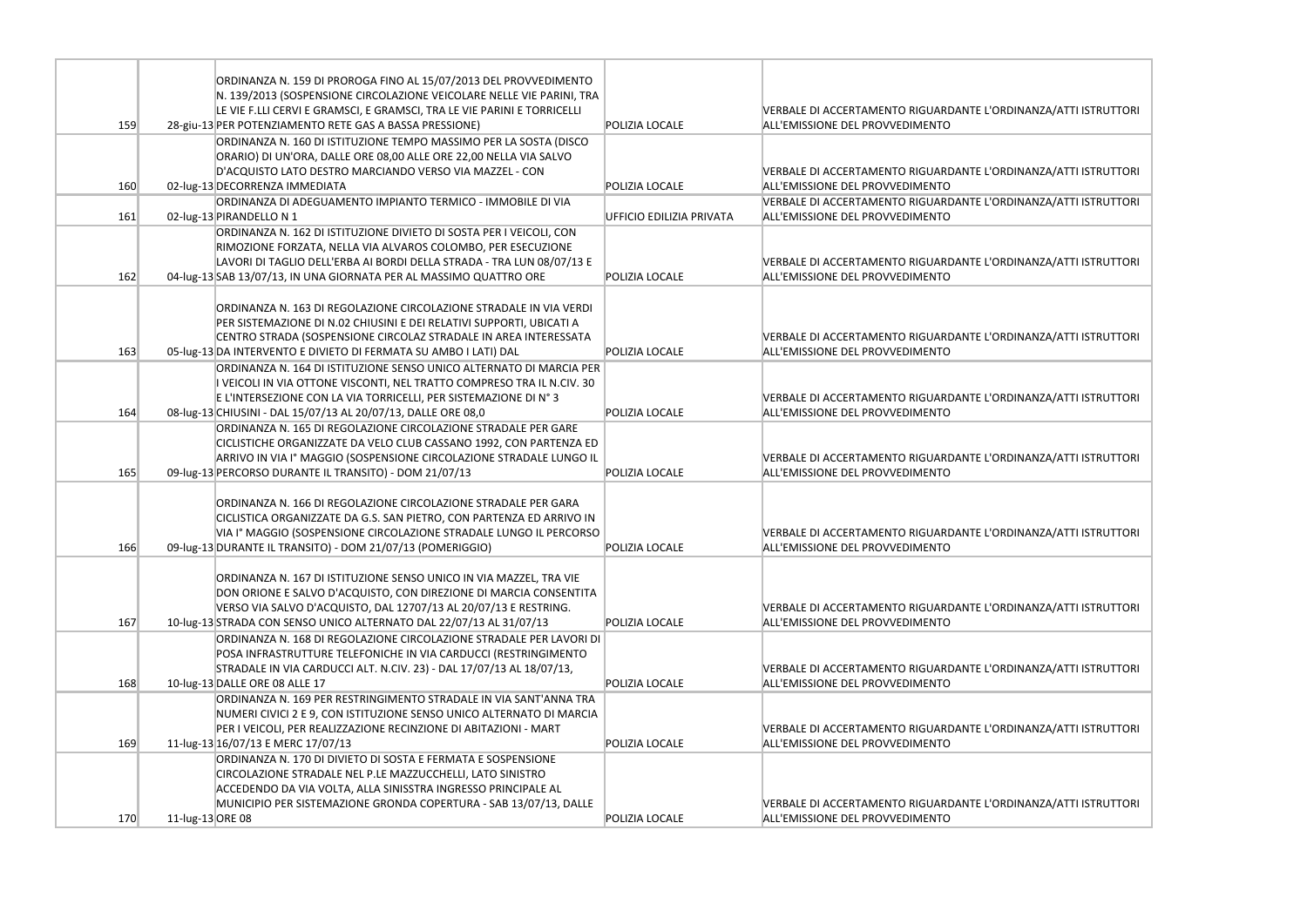| | | | | |
|---|---|---|---|---|
| 159 | 28-giu-13 | ORDINANZA N. 159 DI PROROGA FINO AL 15/07/2013 DEL PROVVEDIMENTO N. 139/2013 (SOSPENSIONE CIRCOLAZIONE VEICOLARE NELLE VIE PARINI, TRA LE VIE F.LLI CERVI E GRAMSCI, E GRAMSCI, TRA LE VIE PARINI E TORRICELLI PER POTENZIAMENTO RETE GAS A BASSA PRESSIONE) | POLIZIA LOCALE | VERBALE DI ACCERTAMENTO RIGUARDANTE L'ORDINANZA/ATTI ISTRUTTORI ALL'EMISSIONE DEL PROVVEDIMENTO |
| 160 | 02-lug-13 | ORDINANZA N. 160 DI ISTITUZIONE TEMPO MASSIMO PER LA SOSTA (DISCO ORARIO) DI UN'ORA, DALLE ORE 08,00 ALLE ORE 22,00 NELLA VIA SALVO D'ACQUISTO LATO DESTRO MARCIANDO VERSO VIA MAZZEL - CON DECORRENZA IMMEDIATA | POLIZIA LOCALE | VERBALE DI ACCERTAMENTO RIGUARDANTE L'ORDINANZA/ATTI ISTRUTTORI ALL'EMISSIONE DEL PROVVEDIMENTO |
| 161 | 02-lug-13 | ORDINANZA DI ADEGUAMENTO IMPIANTO TERMICO - IMMOBILE DI VIA PIRANDELLO N 1 | UFFICIO EDILIZIA PRIVATA | VERBALE DI ACCERTAMENTO RIGUARDANTE L'ORDINANZA/ATTI ISTRUTTORI ALL'EMISSIONE DEL PROVVEDIMENTO |
| 162 | 04-lug-13 | ORDINANZA N. 162 DI ISTITUZIONE DIVIETO DI SOSTA PER I VEICOLI, CON RIMOZIONE FORZATA, NELLA VIA ALVAROS COLOMBO, PER ESECUZIONE LAVORI DI TAGLIO DELL'ERBA AI BORDI DELLA STRADA - TRA LUN 08/07/13 E SAB 13/07/13, IN UNA GIORNATA PER AL MASSIMO QUATTRO ORE | POLIZIA LOCALE | VERBALE DI ACCERTAMENTO RIGUARDANTE L'ORDINANZA/ATTI ISTRUTTORI ALL'EMISSIONE DEL PROVVEDIMENTO |
| 163 | 05-lug-13 | ORDINANZA N. 163 DI REGOLAZIONE CIRCOLAZIONE STRADALE IN VIA VERDI PER SISTEMAZIONE DI N.02 CHIUSINI E DEI RELATIVI SUPPORTI, UBICATI A CENTRO STRADA (SOSPENSIONE CIRCOLAZ STRADALE IN AREA INTERESSATA DA INTERVENTO E DIVIETO DI FERMATA SU AMBO I LATI) DAL | POLIZIA LOCALE | VERBALE DI ACCERTAMENTO RIGUARDANTE L'ORDINANZA/ATTI ISTRUTTORI ALL'EMISSIONE DEL PROVVEDIMENTO |
| 164 | 08-lug-13 | ORDINANZA N. 164 DI ISTITUZIONE SENSO UNICO ALTERNATO DI MARCIA PER I VEICOLI IN VIA OTTONE VISCONTI, NEL TRATTO COMPRESO TRA IL N.CIV. 30 E L'INTERSEZIONE CON LA VIA TORRICELLI, PER SISTEMAZIONE DI N° 3 CHIUSINI - DAL 15/07/13 AL 20/07/13, DALLE ORE 08,0 | POLIZIA LOCALE | VERBALE DI ACCERTAMENTO RIGUARDANTE L'ORDINANZA/ATTI ISTRUTTORI ALL'EMISSIONE DEL PROVVEDIMENTO |
| 165 | 09-lug-13 | ORDINANZA N. 165 DI REGOLAZIONE CIRCOLAZIONE STRADALE PER GARE CICLISTICHE ORGANIZZATE DA VELO CLUB CASSANO 1992, CON PARTENZA ED ARRIVO IN VIA I° MAGGIO (SOSPENSIONE CIRCOLAZIONE STRADALE LUNGO IL PERCORSO DURANTE IL TRANSITO) - DOM 21/07/13 | POLIZIA LOCALE | VERBALE DI ACCERTAMENTO RIGUARDANTE L'ORDINANZA/ATTI ISTRUTTORI ALL'EMISSIONE DEL PROVVEDIMENTO |
| 166 | 09-lug-13 | ORDINANZA N. 166 DI REGOLAZIONE CIRCOLAZIONE STRADALE PER GARA CICLISTICA ORGANIZZATE DA G.S. SAN PIETRO, CON PARTENZA ED ARRIVO IN VIA I° MAGGIO (SOSPENSIONE CIRCOLAZIONE STRADALE LUNGO IL PERCORSO DURANTE IL TRANSITO) - DOM 21/07/13 (POMERIGGIO) | POLIZIA LOCALE | VERBALE DI ACCERTAMENTO RIGUARDANTE L'ORDINANZA/ATTI ISTRUTTORI ALL'EMISSIONE DEL PROVVEDIMENTO |
| 167 | 10-lug-13 | ORDINANZA N. 167 DI ISTITUZIONE SENSO UNICO IN VIA MAZZEL, TRA VIE DON ORIONE E SALVO D'ACQUISTO, CON DIREZIONE DI MARCIA CONSENTITA VERSO VIA SALVO D'ACQUISTO, DAL 12707/13 AL 20/07/13 E RESTRING. STRADA CON SENSO UNICO ALTERNATO DAL 22/07/13 AL 31/07/13 | POLIZIA LOCALE | VERBALE DI ACCERTAMENTO RIGUARDANTE L'ORDINANZA/ATTI ISTRUTTORI ALL'EMISSIONE DEL PROVVEDIMENTO |
| 168 | 10-lug-13 | ORDINANZA N. 168 DI REGOLAZIONE CIRCOLAZIONE STRADALE PER LAVORI DI POSA INFRASTRUTTURE TELEFONICHE IN VIA CARDUCCI (RESTRINGIMENTO STRADALE IN VIA CARDUCCI ALT. N.CIV. 23) - DAL 17/07/13 AL 18/07/13, DALLE ORE 08 ALLE 17 | POLIZIA LOCALE | VERBALE DI ACCERTAMENTO RIGUARDANTE L'ORDINANZA/ATTI ISTRUTTORI ALL'EMISSIONE DEL PROVVEDIMENTO |
| 169 | 11-lug-13 | ORDINANZA N. 169 PER RESTRINGIMENTO STRADALE IN VIA SANT'ANNA TRA NUMERI CIVICI 2 E 9, CON ISTITUZIONE SENSO UNICO ALTERNATO DI MARCIA PER I VEICOLI, PER REALIZZAZIONE RECINZIONE DI ABITAZIONI - MART 16/07/13 E MERC 17/07/13 | POLIZIA LOCALE | VERBALE DI ACCERTAMENTO RIGUARDANTE L'ORDINANZA/ATTI ISTRUTTORI ALL'EMISSIONE DEL PROVVEDIMENTO |
| 170 | 11-lug-13 | ORDINANZA N. 170 DI DIVIETO DI SOSTA E FERMATA E SOSPENSIONE CIRCOLAZIONE STRADALE NEL P.LE MAZZUCCHELLI, LATO SINISTRO ACCEDENDO DA VIA VOLTA, ALLA SINISTRA INGRESSO PRINCIPALE AL MUNICIPIO PER SISTEMAZIONE GRONDA COPERTURA - SAB 13/07/13, DALLE ORE 08 | POLIZIA LOCALE | VERBALE DI ACCERTAMENTO RIGUARDANTE L'ORDINANZA/ATTI ISTRUTTORI ALL'EMISSIONE DEL PROVVEDIMENTO |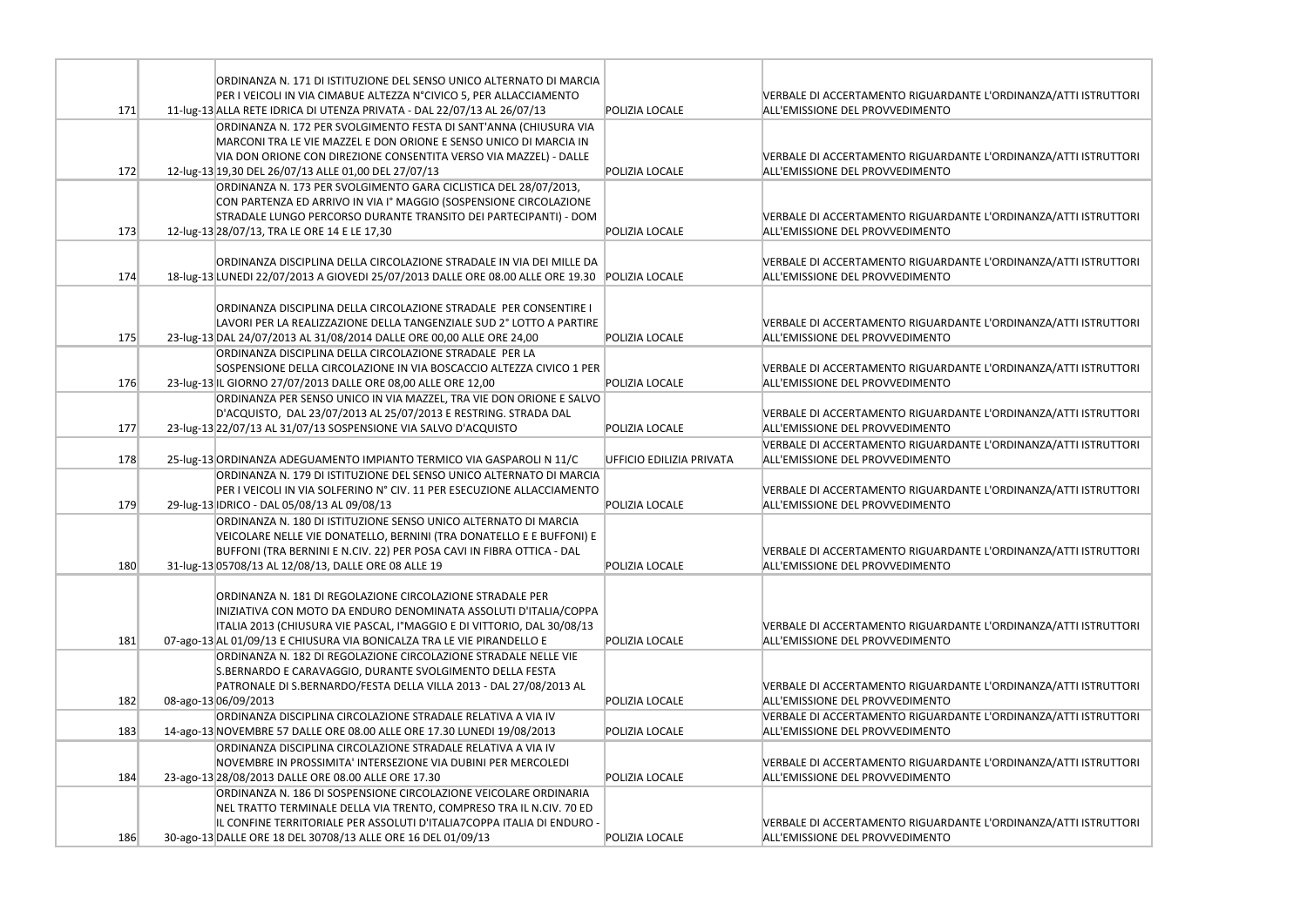| | | | | |
|---|---|---|---|---|
| 171 | 11-lug-13 | ORDINANZA N. 171 DI ISTITUZIONE DEL SENSO UNICO ALTERNATO DI MARCIA PER I VEICOLI IN VIA CIMABUE ALTEZZA N°CIVICO 5, PER ALLACCIAMENTO ALLA RETE IDRICA DI UTENZA PRIVATA - DAL 22/07/13 AL 26/07/13 | POLIZIA LOCALE | VERBALE DI ACCERTAMENTO RIGUARDANTE L'ORDINANZA/ATTI ISTRUTTORI ALL'EMISSIONE DEL PROVVEDIMENTO |
| 172 | 12-lug-13 | ORDINANZA N. 172 PER SVOLGIMENTO FESTA DI SANT'ANNA (CHIUSURA VIA MARCONI TRA LE VIE MAZZEL E DON ORIONE E SENSO UNICO DI MARCIA IN VIA DON ORIONE CON DIREZIONE CONSENTITA VERSO VIA MAZZEL) - DALLE 19,30 DEL 26/07/13 ALLE 01,00 DEL 27/07/13 | POLIZIA LOCALE | VERBALE DI ACCERTAMENTO RIGUARDANTE L'ORDINANZA/ATTI ISTRUTTORI ALL'EMISSIONE DEL PROVVEDIMENTO |
| 173 | 12-lug-13 | ORDINANZA N. 173 PER SVOLGIMENTO GARA CICLISTICA DEL 28/07/2013, CON PARTENZA ED ARRIVO IN VIA I° MAGGIO (SOSPENSIONE CIRCOLAZIONE STRADALE LUNGO PERCORSO DURANTE TRANSITO DEI PARTECIPANTI) - DOM 28/07/13, TRA LE ORE 14 E LE 17,30 | POLIZIA LOCALE | VERBALE DI ACCERTAMENTO RIGUARDANTE L'ORDINANZA/ATTI ISTRUTTORI ALL'EMISSIONE DEL PROVVEDIMENTO |
| 174 | 18-lug-13 | ORDINANZA DISCIPLINA DELLA CIRCOLAZIONE STRADALE IN VIA DEI MILLE DA LUNEDI 22/07/2013 A GIOVEDI 25/07/2013 DALLE ORE 08.00 ALLE ORE 19.30 | POLIZIA LOCALE | VERBALE DI ACCERTAMENTO RIGUARDANTE L'ORDINANZA/ATTI ISTRUTTORI ALL'EMISSIONE DEL PROVVEDIMENTO |
| 175 | 23-lug-13 | ORDINANZA DISCIPLINA DELLA CIRCOLAZIONE STRADALE PER CONSENTIRE I LAVORI PER LA REALIZZAZIONE DELLA TANGENZIALE SUD 2° LOTTO A PARTIRE DAL 24/07/2013 AL 31/08/2014 DALLE ORE 00,00 ALLE ORE 24,00 | POLIZIA LOCALE | VERBALE DI ACCERTAMENTO RIGUARDANTE L'ORDINANZA/ATTI ISTRUTTORI ALL'EMISSIONE DEL PROVVEDIMENTO |
| 176 | 23-lug-13 | ORDINANZA DISCIPLINA DELLA CIRCOLAZIONE STRADALE PER LA SOSPENSIONE DELLA CIRCOLAZIONE IN VIA BOSCACCIO ALTEZZA CIVICO 1 PER IL GIORNO 27/07/2013 DALLE ORE 08,00 ALLE ORE 12,00 | POLIZIA LOCALE | VERBALE DI ACCERTAMENTO RIGUARDANTE L'ORDINANZA/ATTI ISTRUTTORI ALL'EMISSIONE DEL PROVVEDIMENTO |
| 177 | 23-lug-13 | ORDINANZA PER SENSO UNICO IN VIA MAZZEL, TRA VIE DON ORIONE E SALVO D'ACQUISTO, DAL 23/07/2013 AL 25/07/2013 E RESTRING. STRADA DAL 22/07/13 AL 31/07/13 SOSPENSIONE VIA SALVO D'ACQUISTO | POLIZIA LOCALE | VERBALE DI ACCERTAMENTO RIGUARDANTE L'ORDINANZA/ATTI ISTRUTTORI ALL'EMISSIONE DEL PROVVEDIMENTO |
| 178 | 25-lug-13 | ORDINANZA ADEGUAMENTO IMPIANTO TERMICO VIA GASPAROLI N 11/C | UFFICIO EDILIZIA PRIVATA | VERBALE DI ACCERTAMENTO RIGUARDANTE L'ORDINANZA/ATTI ISTRUTTORI ALL'EMISSIONE DEL PROVVEDIMENTO |
| 179 | 29-lug-13 | ORDINANZA N. 179 DI ISTITUZIONE DEL SENSO UNICO ALTERNATO DI MARCIA PER I VEICOLI IN VIA SOLFERINO N° CIV. 11 PER ESECUZIONE ALLACCIAMENTO IDRICO - DAL 05/08/13 AL 09/08/13 | POLIZIA LOCALE | VERBALE DI ACCERTAMENTO RIGUARDANTE L'ORDINANZA/ATTI ISTRUTTORI ALL'EMISSIONE DEL PROVVEDIMENTO |
| 180 | 31-lug-13 | ORDINANZA N. 180 DI ISTITUZIONE SENSO UNICO ALTERNATO DI MARCIA VEICOLARE NELLE VIE DONATELLO, BERNINI (TRA DONATELLO E E BUFFONI) E BUFFONI (TRA BERNINI E N.CIV. 22) PER POSA CAVI IN FIBRA OTTICA - DAL 05708/13 AL 12/08/13, DALLE ORE 08 ALLE 19 | POLIZIA LOCALE | VERBALE DI ACCERTAMENTO RIGUARDANTE L'ORDINANZA/ATTI ISTRUTTORI ALL'EMISSIONE DEL PROVVEDIMENTO |
| 181 | 07-ago-13 | ORDINANZA N. 181 DI REGOLAZIONE CIRCOLAZIONE STRADALE PER INIZIATIVA CON MOTO DA ENDURO DENOMINATA ASSOLUTI D'ITALIA/COPPA ITALIA 2013 (CHIUSURA VIE PASCAL, I°MAGGIO E DI VITTORIO, DAL 30/08/13 AL 01/09/13 E CHIUSURA VIA BONICALZA TRA LE VIE PIRANDELLO E | POLIZIA LOCALE | VERBALE DI ACCERTAMENTO RIGUARDANTE L'ORDINANZA/ATTI ISTRUTTORI ALL'EMISSIONE DEL PROVVEDIMENTO |
| 182 | 08-ago-13 | ORDINANZA N. 182 DI REGOLAZIONE CIRCOLAZIONE STRADALE NELLE VIE S.BERNARDO E CARAVAGGIO, DURANTE SVOLGIMENTO DELLA FESTA PATRONALE DI S.BERNARDO/FESTA DELLA VILLA 2013 - DAL 27/08/2013 AL 06/09/2013 | POLIZIA LOCALE | VERBALE DI ACCERTAMENTO RIGUARDANTE L'ORDINANZA/ATTI ISTRUTTORI ALL'EMISSIONE DEL PROVVEDIMENTO |
| 183 | 14-ago-13 | ORDINANZA DISCIPLINA CIRCOLAZIONE STRADALE RELATIVA A VIA IV NOVEMBRE 57 DALLE ORE 08.00 ALLE ORE 17.30 LUNEDI 19/08/2013 | POLIZIA LOCALE | VERBALE DI ACCERTAMENTO RIGUARDANTE L'ORDINANZA/ATTI ISTRUTTORI ALL'EMISSIONE DEL PROVVEDIMENTO |
| 184 | 23-ago-13 | ORDINANZA DISCIPLINA CIRCOLAZIONE STRADALE RELATIVA A VIA IV NOVEMBRE IN PROSSIMITA' INTERSEZIONE VIA DUBINI PER MERCOLEDI 28/08/2013 DALLE ORE 08.00 ALLE ORE 17.30 | POLIZIA LOCALE | VERBALE DI ACCERTAMENTO RIGUARDANTE L'ORDINANZA/ATTI ISTRUTTORI ALL'EMISSIONE DEL PROVVEDIMENTO |
| 186 | 30-ago-13 | ORDINANZA N. 186 DI SOSPENSIONE CIRCOLAZIONE VEICOLARE ORDINARIA NEL TRATTO TERMINALE DELLA VIA TRENTO, COMPRESO TRA IL N.CIV. 70 ED IL CONFINE TERRITORIALE PER ASSOLUTI D'ITALIA7COPPA ITALIA DI ENDURO - DALLE ORE 18 DEL 30708/13 ALLE ORE 16 DEL 01/09/13 | POLIZIA LOCALE | VERBALE DI ACCERTAMENTO RIGUARDANTE L'ORDINANZA/ATTI ISTRUTTORI ALL'EMISSIONE DEL PROVVEDIMENTO |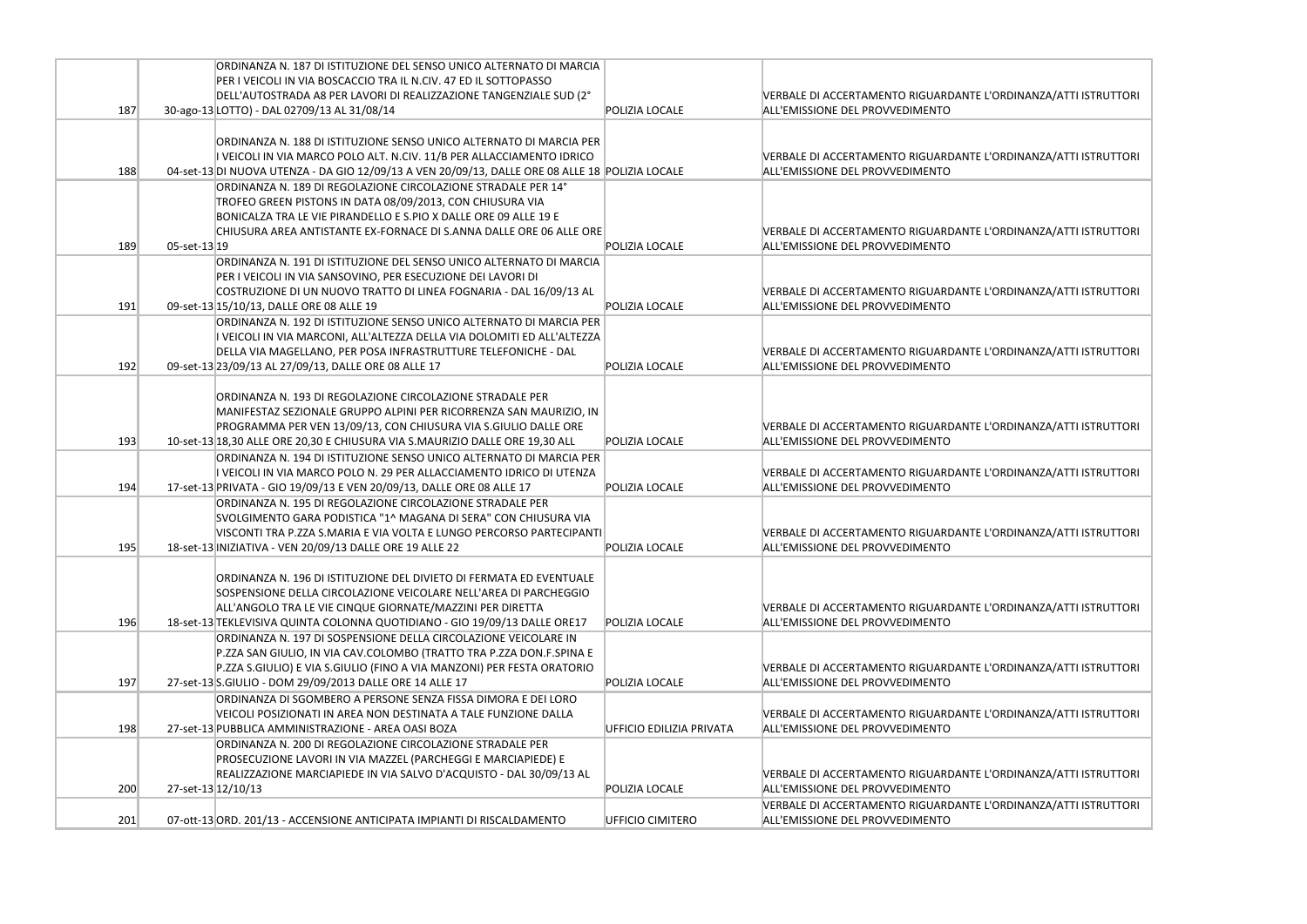| | | | | |
|---|---|---|---|---|
| 187 | 30-ago-13 | ORDINANZA N. 187 DI ISTITUZIONE DEL SENSO UNICO ALTERNATO DI MARCIA PER I VEICOLI IN VIA BOSCACCIO TRA IL N.CIV. 47 ED IL SOTTOPASSO DELL'AUTOSTRADA A8 PER LAVORI DI REALIZZAZIONE TANGENZIALE SUD (2° LOTTO) - DAL 02709/13 AL 31/08/14 | POLIZIA LOCALE | VERBALE DI ACCERTAMENTO RIGUARDANTE L'ORDINANZA/ATTI ISTRUTTORI ALL'EMISSIONE DEL PROVVEDIMENTO |
| 188 | 04-set-13 | ORDINANZA N. 188 DI ISTITUZIONE SENSO UNICO ALTERNATO DI MARCIA PER I VEICOLI IN VIA MARCO POLO ALT. N.CIV. 11/B PER ALLACCIAMENTO IDRICO DI NUOVA UTENZA - DA GIO 12/09/13 A VEN 20/09/13, DALLE ORE 08 ALLE 18 | POLIZIA LOCALE | VERBALE DI ACCERTAMENTO RIGUARDANTE L'ORDINANZA/ATTI ISTRUTTORI ALL'EMISSIONE DEL PROVVEDIMENTO |
| 189 | 05-set-13 | ORDINANZA N. 189 DI REGOLAZIONE CIRCOLAZIONE STRADALE PER 14° TROFEO GREEN PISTONS IN DATA 08/09/2013, CON CHIUSURA VIA BONICALZA TRA LE VIE PIRANDELLO E S.PIO X DALLE ORE 09 ALLE 19 E CHIUSURA AREA ANTISTANTE EX-FORNACE DI S.ANNA DALLE ORE 06 ALLE ORE 19 | POLIZIA LOCALE | VERBALE DI ACCERTAMENTO RIGUARDANTE L'ORDINANZA/ATTI ISTRUTTORI ALL'EMISSIONE DEL PROVVEDIMENTO |
| 191 | 09-set-13 | ORDINANZA N. 191 DI ISTITUZIONE DEL SENSO UNICO ALTERNATO DI MARCIA PER I VEICOLI IN VIA SANSOVINO, PER ESECUZIONE DEI LAVORI DI COSTRUZIONE DI UN NUOVO TRATTO DI LINEA FOGNARIA - DAL 16/09/13 AL 15/10/13, DALLE ORE 08 ALLE 19 | POLIZIA LOCALE | VERBALE DI ACCERTAMENTO RIGUARDANTE L'ORDINANZA/ATTI ISTRUTTORI ALL'EMISSIONE DEL PROVVEDIMENTO |
| 192 | 09-set-13 | ORDINANZA N. 192 DI ISTITUZIONE SENSO UNICO ALTERNATO DI MARCIA PER I VEICOLI IN VIA MARCONI, ALL'ALTEZZA DELLA VIA DOLOMITI ED ALL'ALTEZZA DELLA VIA MAGELLANO, PER POSA INFRASTRUTTURE TELEFONICHE - DAL 23/09/13 AL 27/09/13, DALLE ORE 08 ALLE 17 | POLIZIA LOCALE | VERBALE DI ACCERTAMENTO RIGUARDANTE L'ORDINANZA/ATTI ISTRUTTORI ALL'EMISSIONE DEL PROVVEDIMENTO |
| 193 | 10-set-13 | ORDINANZA N. 193 DI REGOLAZIONE CIRCOLAZIONE STRADALE PER MANIFESTAZ SEZIONALE GRUPPO ALPINI PER RICORRENZA SAN MAURIZIO, IN PROGRAMMA PER VEN 13/09/13, CON CHIUSURA VIA S.GIULIO DALLE ORE 18,30 ALLE ORE 20,30 E CHIUSURA VIA S.MAURIZIO DALLE ORE 19,30 ALL | POLIZIA LOCALE | VERBALE DI ACCERTAMENTO RIGUARDANTE L'ORDINANZA/ATTI ISTRUTTORI ALL'EMISSIONE DEL PROVVEDIMENTO |
| 194 | 17-set-13 | ORDINANZA N. 194 DI ISTITUZIONE SENSO UNICO ALTERNATO DI MARCIA PER I VEICOLI IN VIA MARCO POLO N. 29 PER ALLACCIAMENTO IDRICO DI UTENZA PRIVATA - GIO 19/09/13 E VEN 20/09/13, DALLE ORE 08 ALLE 17 | POLIZIA LOCALE | VERBALE DI ACCERTAMENTO RIGUARDANTE L'ORDINANZA/ATTI ISTRUTTORI ALL'EMISSIONE DEL PROVVEDIMENTO |
| 195 | 18-set-13 | ORDINANZA N. 195 DI REGOLAZIONE CIRCOLAZIONE STRADALE PER SVOLGIMENTO GARA PODISTICA "1^ MAGANA DI SERA" CON CHIUSURA VIA VISCONTI TRA P.ZZA S.MARIA E VIA VOLTA E LUNGO PERCORSO PARTECIPANTI INIZIATIVA - VEN 20/09/13 DALLE ORE 19 ALLE 22 | POLIZIA LOCALE | VERBALE DI ACCERTAMENTO RIGUARDANTE L'ORDINANZA/ATTI ISTRUTTORI ALL'EMISSIONE DEL PROVVEDIMENTO |
| 196 | 18-set-13 | ORDINANZA N. 196 DI ISTITUZIONE DEL DIVIETO DI FERMATA ED EVENTUALE SOSPENSIONE DELLA CIRCOLAZIONE VEICOLARE NELL'AREA DI PARCHEGGIO ALL'ANGOLO TRA LE VIE CINQUE GIORNATE/MAZZINI PER DIRETTA TEKLEVISIVA QUINTA COLONNA QUOTIDIANO - GIO 19/09/13 DALLE ORE17 | POLIZIA LOCALE | VERBALE DI ACCERTAMENTO RIGUARDANTE L'ORDINANZA/ATTI ISTRUTTORI ALL'EMISSIONE DEL PROVVEDIMENTO |
| 197 | 27-set-13 | ORDINANZA N. 197 DI SOSPENSIONE DELLA CIRCOLAZIONE VEICOLARE IN P.ZZA SAN GIULIO, IN VIA CAV.COLOMBO (TRATTO TRA P.ZZA DON.F.SPINA E P.ZZA S.GIULIO) E VIA S.GIULIO (FINO A VIA MANZONI) PER FESTA ORATORIO S.GIULIO - DOM 29/09/2013 DALLE ORE 14 ALLE 17 | POLIZIA LOCALE | VERBALE DI ACCERTAMENTO RIGUARDANTE L'ORDINANZA/ATTI ISTRUTTORI ALL'EMISSIONE DEL PROVVEDIMENTO |
| 198 | 27-set-13 | ORDINANZA DI SGOMBERO A PERSONE SENZA FISSA DIMORA E DEI LORO VEICOLI POSIZIONATI IN AREA NON DESTINATA A TALE FUNZIONE DALLA PUBBLICA AMMINISTRAZIONE - AREA OASI BOZA | UFFICIO EDILIZIA PRIVATA | VERBALE DI ACCERTAMENTO RIGUARDANTE L'ORDINANZA/ATTI ISTRUTTORI ALL'EMISSIONE DEL PROVVEDIMENTO |
| 200 | 27-set-13 | ORDINANZA N. 200 DI REGOLAZIONE CIRCOLAZIONE STRADALE PER PROSECUZIONE LAVORI IN VIA MAZZEL (PARCHEGGI E MARCIAPIEDE) E REALIZZAZIONE MARCIAPIEDE IN VIA SALVO D'ACQUISTO - DAL 30/09/13 AL 12/10/13 | POLIZIA LOCALE | VERBALE DI ACCERTAMENTO RIGUARDANTE L'ORDINANZA/ATTI ISTRUTTORI ALL'EMISSIONE DEL PROVVEDIMENTO |
| 201 | 07-ott-13 | ORD. 201/13 - ACCENSIONE ANTICIPATA IMPIANTI DI RISCALDAMENTO | UFFICIO CIMITERO | VERBALE DI ACCERTAMENTO RIGUARDANTE L'ORDINANZA/ATTI ISTRUTTORI ALL'EMISSIONE DEL PROVVEDIMENTO |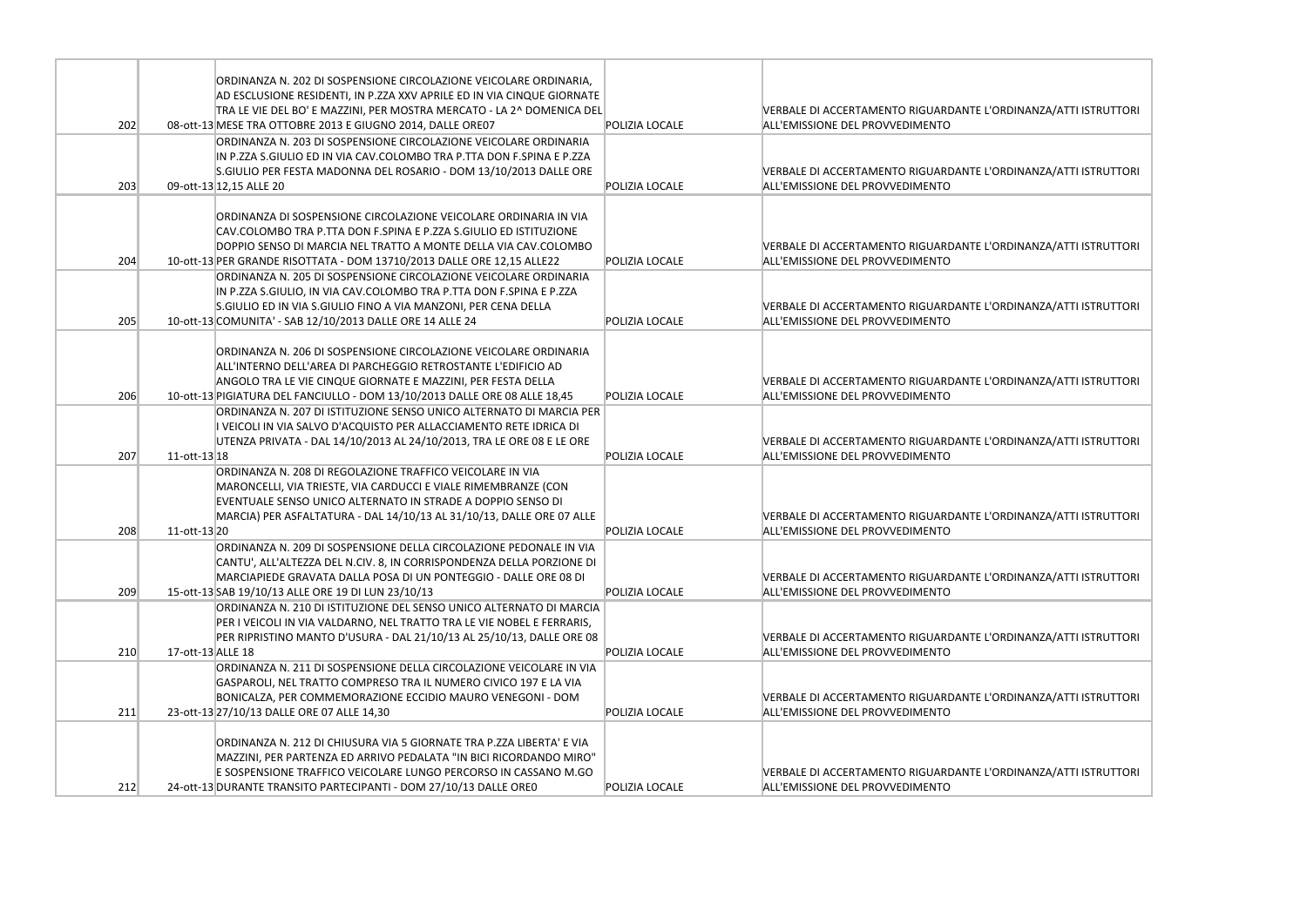| | | | | |
|---|---|---|---|---|
| 202 | 08-ott-13 | ORDINANZA N. 202 DI SOSPENSIONE CIRCOLAZIONE VEICOLARE ORDINARIA, AD ESCLUSIONE RESIDENTI, IN P.ZZA XXV APRILE ED IN VIA CINQUE GIORNATE TRA LE VIE DEL BO' E MAZZINI, PER MOSTRA MERCATO - LA 2^ DOMENICA DEL MESE TRA OTTOBRE 2013 E GIUGNO 2014, DALLE ORE07 | POLIZIA LOCALE | VERBALE DI ACCERTAMENTO RIGUARDANTE L'ORDINANZA/ATTI ISTRUTTORI ALL'EMISSIONE DEL PROVVEDIMENTO |
| 203 | 09-ott-13 | ORDINANZA N. 203 DI SOSPENSIONE CIRCOLAZIONE VEICOLARE ORDINARIA IN P.ZZA S.GIULIO ED IN VIA CAV.COLOMBO TRA P.TTA DON F.SPINA E P.ZZA S.GIULIO PER FESTA MADONNA DEL ROSARIO - DOM 13/10/2013 DALLE ORE 12,15 ALLE 20 | POLIZIA LOCALE | VERBALE DI ACCERTAMENTO RIGUARDANTE L'ORDINANZA/ATTI ISTRUTTORI ALL'EMISSIONE DEL PROVVEDIMENTO |
| 204 | 10-ott-13 | ORDINANZA DI SOSPENSIONE CIRCOLAZIONE VEICOLARE ORDINARIA IN VIA CAV.COLOMBO TRA P.TTA DON F.SPINA E P.ZZA S.GIULIO ED ISTITUZIONE DOPPIO SENSO DI MARCIA NEL TRATTO A MONTE DELLA VIA CAV.COLOMBO PER GRANDE RISOTTATA - DOM 13710/2013 DALLE ORE 12,15 ALLE22 | POLIZIA LOCALE | VERBALE DI ACCERTAMENTO RIGUARDANTE L'ORDINANZA/ATTI ISTRUTTORI ALL'EMISSIONE DEL PROVVEDIMENTO |
| 205 | 10-ott-13 | ORDINANZA N. 205 DI SOSPENSIONE CIRCOLAZIONE VEICOLARE ORDINARIA IN P.ZZA S.GIULIO, IN VIA CAV.COLOMBO TRA P.TTA DON F.SPINA E P.ZZA S.GIULIO ED IN VIA S.GIULIO FINO A VIA MANZONI, PER CENA DELLA COMUNITA' - SAB 12/10/2013 DALLE ORE 14 ALLE 24 | POLIZIA LOCALE | VERBALE DI ACCERTAMENTO RIGUARDANTE L'ORDINANZA/ATTI ISTRUTTORI ALL'EMISSIONE DEL PROVVEDIMENTO |
| 206 | 10-ott-13 | ORDINANZA N. 206 DI SOSPENSIONE CIRCOLAZIONE VEICOLARE ORDINARIA ALL'INTERNO DELL'AREA DI PARCHEGGIO RETROSTANTE L'EDIFICIO AD ANGOLO TRA LE VIE CINQUE GIORNATE E MAZZINI, PER FESTA DELLA PIGIATURA DEL FANCIULLO - DOM 13/10/2013 DALLE ORE 08 ALLE 18,45 | POLIZIA LOCALE | VERBALE DI ACCERTAMENTO RIGUARDANTE L'ORDINANZA/ATTI ISTRUTTORI ALL'EMISSIONE DEL PROVVEDIMENTO |
| 207 | 11-ott-13 | ORDINANZA N. 207 DI ISTITUZIONE SENSO UNICO ALTERNATO DI MARCIA PER I VEICOLI IN VIA SALVO D'ACQUISTO PER ALLACCIAMENTO RETE IDRICA DI UTENZA PRIVATA - DAL 14/10/2013 AL 24/10/2013, TRA LE ORE 08 E LE ORE 18 | POLIZIA LOCALE | VERBALE DI ACCERTAMENTO RIGUARDANTE L'ORDINANZA/ATTI ISTRUTTORI ALL'EMISSIONE DEL PROVVEDIMENTO |
| 208 | 11-ott-13 | ORDINANZA N. 208 DI REGOLAZIONE TRAFFICO VEICOLARE IN VIA MARONCELLI, VIA TRIESTE, VIA CARDUCCI E VIALE RIMEMBRANZE (CON EVENTUALE SENSO UNICO ALTERNATO IN STRADE A DOPPIO SENSO DI MARCIA) PER ASFALTATURA - DAL 14/10/13 AL 31/10/13, DALLE ORE 07 ALLE 20 | POLIZIA LOCALE | VERBALE DI ACCERTAMENTO RIGUARDANTE L'ORDINANZA/ATTI ISTRUTTORI ALL'EMISSIONE DEL PROVVEDIMENTO |
| 209 | 15-ott-13 | ORDINANZA N. 209 DI SOSPENSIONE DELLA CIRCOLAZIONE PEDONALE IN VIA CANTU', ALL'ALTEZZA DEL N.CIV. 8, IN CORRISPONDENZA DELLA PORZIONE DI MARCIAPIEDE GRAVATA DALLA POSA DI UN PONTEGGIO - DALLE ORE 08 DI SAB 19/10/13 ALLE ORE 19 DI LUN 23/10/13 | POLIZIA LOCALE | VERBALE DI ACCERTAMENTO RIGUARDANTE L'ORDINANZA/ATTI ISTRUTTORI ALL'EMISSIONE DEL PROVVEDIMENTO |
| 210 | 17-ott-13 | ORDINANZA N. 210 DI ISTITUZIONE DEL SENSO UNICO ALTERNATO DI MARCIA PER I VEICOLI IN VIA VALDARNO, NEL TRATTO TRA LE VIE NOBEL E FERRARIS, PER RIPRISTINO MANTO D'USURA - DAL 21/10/13 AL 25/10/13, DALLE ORE 08 ALLE 18 | POLIZIA LOCALE | VERBALE DI ACCERTAMENTO RIGUARDANTE L'ORDINANZA/ATTI ISTRUTTORI ALL'EMISSIONE DEL PROVVEDIMENTO |
| 211 | 23-ott-13 | ORDINANZA N. 211 DI SOSPENSIONE DELLA CIRCOLAZIONE VEICOLARE IN VIA GASPAROLI, NEL TRATTO COMPRESO TRA IL NUMERO CIVICO 197 E LA VIA BONICALZA, PER COMMEMORAZIONE ECCIDIO MAURO VENEGONI - DOM 27/10/13 DALLE ORE 07 ALLE 14,30 | POLIZIA LOCALE | VERBALE DI ACCERTAMENTO RIGUARDANTE L'ORDINANZA/ATTI ISTRUTTORI ALL'EMISSIONE DEL PROVVEDIMENTO |
| 212 | 24-ott-13 | ORDINANZA N. 212 DI CHIUSURA VIA 5 GIORNATE TRA P.ZZA LIBERTA' E VIA MAZZINI, PER PARTENZA ED ARRIVO PEDALATA "IN BICI RICORDANDO MIRO" E SOSPENSIONE TRAFFICO VEICOLARE LUNGO PERCORSO IN CASSANO M.GO DURANTE TRANSITO PARTECIPANTI - DOM 27/10/13 DALLE ORE0 | POLIZIA LOCALE | VERBALE DI ACCERTAMENTO RIGUARDANTE L'ORDINANZA/ATTI ISTRUTTORI ALL'EMISSIONE DEL PROVVEDIMENTO |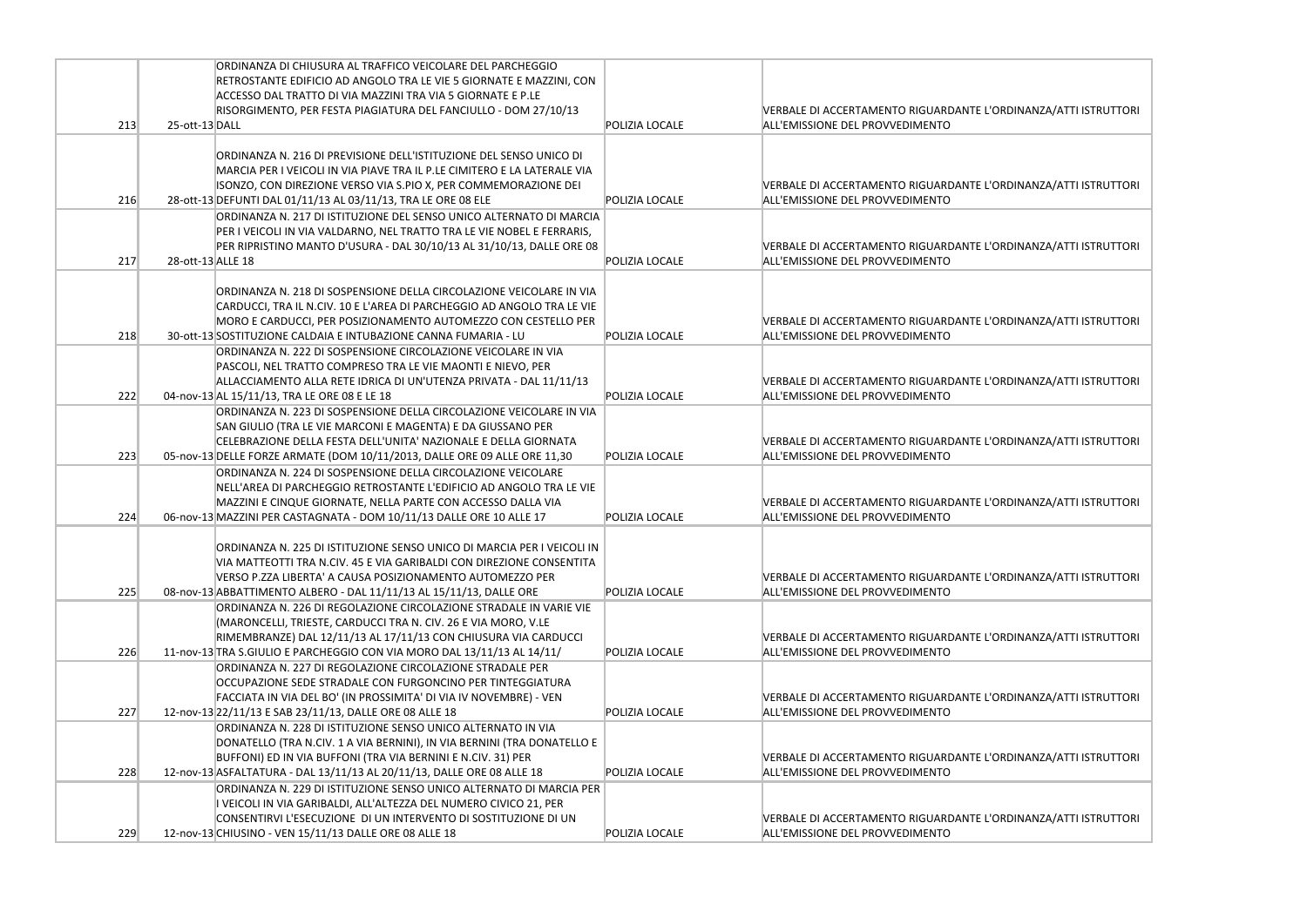| | | | | |
|---|---|---|---|---|
| 213 | 25-ott-13 | ORDINANZA DI CHIUSURA AL TRAFFICO VEICOLARE DEL PARCHEGGIO RETROSTANTE EDIFICIO AD ANGOLO TRA LE VIE 5 GIORNATE E MAZZINI, CON ACCESSO DAL TRATTO DI VIA MAZZINI TRA VIA 5 GIORNATE E P.LE RISORGIMENTO, PER FESTA PIAGIATURA DEL FANCIULLO - DOM 27/10/13 DALL | POLIZIA LOCALE | VERBALE DI ACCERTAMENTO RIGUARDANTE L'ORDINANZA/ATTI ISTRUTTORI ALL'EMISSIONE DEL PROVVEDIMENTO |
| 216 | 28-ott-13 | ORDINANZA N. 216 DI PREVISIONE DELL'ISTITUZIONE DEL SENSO UNICO DI MARCIA PER I VEICOLI IN VIA PIAVE TRA IL P.LE CIMITERO E LA LATERALE VIA ISONZO, CON DIREZIONE VERSO VIA S.PIO X, PER COMMEMORAZIONE DEI DEFUNTI DAL 01/11/13 AL 03/11/13, TRA LE ORE 08 ELE | POLIZIA LOCALE | VERBALE DI ACCERTAMENTO RIGUARDANTE L'ORDINANZA/ATTI ISTRUTTORI ALL'EMISSIONE DEL PROVVEDIMENTO |
| 217 | 28-ott-13 | ORDINANZA N. 217 DI ISTITUZIONE DEL SENSO UNICO ALTERNATO DI MARCIA PER I VEICOLI IN VIA VALDARNO, NEL TRATTO TRA LE VIE NOBEL E FERRARIS, PER RIPRISTINO MANTO D'USURA - DAL 30/10/13 AL 31/10/13, DALLE ORE 08 ALLE 18 | POLIZIA LOCALE | VERBALE DI ACCERTAMENTO RIGUARDANTE L'ORDINANZA/ATTI ISTRUTTORI ALL'EMISSIONE DEL PROVVEDIMENTO |
| 218 | 30-ott-13 | ORDINANZA N. 218 DI SOSPENSIONE DELLA CIRCOLAZIONE VEICOLARE IN VIA CARDUCCI, TRA IL N.CIV. 10 E L'AREA DI PARCHEGGIO AD ANGOLO TRA LE VIE MORO E CARDUCCI, PER POSIZIONAMENTO AUTOMEZZO CON CESTELLO PER SOSTITUZIONE CALDAIA E INTUBAZIONE CANNA FUMARIA - LU | POLIZIA LOCALE | VERBALE DI ACCERTAMENTO RIGUARDANTE L'ORDINANZA/ATTI ISTRUTTORI ALL'EMISSIONE DEL PROVVEDIMENTO |
| 222 | 04-nov-13 | ORDINANZA N. 222 DI SOSPENSIONE CIRCOLAZIONE VEICOLARE IN VIA PASCOLI, NEL TRATTO COMPRESO TRA LE VIE MAONTI E NIEVO, PER ALLACCIAMENTO ALLA RETE IDRICA DI UN'UTENZA PRIVATA - DAL 11/11/13 AL 15/11/13, TRA LE ORE 08 E LE 18 | POLIZIA LOCALE | VERBALE DI ACCERTAMENTO RIGUARDANTE L'ORDINANZA/ATTI ISTRUTTORI ALL'EMISSIONE DEL PROVVEDIMENTO |
| 223 | 05-nov-13 | ORDINANZA N. 223 DI SOSPENSIONE DELLA CIRCOLAZIONE VEICOLARE IN VIA SAN GIULIO (TRA LE VIE MARCONI E MAGENTA) E DA GIUSSANO PER CELEBRAZIONE DELLA FESTA DELL'UNITA' NAZIONALE E DELLA GIORNATA DELLE FORZE ARMATE (DOM 10/11/2013, DALLE ORE 09 ALLE ORE 11,30 | POLIZIA LOCALE | VERBALE DI ACCERTAMENTO RIGUARDANTE L'ORDINANZA/ATTI ISTRUTTORI ALL'EMISSIONE DEL PROVVEDIMENTO |
| 224 | 06-nov-13 | ORDINANZA N. 224 DI SOSPENSIONE DELLA CIRCOLAZIONE VEICOLARE NELL'AREA DI PARCHEGGIO RETROSTANTE L'EDIFICIO AD ANGOLO TRA LE VIE MAZZINI E CINQUE GIORNATE, NELLA PARTE CON ACCESSO DALLA VIA MAZZINI PER CASTAGNATA - DOM 10/11/13 DALLE ORE 10 ALLE 17 | POLIZIA LOCALE | VERBALE DI ACCERTAMENTO RIGUARDANTE L'ORDINANZA/ATTI ISTRUTTORI ALL'EMISSIONE DEL PROVVEDIMENTO |
| 225 | 08-nov-13 | ORDINANZA N. 225 DI ISTITUZIONE SENSO UNICO DI MARCIA PER I VEICOLI IN VIA MATTEOTTI TRA N.CIV. 45 E VIA GARIBALDI CON DIREZIONE CONSENTITA VERSO P.ZZA LIBERTA' A CAUSA POSIZIONAMENTO AUTOMEZZO PER ABBATTIMENTO ALBERO - DAL 11/11/13 AL 15/11/13, DALLE ORE | POLIZIA LOCALE | VERBALE DI ACCERTAMENTO RIGUARDANTE L'ORDINANZA/ATTI ISTRUTTORI ALL'EMISSIONE DEL PROVVEDIMENTO |
| 226 | 11-nov-13 | ORDINANZA N. 226 DI REGOLAZIONE CIRCOLAZIONE STRADALE IN VARIE VIE (MARONCELLI, TRIESTE, CARDUCCI TRA N. CIV. 26 E VIA MORO, V.LE RIMEMBRANZE) DAL 12/11/13 AL 17/11/13 CON CHIUSURA VIA CARDUCCI TRA S.GIULIO E PARCHEGGIO CON VIA MORO DAL 13/11/13 AL 14/11/ | POLIZIA LOCALE | VERBALE DI ACCERTAMENTO RIGUARDANTE L'ORDINANZA/ATTI ISTRUTTORI ALL'EMISSIONE DEL PROVVEDIMENTO |
| 227 | 12-nov-13 | ORDINANZA N. 227 DI REGOLAZIONE CIRCOLAZIONE STRADALE PER OCCUPAZIONE SEDE STRADALE CON FURGONCINO PER TINTEGGIATURA FACCIATA IN VIA DEL BO' (IN PROSSIMITA' DI VIA IV NOVEMBRE) - VEN 22/11/13 E SAB 23/11/13, DALLE ORE 08 ALLE 18 | POLIZIA LOCALE | VERBALE DI ACCERTAMENTO RIGUARDANTE L'ORDINANZA/ATTI ISTRUTTORI ALL'EMISSIONE DEL PROVVEDIMENTO |
| 228 | 12-nov-13 | ORDINANZA N. 228 DI ISTITUZIONE SENSO UNICO ALTERNATO IN VIA DONATELLO (TRA N.CIV. 1 A VIA BERNINI), IN VIA BERNINI (TRA DONATELLO E BUFFONI) ED IN VIA BUFFONI (TRA VIA BERNINI E N.CIV. 31) PER ASFALTATURA - DAL 13/11/13 AL 20/11/13, DALLE ORE 08 ALLE 18 | POLIZIA LOCALE | VERBALE DI ACCERTAMENTO RIGUARDANTE L'ORDINANZA/ATTI ISTRUTTORI ALL'EMISSIONE DEL PROVVEDIMENTO |
| 229 | 12-nov-13 | ORDINANZA N. 229 DI ISTITUZIONE SENSO UNICO ALTERNATO DI MARCIA PER I VEICOLI IN VIA GARIBALDI, ALL'ALTEZZA DEL NUMERO CIVICO 21, PER CONSENTIRVI L'ESECUZIONE DI UN INTERVENTO DI SOSTITUZIONE DI UN CHIUSINO - VEN 15/11/13 DALLE ORE 08 ALLE 18 | POLIZIA LOCALE | VERBALE DI ACCERTAMENTO RIGUARDANTE L'ORDINANZA/ATTI ISTRUTTORI ALL'EMISSIONE DEL PROVVEDIMENTO |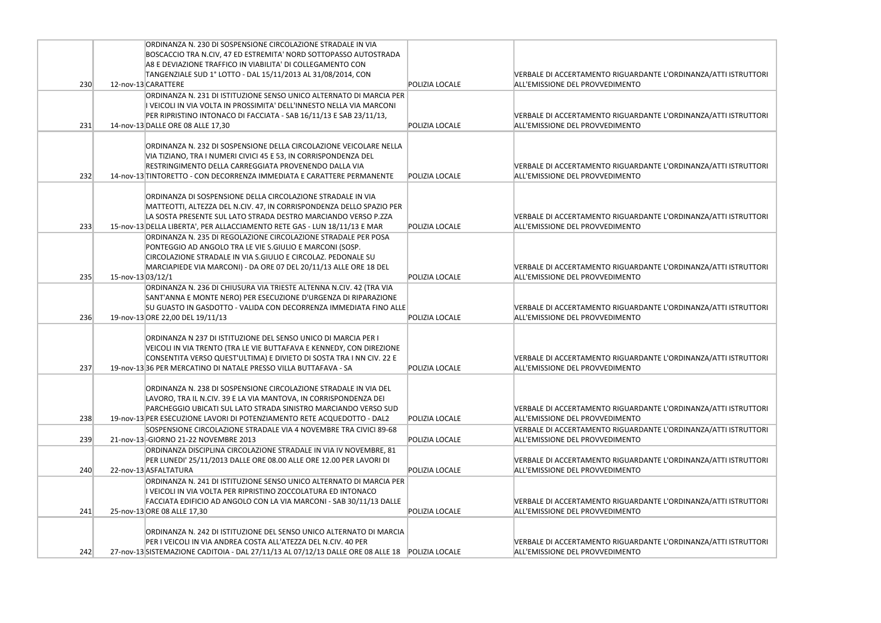| | | | | |
|---|---|---|---|---|
| 230 | 12-nov-13 | ORDINANZA N. 230 DI SOSPENSIONE CIRCOLAZIONE STRADALE IN VIA BOSCACCIO TRA N.CIV, 47 ED ESTREMITA' NORD SOTTOPASSO AUTOSTRADA A8 E DEVIAZIONE TRAFFICO IN VIABILITA' DI COLLEGAMENTO CON TANGENZIALE SUD 1° LOTTO - DAL 15/11/2013 AL 31/08/2014, CON CARATTERE | POLIZIA LOCALE | VERBALE DI ACCERTAMENTO RIGUARDANTE L'ORDINANZA/ATTI ISTRUTTORI ALL'EMISSIONE DEL PROVVEDIMENTO |
| 231 | 14-nov-13 | ORDINANZA N. 231 DI ISTITUZIONE SENSO UNICO ALTERNATO DI MARCIA PER I VEICOLI IN VIA VOLTA IN PROSSIMITA' DELL'INNESTO NELLA VIA MARCONI PER RIPRISTINO INTONACO DI FACCIATA - SAB 16/11/13 E SAB 23/11/13, DALLE ORE 08 ALLE 17,30 | POLIZIA LOCALE | VERBALE DI ACCERTAMENTO RIGUARDANTE L'ORDINANZA/ATTI ISTRUTTORI ALL'EMISSIONE DEL PROVVEDIMENTO |
| 232 | 14-nov-13 | ORDINANZA N. 232 DI SOSPENSIONE DELLA CIRCOLAZIONE VEICOLARE NELLA VIA TIZIANO, TRA I NUMERI CIVICI 45 E 53, IN CORRISPONDENZA DEL RESTRINGIMENTO DELLA CARREGGIATA PROVENENDO DALLA VIA TINTORETTO - CON DECORRENZA IMMEDIATA E CARATTERE PERMANENTE | POLIZIA LOCALE | VERBALE DI ACCERTAMENTO RIGUARDANTE L'ORDINANZA/ATTI ISTRUTTORI ALL'EMISSIONE DEL PROVVEDIMENTO |
| 233 | 15-nov-13 | ORDINANZA DI SOSPENSIONE DELLA CIRCOLAZIONE STRADALE IN VIA MATTEOTTI, ALTEZZA DEL N.CIV. 47, IN CORRISPONDENZA DELLO SPAZIO PER LA SOSTA PRESENTE SUL LATO STRADA DESTRO MARCIANDO VERSO P.ZZA DELLA LIBERTA', PER ALLACCIAMENTO RETE GAS - LUN 18/11/13 E MAR | POLIZIA LOCALE | VERBALE DI ACCERTAMENTO RIGUARDANTE L'ORDINANZA/ATTI ISTRUTTORI ALL'EMISSIONE DEL PROVVEDIMENTO |
| 235 | 15-nov-13 | ORDINANZA N. 235 DI REGOLAZIONE CIRCOLAZIONE STRADALE PER POSA PONTEGGIO AD ANGOLO TRA LE VIE S.GIULIO E MARCONI (SOSP. CIRCOLAZIONE STRADALE IN VIA S.GIULIO E CIRCOLAZ. PEDONALE SU MARCIAPIEDE VIA MARCONI) - DA ORE 07 DEL 20/11/13 ALLE ORE 18 DEL 03/12/1 | POLIZIA LOCALE | VERBALE DI ACCERTAMENTO RIGUARDANTE L'ORDINANZA/ATTI ISTRUTTORI ALL'EMISSIONE DEL PROVVEDIMENTO |
| 236 | 19-nov-13 | ORDINANZA N. 236 DI CHIUSURA VIA TRIESTE ALTENNA N.CIV. 42 (TRA VIA SANT'ANNA E MONTE NERO) PER ESECUZIONE D'URGENZA DI RIPARAZIONE SU GUASTO IN GASDOTTO - VALIDA CON DECORRENZA IMMEDIATA FINO ALLE ORE 22,00 DEL 19/11/13 | POLIZIA LOCALE | VERBALE DI ACCERTAMENTO RIGUARDANTE L'ORDINANZA/ATTI ISTRUTTORI ALL'EMISSIONE DEL PROVVEDIMENTO |
| 237 | 19-nov-13 | ORDINANZA N 237 DI ISTITUZIONE DEL SENSO UNICO DI MARCIA PER I VEICOLI IN VIA TRENTO (TRA LE VIE BUTTAFAVA E KENNEDY, CON DIREZIONE CONSENTITA VERSO QUEST'ULTIMA) E DIVIETO DI SOSTA TRA I NN CIV. 22 E 36 PER MERCATINO DI NATALE PRESSO VILLA BUTTAFAVA - SA | POLIZIA LOCALE | VERBALE DI ACCERTAMENTO RIGUARDANTE L'ORDINANZA/ATTI ISTRUTTORI ALL'EMISSIONE DEL PROVVEDIMENTO |
| 238 | 19-nov-13 | ORDINANZA N. 238 DI SOSPENSIONE CIRCOLAZIONE STRADALE IN VIA DEL LAVORO, TRA IL N.CIV. 39 E LA VIA MANTOVA, IN CORRISPONDENZA DEI PARCHEGGIO UBICATI SUL LATO STRADA SINISTRO MARCIANDO VERSO SUD PER ESECUZIONE LAVORI DI POTENZIAMENTO RETE ACQUEDOTTO - DAL2 | POLIZIA LOCALE | VERBALE DI ACCERTAMENTO RIGUARDANTE L'ORDINANZA/ATTI ISTRUTTORI ALL'EMISSIONE DEL PROVVEDIMENTO |
| 239 | 21-nov-13 | SOSPENSIONE CIRCOLAZIONE STRADALE VIA 4 NOVEMBRE TRA CIVICI 89-68 -GIORNO 21-22 NOVEMBRE 2013 | POLIZIA LOCALE | VERBALE DI ACCERTAMENTO RIGUARDANTE L'ORDINANZA/ATTI ISTRUTTORI ALL'EMISSIONE DEL PROVVEDIMENTO |
| 240 | 22-nov-13 | ORDINANZA DISCIPLINA CIRCOLAZIONE STRADALE IN VIA IV NOVEMBRE, 81 PER LUNEDI' 25/11/2013 DALLE ORE 08.00 ALLE ORE 12.00 PER LAVORI DI ASFALTATURA | POLIZIA LOCALE | VERBALE DI ACCERTAMENTO RIGUARDANTE L'ORDINANZA/ATTI ISTRUTTORI ALL'EMISSIONE DEL PROVVEDIMENTO |
| 241 | 25-nov-13 | ORDINANZA N. 241 DI ISTITUZIONE SENSO UNICO ALTERNATO DI MARCIA PER I VEICOLI IN VIA VOLTA PER RIPRISTINO ZOCCOLATURA ED INTONACO FACCIATA EDIFICIO AD ANGOLO CON LA VIA MARCONI - SAB 30/11/13 DALLE ORE 08 ALLE 17,30 | POLIZIA LOCALE | VERBALE DI ACCERTAMENTO RIGUARDANTE L'ORDINANZA/ATTI ISTRUTTORI ALL'EMISSIONE DEL PROVVEDIMENTO |
| 242 | 27-nov-13 | ORDINANZA N. 242 DI ISTITUZIONE DEL SENSO UNICO ALTERNATO DI MARCIA PER I VEICOLI IN VIA ANDREA COSTA ALL'ATEZZA DEL N.CIV. 40 PER SISTEMAZIONE CADITOIA - DAL 27/11/13 AL 07/12/13 DALLE ORE 08 ALLE 18 | POLIZIA LOCALE | VERBALE DI ACCERTAMENTO RIGUARDANTE L'ORDINANZA/ATTI ISTRUTTORI ALL'EMISSIONE DEL PROVVEDIMENTO |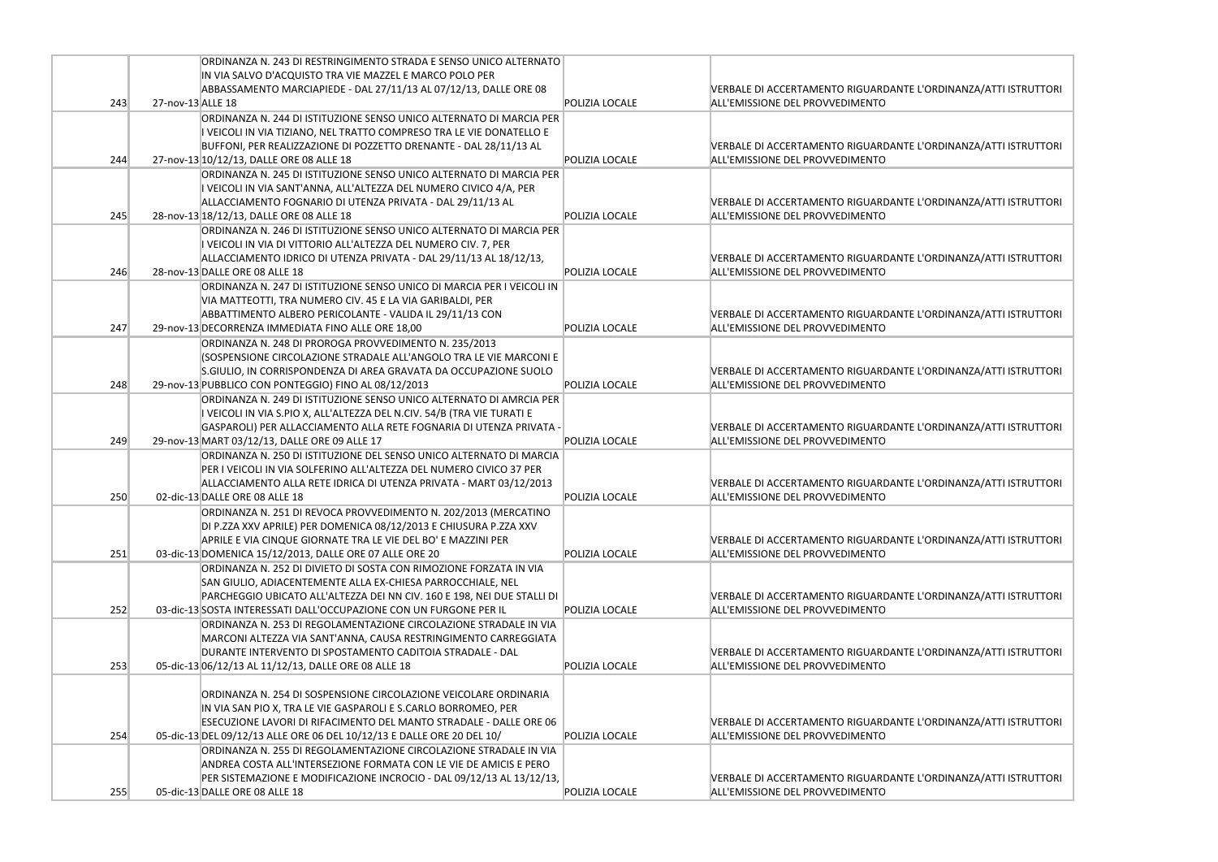| | | | | |
|---|---|---|---|---|
| 243 | 27-nov-13 | ORDINANZA N. 243 DI RESTRINGIMENTO STRADA E SENSO UNICO ALTERNATO IN VIA SALVO D'ACQUISTO TRA VIE MAZZEL E MARCO POLO PER ABBASSAMENTO MARCIAPIEDE - DAL 27/11/13 AL 07/12/13, DALLE ORE 08 ALLE 18 | POLIZIA LOCALE | VERBALE DI ACCERTAMENTO RIGUARDANTE L'ORDINANZA/ATTI ISTRUTTORI ALL'EMISSIONE DEL PROVVEDIMENTO |
| 244 | 27-nov-13 | ORDINANZA N. 244 DI ISTITUZIONE SENSO UNICO ALTERNATO DI MARCIA PER I VEICOLI IN VIA TIZIANO, NEL TRATTO COMPRESO TRA LE VIE DONATELLO E BUFFONI, PER REALIZZAZIONE DI POZZETTO DRENANTE - DAL 28/11/13 AL 10/12/13, DALLE ORE 08 ALLE 18 | POLIZIA LOCALE | VERBALE DI ACCERTAMENTO RIGUARDANTE L'ORDINANZA/ATTI ISTRUTTORI ALL'EMISSIONE DEL PROVVEDIMENTO |
| 245 | 28-nov-13 | ORDINANZA N. 245 DI ISTITUZIONE SENSO UNICO ALTERNATO DI MARCIA PER I VEICOLI IN VIA SANT'ANNA, ALL'ALTEZZA DEL NUMERO CIVICO 4/A, PER ALLACCIAMENTO FOGNARIO DI UTENZA PRIVATA - DAL 29/11/13 AL 18/12/13, DALLE ORE 08 ALLE 18 | POLIZIA LOCALE | VERBALE DI ACCERTAMENTO RIGUARDANTE L'ORDINANZA/ATTI ISTRUTTORI ALL'EMISSIONE DEL PROVVEDIMENTO |
| 246 | 28-nov-13 | ORDINANZA N. 246 DI ISTITUZIONE SENSO UNICO ALTERNATO DI MARCIA PER I VEICOLI IN VIA DI VITTORIO ALL'ALTEZZA DEL NUMERO CIV. 7, PER ALLACCIAMENTO IDRICO DI UTENZA PRIVATA - DAL 29/11/13 AL 18/12/13, DALLE ORE 08 ALLE 18 | POLIZIA LOCALE | VERBALE DI ACCERTAMENTO RIGUARDANTE L'ORDINANZA/ATTI ISTRUTTORI ALL'EMISSIONE DEL PROVVEDIMENTO |
| 247 | 29-nov-13 | ORDINANZA N. 247 DI ISTITUZIONE SENSO UNICO DI MARCIA PER I VEICOLI IN VIA MATTEOTTI, TRA NUMERO CIV. 45 E LA VIA GARIBALDI, PER ABBATTIMENTO ALBERO PERICOLANTE - VALIDA IL 29/11/13 CON DECORRENZA IMMEDIATA FINO ALLE ORE 18,00 | POLIZIA LOCALE | VERBALE DI ACCERTAMENTO RIGUARDANTE L'ORDINANZA/ATTI ISTRUTTORI ALL'EMISSIONE DEL PROVVEDIMENTO |
| 248 | 29-nov-13 | ORDINANZA N. 248 DI PROROGA PROVVEDIMENTO N. 235/2013 (SOSPENSIONE CIRCOLAZIONE STRADALE ALL'ANGOLO TRA LE VIE MARCONI E S.GIULIO, IN CORRISPONDENZA DI AREA GRAVATA DA OCCUPAZIONE SUOLO PUBBLICO CON PONTEGGIO) FINO AL 08/12/2013 | POLIZIA LOCALE | VERBALE DI ACCERTAMENTO RIGUARDANTE L'ORDINANZA/ATTI ISTRUTTORI ALL'EMISSIONE DEL PROVVEDIMENTO |
| 249 | 29-nov-13 | ORDINANZA N. 249 DI ISTITUZIONE SENSO UNICO ALTERNATO DI AMRCIA PER I VEICOLI IN VIA S.PIO X, ALL'ALTEZZA DEL N.CIV. 54/B (TRA VIE TURATI E GASPAROLI) PER ALLACCIAMENTO ALLA RETE FOGNARIA DI UTENZA PRIVATA - MART 03/12/13, DALLE ORE 09 ALLE 17 | POLIZIA LOCALE | VERBALE DI ACCERTAMENTO RIGUARDANTE L'ORDINANZA/ATTI ISTRUTTORI ALL'EMISSIONE DEL PROVVEDIMENTO |
| 250 | 02-dic-13 | ORDINANZA N. 250 DI ISTITUZIONE DEL SENSO UNICO ALTERNATO DI MARCIA PER I VEICOLI IN VIA SOLFERINO ALL'ALTEZZA DEL NUMERO CIVICO 37 PER ALLACCIAMENTO ALLA RETE IDRICA DI UTENZA PRIVATA - MART 03/12/2013 DALLE ORE 08 ALLE 18 | POLIZIA LOCALE | VERBALE DI ACCERTAMENTO RIGUARDANTE L'ORDINANZA/ATTI ISTRUTTORI ALL'EMISSIONE DEL PROVVEDIMENTO |
| 251 | 03-dic-13 | ORDINANZA N. 251 DI REVOCA PROVVEDIMENTO N. 202/2013 (MERCATINO DI P.ZZA XXV APRILE) PER DOMENICA 08/12/2013 E CHIUSURA P.ZZA XXV APRILE E VIA CINQUE GIORNATE TRA LE VIE DEL BO' E MAZZINI PER DOMENICA 15/12/2013, DALLE ORE 07 ALLE ORE 20 | POLIZIA LOCALE | VERBALE DI ACCERTAMENTO RIGUARDANTE L'ORDINANZA/ATTI ISTRUTTORI ALL'EMISSIONE DEL PROVVEDIMENTO |
| 252 | 03-dic-13 | ORDINANZA N. 252 DI DIVIETO DI SOSTA CON RIMOZIONE FORZATA IN VIA SAN GIULIO, ADIACENTEMENTE ALLA EX-CHIESA PARROCCHIALE, NEL PARCHEGGIO UBICATO ALL'ALTEZZA DEI NN CIV. 160 E 198, NEI DUE STALLI DI SOSTA INTERESSATI DALL'OCCUPAZIONE CON UN FURGONE PER IL | POLIZIA LOCALE | VERBALE DI ACCERTAMENTO RIGUARDANTE L'ORDINANZA/ATTI ISTRUTTORI ALL'EMISSIONE DEL PROVVEDIMENTO |
| 253 | 05-dic-13 | ORDINANZA N. 253 DI REGOLAMENTAZIONE CIRCOLAZIONE STRADALE IN VIA MARCONI ALTEZZA VIA SANT'ANNA, CAUSA RESTRINGIMENTO CARREGGIATA DURANTE INTERVENTO DI SPOSTAMENTO CADITOIA STRADALE - DAL 06/12/13 AL 11/12/13, DALLE ORE 08 ALLE 18 | POLIZIA LOCALE | VERBALE DI ACCERTAMENTO RIGUARDANTE L'ORDINANZA/ATTI ISTRUTTORI ALL'EMISSIONE DEL PROVVEDIMENTO |
| 254 | 05-dic-13 | ORDINANZA N. 254 DI SOSPENSIONE CIRCOLAZIONE VEICOLARE ORDINARIA IN VIA SAN PIO X, TRA LE VIE GASPAROLI E S.CARLO BORROMEO, PER ESECUZIONE LAVORI DI RIFACIMENTO DEL MANTO STRADALE - DALLE ORE 06 DEL 09/12/13 ALLE ORE 06 DEL 10/12/13 E DALLE ORE 20 DEL 10/ | POLIZIA LOCALE | VERBALE DI ACCERTAMENTO RIGUARDANTE L'ORDINANZA/ATTI ISTRUTTORI ALL'EMISSIONE DEL PROVVEDIMENTO |
| 255 | 05-dic-13 | ORDINANZA N. 255 DI REGOLAMENTAZIONE CIRCOLAZIONE STRADALE IN VIA ANDREA COSTA ALL'INTERSEZIONE FORMATA CON LE VIE DE AMICIS E PERO PER SISTEMAZIONE E MODIFICAZIONE INCROCIO - DAL 09/12/13 AL 13/12/13, DALLE ORE 08 ALLE 18 | POLIZIA LOCALE | VERBALE DI ACCERTAMENTO RIGUARDANTE L'ORDINANZA/ATTI ISTRUTTORI ALL'EMISSIONE DEL PROVVEDIMENTO |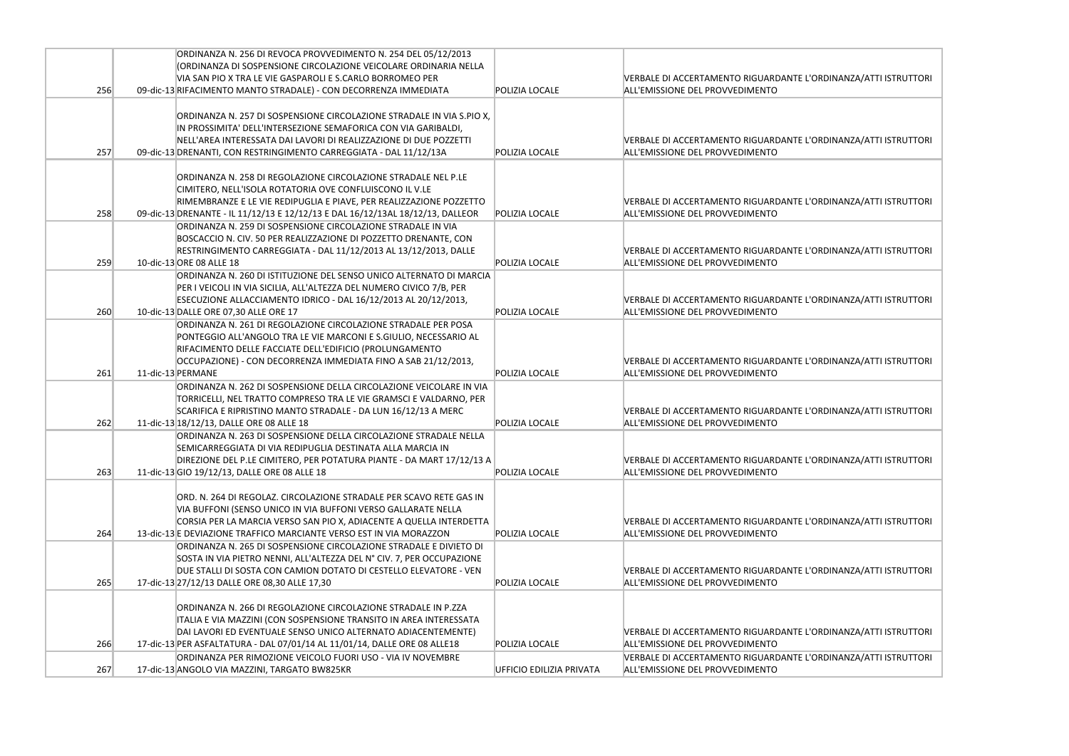| | | | | |
|---|---|---|---|---|
| 256 | 09-dic-13 | ORDINANZA N. 256 DI REVOCA PROVVEDIMENTO N. 254 DEL 05/12/2013 (ORDINANZA DI SOSPENSIONE CIRCOLAZIONE VEICOLARE ORDINARIA NELLA VIA SAN PIO X TRA LE VIE GASPAROLI E S.CARLO BORROMEO PER RIFACIMENTO MANTO STRADALE) - CON DECORRENZA IMMEDIATA | POLIZIA LOCALE | VERBALE DI ACCERTAMENTO RIGUARDANTE L'ORDINANZA/ATTI ISTRUTTORI ALL'EMISSIONE DEL PROVVEDIMENTO |
| 257 | 09-dic-13 | ORDINANZA N. 257 DI SOSPENSIONE CIRCOLAZIONE STRADALE IN VIA S.PIO X, IN PROSSIMITA' DELL'INTERSEZIONE SEMAFORICA CON VIA GARIBALDI, NELL'AREA INTERESSATA DAI LAVORI DI REALIZZAZIONE DI DUE POZZETTI DRENANTI, CON RESTRINGIMENTO CARREGGIATA - DAL 11/12/13A | POLIZIA LOCALE | VERBALE DI ACCERTAMENTO RIGUARDANTE L'ORDINANZA/ATTI ISTRUTTORI ALL'EMISSIONE DEL PROVVEDIMENTO |
| 258 | 09-dic-13 | ORDINANZA N. 258 DI REGOLAZIONE CIRCOLAZIONE STRADALE NEL P.LE CIMITERO, NELL'ISOLA ROTATORIA OVE CONFLUISCONO IL V.LE RIMEMBRANZE E LE VIE REDIPUGLIA E PIAVE, PER REALIZZAZIONE POZZETTO DRENANTE - IL 11/12/13 E 12/12/13 E DAL 16/12/13AL 18/12/13, DALLEOR | POLIZIA LOCALE | VERBALE DI ACCERTAMENTO RIGUARDANTE L'ORDINANZA/ATTI ISTRUTTORI ALL'EMISSIONE DEL PROVVEDIMENTO |
| 259 | 10-dic-13 | ORDINANZA N. 259 DI SOSPENSIONE CIRCOLAZIONE STRADALE IN VIA BOSCACCIO N. CIV. 50 PER REALIZZAZIONE DI POZZETTO DRENANTE, CON RESTRINGIMENTO CARREGGIATA - DAL 11/12/2013 AL 13/12/2013, DALLE ORE 08 ALLE 18 | POLIZIA LOCALE | VERBALE DI ACCERTAMENTO RIGUARDANTE L'ORDINANZA/ATTI ISTRUTTORI ALL'EMISSIONE DEL PROVVEDIMENTO |
| 260 | 10-dic-13 | ORDINANZA N. 260 DI ISTITUZIONE DEL SENSO UNICO ALTERNATO DI MARCIA PER I VEICOLI IN VIA SICILIA, ALL'ALTEZZA DEL NUMERO CIVICO 7/B, PER ESECUZIONE ALLACCIAMENTO IDRICO - DAL 16/12/2013 AL 20/12/2013, DALLE ORE 07,30 ALLE ORE 17 | POLIZIA LOCALE | VERBALE DI ACCERTAMENTO RIGUARDANTE L'ORDINANZA/ATTI ISTRUTTORI ALL'EMISSIONE DEL PROVVEDIMENTO |
| 261 | 11-dic-13 | ORDINANZA N. 261 DI REGOLAZIONE CIRCOLAZIONE STRADALE PER POSA PONTEGGIO ALL'ANGOLO TRA LE VIE MARCONI E S.GIULIO, NECESSARIO AL RIFACIMENTO DELLE FACCIATE DELL'EDIFICIO (PROLUNGAMENTO OCCUPAZIONE) - CON DECORRENZA IMMEDIATA FINO A SAB 21/12/2013, PERMANE | POLIZIA LOCALE | VERBALE DI ACCERTAMENTO RIGUARDANTE L'ORDINANZA/ATTI ISTRUTTORI ALL'EMISSIONE DEL PROVVEDIMENTO |
| 262 | 11-dic-13 | ORDINANZA N. 262 DI SOSPENSIONE DELLA CIRCOLAZIONE VEICOLARE IN VIA TORRICELLI, NEL TRATTO COMPRESO TRA LE VIE GRAMSCI E VALDARNO, PER SCARIFICA E RIPRISTINO MANTO STRADALE - DA LUN 16/12/13 A MERC 18/12/13, DALLE ORE 08 ALLE 18 | POLIZIA LOCALE | VERBALE DI ACCERTAMENTO RIGUARDANTE L'ORDINANZA/ATTI ISTRUTTORI ALL'EMISSIONE DEL PROVVEDIMENTO |
| 263 | 11-dic-13 | ORDINANZA N. 263 DI SOSPENSIONE DELLA CIRCOLAZIONE STRADALE NELLA SEMICARREGGIATA DI VIA REDIPUGLIA DESTINATA ALLA MARCIA IN DIREZIONE DEL P.LE CIMITERO, PER POTATURA PIANTE - DA MART 17/12/13 A GIO 19/12/13, DALLE ORE 08 ALLE 18 | POLIZIA LOCALE | VERBALE DI ACCERTAMENTO RIGUARDANTE L'ORDINANZA/ATTI ISTRUTTORI ALL'EMISSIONE DEL PROVVEDIMENTO |
| 264 | 13-dic-13 | ORD. N. 264 DI REGOLAZ. CIRCOLAZIONE STRADALE PER SCAVO RETE GAS IN VIA BUFFONI (SENSO UNICO IN VIA BUFFONI VERSO GALLARATE NELLA CORSIA PER LA MARCIA VERSO SAN PIO X, ADIACENTE A QUELLA INTERDETTA E DEVIAZIONE TRAFFICO MARCIANTE VERSO EST IN VIA MORAZZON | POLIZIA LOCALE | VERBALE DI ACCERTAMENTO RIGUARDANTE L'ORDINANZA/ATTI ISTRUTTORI ALL'EMISSIONE DEL PROVVEDIMENTO |
| 265 | 17-dic-13 | ORDINANZA N. 265 DI SOSPENSIONE CIRCOLAZIONE STRADALE E DIVIETO DI SOSTA IN VIA PIETRO NENNI, ALL'ALTEZZA DEL N° CIV. 7, PER OCCUPAZIONE DUE STALLI DI SOSTA CON CAMION DOTATO DI CESTELLO ELEVATORE - VEN 27/12/13 DALLE ORE 08,30 ALLE 17,30 | POLIZIA LOCALE | VERBALE DI ACCERTAMENTO RIGUARDANTE L'ORDINANZA/ATTI ISTRUTTORI ALL'EMISSIONE DEL PROVVEDIMENTO |
| 266 | 17-dic-13 | ORDINANZA N. 266 DI REGOLAZIONE CIRCOLAZIONE STRADALE IN P.ZZA ITALIA E VIA MAZZINI (CON SOSPENSIONE TRANSITO IN AREA INTERESSATA DAI LAVORI ED EVENTUALE SENSO UNICO ALTERNATO ADIACENTEMENTE) PER ASFALTATURA - DAL 07/01/14 AL 11/01/14, DALLE ORE 08 ALLE18 | POLIZIA LOCALE | VERBALE DI ACCERTAMENTO RIGUARDANTE L'ORDINANZA/ATTI ISTRUTTORI ALL'EMISSIONE DEL PROVVEDIMENTO |
| 267 | 17-dic-13 | ORDINANZA PER RIMOZIONE VEICOLO FUORI USO - VIA IV NOVEMBRE ANGOLO VIA MAZZINI, TARGATO BW825KR | UFFICIO EDILIZIA PRIVATA | VERBALE DI ACCERTAMENTO RIGUARDANTE L'ORDINANZA/ATTI ISTRUTTORI ALL'EMISSIONE DEL PROVVEDIMENTO |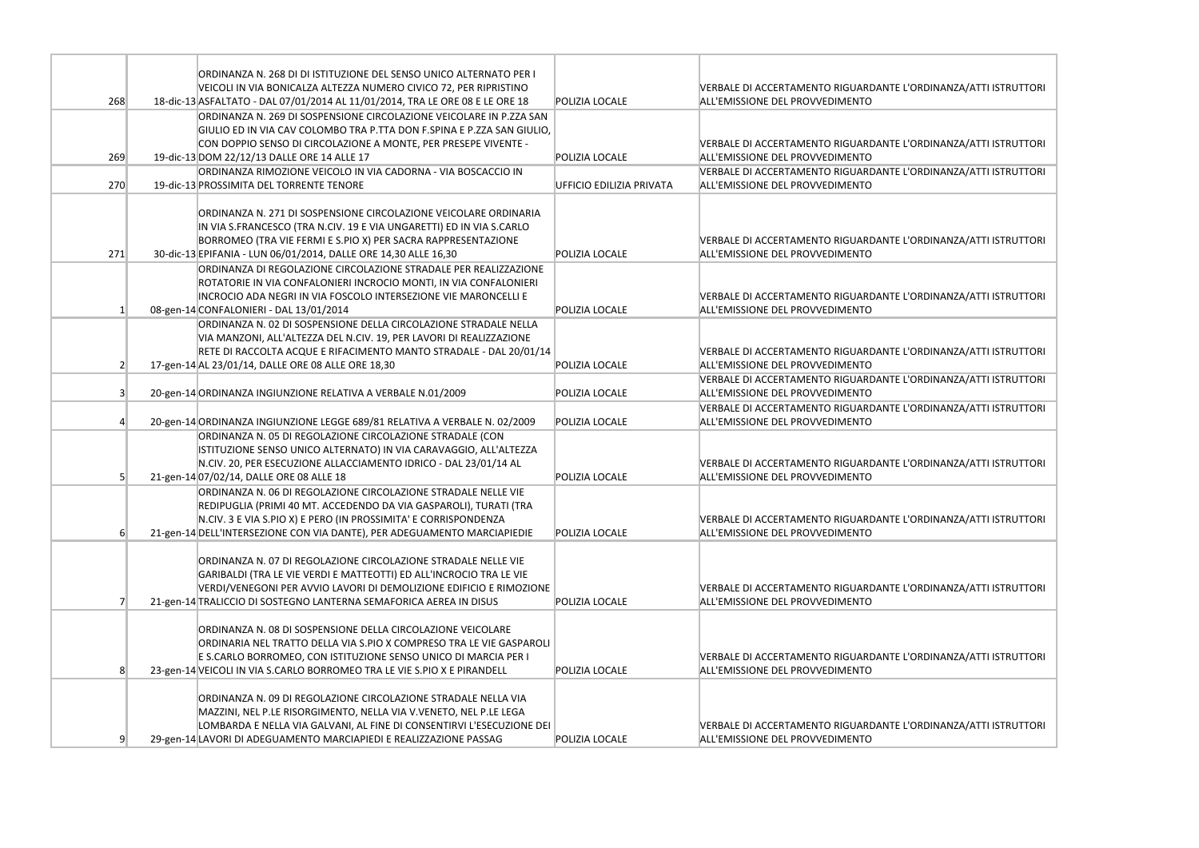| | | | | |
|---|---|---|---|---|
| 268 | 18-dic-13 | ORDINANZA N. 268 DI DI ISTITUZIONE DEL SENSO UNICO ALTERNATO PER I VEICOLI IN VIA BONICALZA ALTEZZA NUMERO CIVICO 72, PER RIPRISTINO ASFALTATO - DAL 07/01/2014 AL 11/01/2014, TRA LE ORE 08 E LE ORE 18 | POLIZIA LOCALE | VERBALE DI ACCERTAMENTO RIGUARDANTE L'ORDINANZA/ATTI ISTRUTTORI ALL'EMISSIONE DEL PROVVEDIMENTO |
| 269 | 19-dic-13 | ORDINANZA N. 269 DI SOSPENSIONE CIRCOLAZIONE VEICOLARE IN P.ZZA SAN GIULIO ED IN VIA CAV COLOMBO TRA P.TTA DON F.SPINA E P.ZZA SAN GIULIO, CON DOPPIO SENSO DI CIRCOLAZIONE A MONTE, PER PRESEPE VIVENTE - DOM 22/12/13 DALLE ORE 14 ALLE 17 | POLIZIA LOCALE | VERBALE DI ACCERTAMENTO RIGUARDANTE L'ORDINANZA/ATTI ISTRUTTORI ALL'EMISSIONE DEL PROVVEDIMENTO |
| 270 | 19-dic-13 | ORDINANZA RIMOZIONE VEICOLO IN VIA CADORNA - VIA BOSCACCIO IN PROSSIMITA DEL TORRENTE TENORE | UFFICIO EDILIZIA PRIVATA | VERBALE DI ACCERTAMENTO RIGUARDANTE L'ORDINANZA/ATTI ISTRUTTORI ALL'EMISSIONE DEL PROVVEDIMENTO |
| 271 | 30-dic-13 | ORDINANZA N. 271 DI SOSPENSIONE CIRCOLAZIONE VEICOLARE ORDINARIA IN VIA S.FRANCESCO (TRA N.CIV. 19 E VIA UNGARETTI) ED IN VIA S.CARLO BORROMEO (TRA VIE FERMI E S.PIO X) PER SACRA RAPPRESENTAZIONE EPIFANIA - LUN 06/01/2014, DALLE ORE 14,30 ALLE 16,30 | POLIZIA LOCALE | VERBALE DI ACCERTAMENTO RIGUARDANTE L'ORDINANZA/ATTI ISTRUTTORI ALL'EMISSIONE DEL PROVVEDIMENTO |
| 1 | 08-gen-14 | ORDINANZA DI REGOLAZIONE CIRCOLAZIONE STRADALE PER REALIZZAZIONE ROTATORIE IN VIA CONFALONIERI INCROCIO MONTI, IN VIA CONFALONIERI INCROCIO ADA NEGRI IN VIA FOSCOLO INTERSEZIONE VIE MARONCELLI E CONFALONIERI - DAL 13/01/2014 | POLIZIA LOCALE | VERBALE DI ACCERTAMENTO RIGUARDANTE L'ORDINANZA/ATTI ISTRUTTORI ALL'EMISSIONE DEL PROVVEDIMENTO |
| 2 | 17-gen-14 | ORDINANZA N. 02 DI SOSPENSIONE DELLA CIRCOLAZIONE STRADALE NELLA VIA MANZONI, ALL'ALTEZZA DEL N.CIV. 19, PER LAVORI DI REALIZZAZIONE RETE DI RACCOLTA ACQUE E RIFACIMENTO MANTO STRADALE - DAL 20/01/14 AL 23/01/14, DALLE ORE 08 ALLE ORE 18,30 | POLIZIA LOCALE | VERBALE DI ACCERTAMENTO RIGUARDANTE L'ORDINANZA/ATTI ISTRUTTORI ALL'EMISSIONE DEL PROVVEDIMENTO |
| 3 | 20-gen-14 | ORDINANZA INGIUNZIONE RELATIVA A VERBALE N.01/2009 | POLIZIA LOCALE | VERBALE DI ACCERTAMENTO RIGUARDANTE L'ORDINANZA/ATTI ISTRUTTORI ALL'EMISSIONE DEL PROVVEDIMENTO |
| 4 | 20-gen-14 | ORDINANZA INGIUNZIONE LEGGE 689/81 RELATIVA A VERBALE N. 02/2009 | POLIZIA LOCALE | VERBALE DI ACCERTAMENTO RIGUARDANTE L'ORDINANZA/ATTI ISTRUTTORI ALL'EMISSIONE DEL PROVVEDIMENTO |
| 5 | 21-gen-14 | ORDINANZA N. 05 DI REGOLAZIONE CIRCOLAZIONE STRADALE (CON ISTITUZIONE SENSO UNICO ALTERNATO) IN VIA CARAVAGGIO, ALL'ALTEZZA N.CIV. 20, PER ESECUZIONE ALLACCIAMENTO IDRICO - DAL 23/01/14 AL 07/02/14, DALLE ORE 08 ALLE 18 | POLIZIA LOCALE | VERBALE DI ACCERTAMENTO RIGUARDANTE L'ORDINANZA/ATTI ISTRUTTORI ALL'EMISSIONE DEL PROVVEDIMENTO |
| 6 | 21-gen-14 | ORDINANZA N. 06 DI REGOLAZIONE CIRCOLAZIONE STRADALE NELLE VIE REDIPUGLIA (PRIMI 40 MT. ACCEDENDO DA VIA GASPAROLI), TURATI (TRA N.CIV. 3 E VIA S.PIO X) E PERO (IN PROSSIMITA' E CORRISPONDENZA DELL'INTERSEZIONE CON VIA DANTE), PER ADEGUAMENTO MARCIAPIEDIE | POLIZIA LOCALE | VERBALE DI ACCERTAMENTO RIGUARDANTE L'ORDINANZA/ATTI ISTRUTTORI ALL'EMISSIONE DEL PROVVEDIMENTO |
| 7 | 21-gen-14 | ORDINANZA N. 07 DI REGOLAZIONE CIRCOLAZIONE STRADALE NELLE VIE GARIBALDI (TRA LE VIE VERDI E MATTEOTTI) ED ALL'INCROCIO TRA LE VIE VERDI/VENEGONI PER AVVIO LAVORI DI DEMOLIZIONE EDIFICIO E RIMOZIONE TRALICCIO DI SOSTEGNO LANTERNA SEMAFORICA AEREA IN DISUS | POLIZIA LOCALE | VERBALE DI ACCERTAMENTO RIGUARDANTE L'ORDINANZA/ATTI ISTRUTTORI ALL'EMISSIONE DEL PROVVEDIMENTO |
| 8 | 23-gen-14 | ORDINANZA N. 08 DI SOSPENSIONE DELLA CIRCOLAZIONE VEICOLARE ORDINARIA NEL TRATTO DELLA VIA S.PIO X COMPRESO TRA LE VIE GASPAROLI E S.CARLO BORROMEO, CON ISTITUZIONE SENSO UNICO DI MARCIA PER I VEICOLI IN VIA S.CARLO BORROMEO TRA LE VIE S.PIO X E PIRANDELL | POLIZIA LOCALE | VERBALE DI ACCERTAMENTO RIGUARDANTE L'ORDINANZA/ATTI ISTRUTTORI ALL'EMISSIONE DEL PROVVEDIMENTO |
| 9 | 29-gen-14 | ORDINANZA N. 09 DI REGOLAZIONE CIRCOLAZIONE STRADALE NELLA VIA MAZZINI, NEL P.LE RISORGIMENTO, NELLA VIA V.VENETO, NEL P.LE LEGA LOMBARDA E NELLA VIA GALVANI, AL FINE DI CONSENTIRVI L'ESECUZIONE DEI LAVORI DI ADEGUAMENTO MARCIAPIEDI E REALIZZAZIONE PASSAG | POLIZIA LOCALE | VERBALE DI ACCERTAMENTO RIGUARDANTE L'ORDINANZA/ATTI ISTRUTTORI ALL'EMISSIONE DEL PROVVEDIMENTO |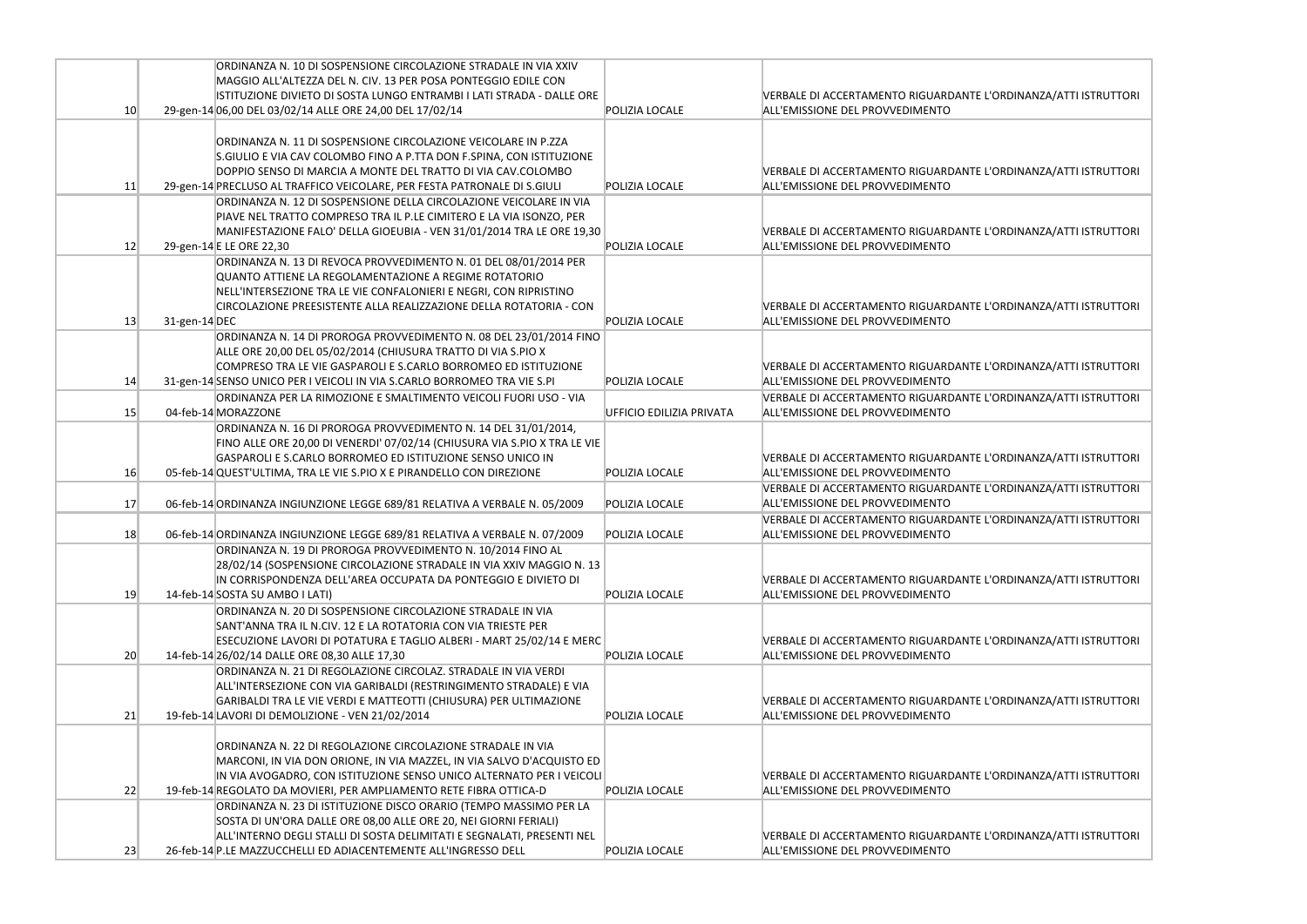| | | | | |
|---|---|---|---|---|
| 10 | 29-gen-14 | ORDINANZA N. 10 DI SOSPENSIONE CIRCOLAZIONE STRADALE IN VIA XXIV MAGGIO ALL'ALTEZZA DEL N. CIV. 13 PER POSA PONTEGGIO EDILE CON ISTITUZIONE DIVIETO DI SOSTA LUNGO ENTRAMBI I LATI STRADA - DALLE ORE 06,00 DEL 03/02/14 ALLE ORE 24,00 DEL 17/02/14 | POLIZIA LOCALE | VERBALE DI ACCERTAMENTO RIGUARDANTE L'ORDINANZA/ATTI ISTRUTTORI ALL'EMISSIONE DEL PROVVEDIMENTO |
| 11 | 29-gen-14 | ORDINANZA N. 11 DI SOSPENSIONE CIRCOLAZIONE VEICOLARE IN P.ZZA S.GIULIO E VIA CAV COLOMBO FINO A P.TTA DON F.SPINA, CON ISTITUZIONE DOPPIO SENSO DI MARCIA A MONTE DEL TRATTO DI VIA CAV.COLOMBO PRECLUSO AL TRAFFICO VEICOLARE, PER FESTA PATRONALE DI S.GIULI | POLIZIA LOCALE | VERBALE DI ACCERTAMENTO RIGUARDANTE L'ORDINANZA/ATTI ISTRUTTORI ALL'EMISSIONE DEL PROVVEDIMENTO |
| 12 | 29-gen-14 | ORDINANZA N. 12 DI SOSPENSIONE DELLA CIRCOLAZIONE VEICOLARE IN VIA PIAVE NEL TRATTO COMPRESO TRA IL P.LE CIMITERO E LA VIA ISONZO, PER MANIFESTAZIONE FALO' DELLA GIOEUBIA - VEN 31/01/2014 TRA LE ORE 19,30 E LE ORE 22,30 | POLIZIA LOCALE | VERBALE DI ACCERTAMENTO RIGUARDANTE L'ORDINANZA/ATTI ISTRUTTORI ALL'EMISSIONE DEL PROVVEDIMENTO |
| 13 | 31-gen-14 | ORDINANZA N. 13 DI REVOCA PROVVEDIMENTO N. 01 DEL 08/01/2014 PER QUANTO ATTIENE LA REGOLAMENTAZIONE A REGIME ROTATORIO NELL'INTERSEZIONE TRA LE VIE CONFALONIERI E NEGRI, CON RIPRISTINO CIRCOLAZIONE PREESISTENTE ALLA REALIZZAZIONE DELLA ROTATORIA - CON DEC | POLIZIA LOCALE | VERBALE DI ACCERTAMENTO RIGUARDANTE L'ORDINANZA/ATTI ISTRUTTORI ALL'EMISSIONE DEL PROVVEDIMENTO |
| 14 | 31-gen-14 | ORDINANZA N. 14 DI PROROGA PROVVEDIMENTO N. 08 DEL 23/01/2014 FINO ALLE ORE 20,00 DEL 05/02/2014 (CHIUSURA TRATTO DI VIA S.PIO X COMPRESO TRA LE VIE GASPAROLI E S.CARLO BORROMEO ED ISTITUZIONE SENSO UNICO PER I VEICOLI IN VIA S.CARLO BORROMEO TRA VIE S.PI | POLIZIA LOCALE | VERBALE DI ACCERTAMENTO RIGUARDANTE L'ORDINANZA/ATTI ISTRUTTORI ALL'EMISSIONE DEL PROVVEDIMENTO |
| 15 | 04-feb-14 | ORDINANZA PER LA RIMOZIONE E SMALTIMENTO VEICOLI FUORI USO - VIA MORAZZONE | UFFICIO EDILIZIA PRIVATA | VERBALE DI ACCERTAMENTO RIGUARDANTE L'ORDINANZA/ATTI ISTRUTTORI ALL'EMISSIONE DEL PROVVEDIMENTO |
| 16 | 05-feb-14 | ORDINANZA N. 16 DI PROROGA PROVVEDIMENTO N. 14 DEL 31/01/2014, FINO ALLE ORE 20,00 DI VENERDI' 07/02/14 (CHIUSURA VIA S.PIO X TRA LE VIE GASPAROLI E S.CARLO BORROMEO ED ISTITUZIONE SENSO UNICO IN QUEST'ULTIMA, TRA LE VIE S.PIO X E PIRANDELLO CON DIREZIONE | POLIZIA LOCALE | VERBALE DI ACCERTAMENTO RIGUARDANTE L'ORDINANZA/ATTI ISTRUTTORI ALL'EMISSIONE DEL PROVVEDIMENTO |
| 17 | 06-feb-14 | ORDINANZA INGIUNZIONE LEGGE 689/81 RELATIVA A VERBALE N. 05/2009 | POLIZIA LOCALE | VERBALE DI ACCERTAMENTO RIGUARDANTE L'ORDINANZA/ATTI ISTRUTTORI ALL'EMISSIONE DEL PROVVEDIMENTO |
| 18 | 06-feb-14 | ORDINANZA INGIUNZIONE LEGGE 689/81 RELATIVA A VERBALE N. 07/2009 | POLIZIA LOCALE | VERBALE DI ACCERTAMENTO RIGUARDANTE L'ORDINANZA/ATTI ISTRUTTORI ALL'EMISSIONE DEL PROVVEDIMENTO |
| 19 | 14-feb-14 | ORDINANZA N. 19 DI PROROGA PROVVEDIMENTO N. 10/2014 FINO AL 28/02/14 (SOSPENSIONE CIRCOLAZIONE STRADALE IN VIA XXIV MAGGIO N. 13 IN CORRISPONDENZA DELL'AREA OCCUPATA DA PONTEGGIO E DIVIETO DI SOSTA SU AMBO I LATI) | POLIZIA LOCALE | VERBALE DI ACCERTAMENTO RIGUARDANTE L'ORDINANZA/ATTI ISTRUTTORI ALL'EMISSIONE DEL PROVVEDIMENTO |
| 20 | 14-feb-14 | ORDINANZA N. 20 DI SOSPENSIONE CIRCOLAZIONE STRADALE IN VIA SANT'ANNA TRA IL N.CIV. 12 E LA ROTATORIA CON VIA TRIESTE PER ESECUZIONE LAVORI DI POTATURA E TAGLIO ALBERI - MART 25/02/14 E MERC 26/02/14 DALLE ORE 08,30 ALLE 17,30 | POLIZIA LOCALE | VERBALE DI ACCERTAMENTO RIGUARDANTE L'ORDINANZA/ATTI ISTRUTTORI ALL'EMISSIONE DEL PROVVEDIMENTO |
| 21 | 19-feb-14 | ORDINANZA N. 21 DI REGOLAZIONE CIRCOLAZ. STRADALE IN VIA VERDI ALL'INTERSEZIONE CON VIA GARIBALDI (RESTRINGIMENTO STRADALE) E VIA GARIBALDI TRA LE VIE VERDI E MATTEOTTI (CHIUSURA) PER ULTIMAZIONE LAVORI DI DEMOLIZIONE - VEN 21/02/2014 | POLIZIA LOCALE | VERBALE DI ACCERTAMENTO RIGUARDANTE L'ORDINANZA/ATTI ISTRUTTORI ALL'EMISSIONE DEL PROVVEDIMENTO |
| 22 | 19-feb-14 | ORDINANZA N. 22 DI REGOLAZIONE CIRCOLAZIONE STRADALE IN VIA MARCONI, IN VIA DON ORIONE, IN VIA MAZZEL, IN VIA SALVO D'ACQUISTO ED IN VIA AVOGADRO, CON ISTITUZIONE SENSO UNICO ALTERNATO PER I VEICOLI REGOLATO DA MOVIERI, PER AMPLIAMENTO RETE FIBRA OTTICA-D | POLIZIA LOCALE | VERBALE DI ACCERTAMENTO RIGUARDANTE L'ORDINANZA/ATTI ISTRUTTORI ALL'EMISSIONE DEL PROVVEDIMENTO |
| 23 | 26-feb-14 | ORDINANZA N. 23 DI ISTITUZIONE DISCO ORARIO (TEMPO MASSIMO PER LA SOSTA DI UN'ORA DALLE ORE 08,00 ALLE ORE 20, NEI GIORNI FERIALI) ALL'INTERNO DEGLI STALLI DI SOSTA DELIMITATI E SEGNALATI, PRESENTI NEL P.LE MAZZUCCHELLI ED ADIACENTEMENTE ALL'INGRESSO DELL | POLIZIA LOCALE | VERBALE DI ACCERTAMENTO RIGUARDANTE L'ORDINANZA/ATTI ISTRUTTORI ALL'EMISSIONE DEL PROVVEDIMENTO |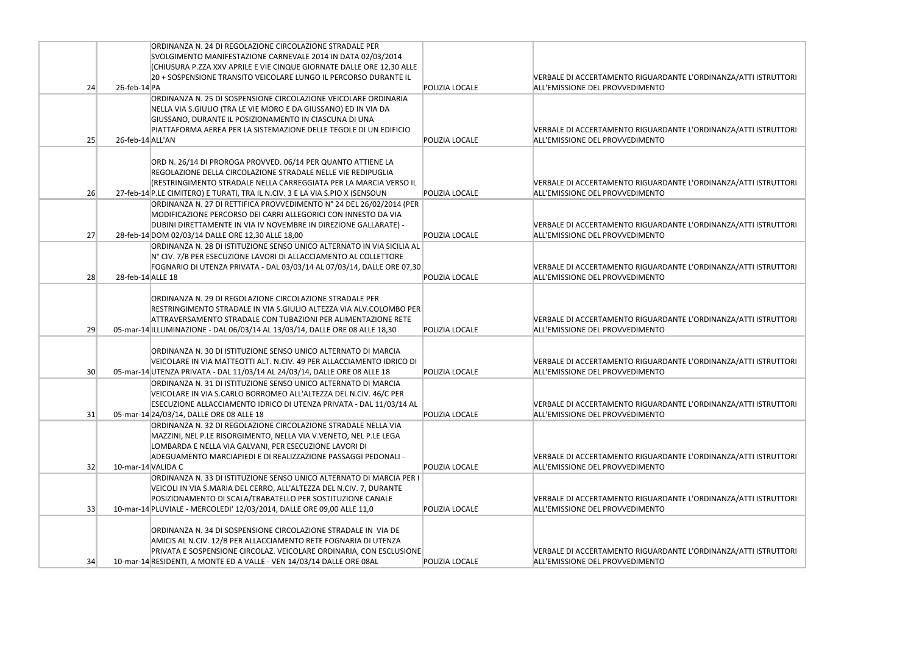| | | | | |
|---|---|---|---|---|
| 24 | 26-feb-14 | ORDINANZA N. 24 DI REGOLAZIONE CIRCOLAZIONE STRADALE PER SVOLGIMENTO MANIFESTAZIONE CARNEVALE 2014 IN DATA 02/03/2014 (CHIUSURA P.ZZA XXV APRILE E VIE CINQUE GIORNATE DALLE ORE 12,30 ALLE 20 + SOSPENSIONE TRANSITO VEICOLARE LUNGO IL PERCORSO DURANTE IL PA | POLIZIA LOCALE | VERBALE DI ACCERTAMENTO RIGUARDANTE L'ORDINANZA/ATTI ISTRUTTORI ALL'EMISSIONE DEL PROVVEDIMENTO |
| 25 | 26-feb-14 | ORDINANZA N. 25 DI SOSPENSIONE CIRCOLAZIONE VEICOLARE ORDINARIA NELLA VIA S.GIULIO (TRA LE VIE MORO E DA GIUSSANO) ED IN VIA DA GIUSSANO, DURANTE IL POSIZIONAMENTO IN CIASCUNA DI UNA PIATTAFORMA AEREA PER LA SISTEMAZIONE DELLE TEGOLE DI UN EDIFICIO ALL'AN | POLIZIA LOCALE | VERBALE DI ACCERTAMENTO RIGUARDANTE L'ORDINANZA/ATTI ISTRUTTORI ALL'EMISSIONE DEL PROVVEDIMENTO |
| 26 | 27-feb-14 | ORD N. 26/14 DI PROROGA PROVVED. 06/14 PER QUANTO ATTIENE LA REGOLAZIONE DELLA CIRCOLAZIONE STRADALE NELLE VIE REDIPUGLIA (RESTRINGIMENTO STRADALE NELLA CARREGGIATA PER LA MARCIA VERSO IL P.LE CIMITERO) E TURATI, TRA IL N.CIV. 3 E LA VIA S.PIO X (SENSOUN | POLIZIA LOCALE | VERBALE DI ACCERTAMENTO RIGUARDANTE L'ORDINANZA/ATTI ISTRUTTORI ALL'EMISSIONE DEL PROVVEDIMENTO |
| 27 | 28-feb-14 | ORDINANZA N. 27 DI RETTIFICA PROVVEDIMENTO N° 24 DEL 26/02/2014 (PER MODIFICAZIONE PERCORSO DEI CARRI ALLEGORICI CON INNESTO DA VIA DUBINI DIRETTAMENTE IN VIA IV NOVEMBRE IN DIREZIONE GALLARATE) - DOM 02/03/14 DALLE ORE 12,30 ALLE 18,00 | POLIZIA LOCALE | VERBALE DI ACCERTAMENTO RIGUARDANTE L'ORDINANZA/ATTI ISTRUTTORI ALL'EMISSIONE DEL PROVVEDIMENTO |
| 28 | 28-feb-14 | ORDINANZA N. 28 DI ISTITUZIONE SENSO UNICO ALTERNATO IN VIA SICILIA AL N° CIV. 7/B PER ESECUZIONE LAVORI DI ALLACCIAMENTO AL COLLETTORE FOGNARIO DI UTENZA PRIVATA - DAL 03/03/14 AL 07/03/14, DALLE ORE 07,30 ALLE 18 | POLIZIA LOCALE | VERBALE DI ACCERTAMENTO RIGUARDANTE L'ORDINANZA/ATTI ISTRUTTORI ALL'EMISSIONE DEL PROVVEDIMENTO |
| 29 | 05-mar-14 | ORDINANZA N. 29 DI REGOLAZIONE CIRCOLAZIONE STRADALE PER RESTRINGIMENTO STRADALE IN VIA S.GIULIO ALTEZZA VIA ALV.COLOMBO PER ATTRAVERSAMENTO STRADALE CON TUBAZIONI PER ALIMENTAZIONE RETE ILLUMINAZIONE - DAL 06/03/14 AL 13/03/14, DALLE ORE 08 ALLE 18,30 | POLIZIA LOCALE | VERBALE DI ACCERTAMENTO RIGUARDANTE L'ORDINANZA/ATTI ISTRUTTORI ALL'EMISSIONE DEL PROVVEDIMENTO |
| 30 | 05-mar-14 | ORDINANZA N. 30 DI ISTITUZIONE SENSO UNICO ALTERNATO DI MARCIA VEICOLARE IN VIA MATTEOTTI ALT. N.CIV. 49 PER ALLACCIAMENTO IDRICO DI UTENZA PRIVATA - DAL 11/03/14 AL 24/03/14, DALLE ORE 08 ALLE 18 | POLIZIA LOCALE | VERBALE DI ACCERTAMENTO RIGUARDANTE L'ORDINANZA/ATTI ISTRUTTORI ALL'EMISSIONE DEL PROVVEDIMENTO |
| 31 | 05-mar-14 | ORDINANZA N. 31 DI ISTITUZIONE SENSO UNICO ALTERNATO DI MARCIA VEICOLARE IN VIA S.CARLO BORROMEO ALL'ALTEZZA DEL N.CIV. 46/C PER ESECUZIONE ALLACCIAMENTO IDRICO DI UTENZA PRIVATA - DAL 11/03/14 AL 24/03/14, DALLE ORE 08 ALLE 18 | POLIZIA LOCALE | VERBALE DI ACCERTAMENTO RIGUARDANTE L'ORDINANZA/ATTI ISTRUTTORI ALL'EMISSIONE DEL PROVVEDIMENTO |
| 32 | 10-mar-14 | ORDINANZA N. 32 DI REGOLAZIONE CIRCOLAZIONE STRADALE NELLA VIA MAZZINI, NEL P.LE RISORGIMENTO, NELLA VIA V.VENETO, NEL P.LE LEGA LOMBARDA E NELLA VIA GALVANI, PER ESECUZIONE LAVORI DI ADEGUAMENTO MARCIAPIEDI E DI REALIZZAZIONE PASSAGGI PEDONALI - VALIDA C | POLIZIA LOCALE | VERBALE DI ACCERTAMENTO RIGUARDANTE L'ORDINANZA/ATTI ISTRUTTORI ALL'EMISSIONE DEL PROVVEDIMENTO |
| 33 | 10-mar-14 | ORDINANZA N. 33 DI ISTITUZIONE SENSO UNICO ALTERNATO DI MARCIA PER I VEICOLI IN VIA S.MARIA DEL CERRO, ALL'ALTEZZA DEL N.CIV. 7, DURANTE POSIZIONAMENTO DI SCALA/TRABATELLO PER SOSTITUZIONE CANALE PLUVIALE - MERCOLEDI' 12/03/2014, DALLE ORE 09,00 ALLE 11,0 | POLIZIA LOCALE | VERBALE DI ACCERTAMENTO RIGUARDANTE L'ORDINANZA/ATTI ISTRUTTORI ALL'EMISSIONE DEL PROVVEDIMENTO |
| 34 | 10-mar-14 | ORDINANZA N. 34 DI SOSPENSIONE CIRCOLAZIONE STRADALE IN VIA DE AMICIS AL N.CIV. 12/B PER ALLACCIAMENTO RETE FOGNARIA DI UTENZA PRIVATA E SOSPENSIONE CIRCOLAZ. VEICOLARE ORDINARIA, CON ESCLUSIONE RESIDENTI, A MONTE ED A VALLE - VEN 14/03/14 DALLE ORE 08AL | POLIZIA LOCALE | VERBALE DI ACCERTAMENTO RIGUARDANTE L'ORDINANZA/ATTI ISTRUTTORI ALL'EMISSIONE DEL PROVVEDIMENTO |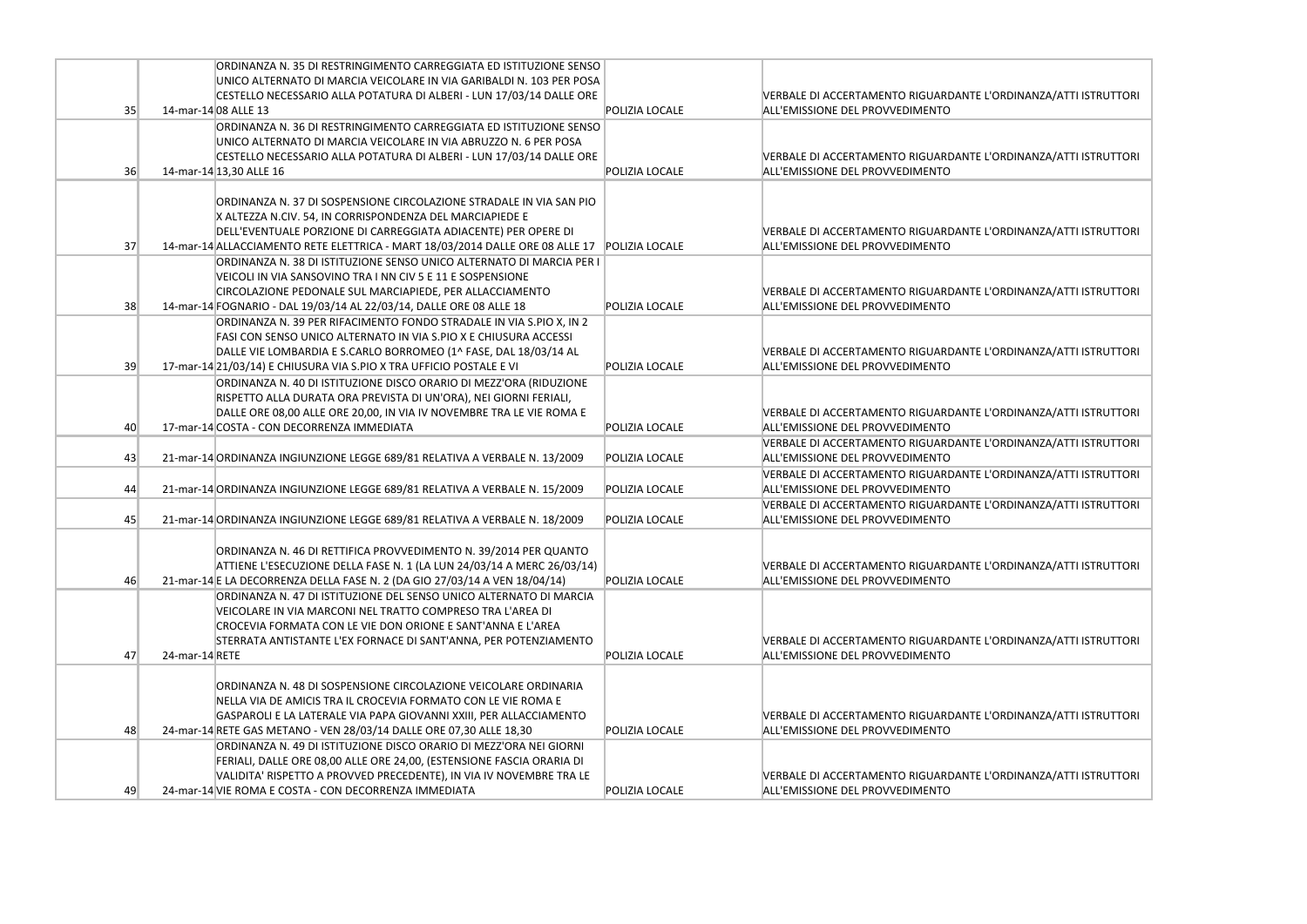| | | | | |
|---|---|---|---|---|
| 35 | 14-mar-14 | ORDINANZA N. 35 DI RESTRINGIMENTO CARREGGIATA ED ISTITUZIONE SENSO UNICO ALTERNATO DI MARCIA VEICOLARE IN VIA GARIBALDI N. 103 PER POSA CESTELLO NECESSARIO ALLA POTATURA DI ALBERI - LUN 17/03/14 DALLE ORE 08 ALLE 13 | POLIZIA LOCALE | VERBALE DI ACCERTAMENTO RIGUARDANTE L'ORDINANZA/ATTI ISTRUTTORI ALL'EMISSIONE DEL PROVVEDIMENTO |
| 36 | 14-mar-14 | ORDINANZA N. 36 DI RESTRINGIMENTO CARREGGIATA ED ISTITUZIONE SENSO UNICO ALTERNATO DI MARCIA VEICOLARE IN VIA ABRUZZO N. 6 PER POSA CESTELLO NECESSARIO ALLA POTATURA DI ALBERI - LUN 17/03/14 DALLE ORE 13,30 ALLE 16 | POLIZIA LOCALE | VERBALE DI ACCERTAMENTO RIGUARDANTE L'ORDINANZA/ATTI ISTRUTTORI ALL'EMISSIONE DEL PROVVEDIMENTO |
| 37 | 14-mar-14 | ORDINANZA N. 37 DI SOSPENSIONE CIRCOLAZIONE STRADALE IN VIA SAN PIO X ALTEZZA N.CIV. 54, IN CORRISPONDENZA DEL MARCIAPIEDE E DELL'EVENTUALE PORZIONE DI CARREGGIATA ADIACENTE) PER OPERE DI ALLACCIAMENTO RETE ELETTRICA - MART 18/03/2014 DALLE ORE 08 ALLE 17 | POLIZIA LOCALE | VERBALE DI ACCERTAMENTO RIGUARDANTE L'ORDINANZA/ATTI ISTRUTTORI ALL'EMISSIONE DEL PROVVEDIMENTO |
| 38 | 14-mar-14 | ORDINANZA N. 38 DI ISTITUZIONE SENSO UNICO ALTERNATO DI MARCIA PER I VEICOLI IN VIA SANSOVINO TRA I NN CIV 5 E 11 E SOSPENSIONE CIRCOLAZIONE PEDONALE SUL MARCIAPIEDE, PER ALLACCIAMENTO FOGNARIO - DAL 19/03/14 AL 22/03/14, DALLE ORE 08 ALLE 18 | POLIZIA LOCALE | VERBALE DI ACCERTAMENTO RIGUARDANTE L'ORDINANZA/ATTI ISTRUTTORI ALL'EMISSIONE DEL PROVVEDIMENTO |
| 39 | 17-mar-14 | ORDINANZA N. 39 PER RIFACIMENTO FONDO STRADALE IN VIA S.PIO X, IN 2 FASI CON SENSO UNICO ALTERNATO IN VIA S.PIO X E CHIUSURA ACCESSI DALLE VIE LOMBARDIA E S.CARLO BORROMEO (1^ FASE, DAL 18/03/14 AL 21/03/14) E CHIUSURA VIA S.PIO X TRA UFFICIO POSTALE E VI | POLIZIA LOCALE | VERBALE DI ACCERTAMENTO RIGUARDANTE L'ORDINANZA/ATTI ISTRUTTORI ALL'EMISSIONE DEL PROVVEDIMENTO |
| 40 | 17-mar-14 | ORDINANZA N. 40 DI ISTITUZIONE DISCO ORARIO DI MEZZ'ORA (RIDUZIONE RISPETTO ALLA DURATA ORA PREVISTA DI UN'ORA), NEI GIORNI FERIALI, DALLE ORE 08,00 ALLE ORE 20,00, IN VIA IV NOVEMBRE TRA LE VIE ROMA E COSTA - CON DECORRENZA IMMEDIATA | POLIZIA LOCALE | VERBALE DI ACCERTAMENTO RIGUARDANTE L'ORDINANZA/ATTI ISTRUTTORI ALL'EMISSIONE DEL PROVVEDIMENTO |
| 43 | 21-mar-14 | ORDINANZA INGIUNZIONE LEGGE 689/81 RELATIVA A VERBALE N. 13/2009 | POLIZIA LOCALE | VERBALE DI ACCERTAMENTO RIGUARDANTE L'ORDINANZA/ATTI ISTRUTTORI ALL'EMISSIONE DEL PROVVEDIMENTO |
| 44 | 21-mar-14 | ORDINANZA INGIUNZIONE LEGGE 689/81 RELATIVA A VERBALE N. 15/2009 | POLIZIA LOCALE | VERBALE DI ACCERTAMENTO RIGUARDANTE L'ORDINANZA/ATTI ISTRUTTORI ALL'EMISSIONE DEL PROVVEDIMENTO |
| 45 | 21-mar-14 | ORDINANZA INGIUNZIONE LEGGE 689/81 RELATIVA A VERBALE N. 18/2009 | POLIZIA LOCALE | VERBALE DI ACCERTAMENTO RIGUARDANTE L'ORDINANZA/ATTI ISTRUTTORI ALL'EMISSIONE DEL PROVVEDIMENTO |
| 46 | 21-mar-14 | ORDINANZA N. 46 DI RETTIFICA PROVVEDIMENTO N. 39/2014 PER QUANTO ATTIENE L'ESECUZIONE DELLA FASE N. 1 (LA LUN 24/03/14 A MERC 26/03/14) E LA DECORRENZA DELLA FASE N. 2 (DA GIO 27/03/14 A VEN 18/04/14) | POLIZIA LOCALE | VERBALE DI ACCERTAMENTO RIGUARDANTE L'ORDINANZA/ATTI ISTRUTTORI ALL'EMISSIONE DEL PROVVEDIMENTO |
| 47 | 24-mar-14 | ORDINANZA N. 47 DI ISTITUZIONE DEL SENSO UNICO ALTERNATO DI MARCIA VEICOLARE IN VIA MARCONI NEL TRATTO COMPRESO TRA L'AREA DI CROCEVIA FORMATA CON LE VIE DON ORIONE E SANT'ANNA E L'AREA STERRATA ANTISTANTE L'EX FORNACE DI SANT'ANNA, PER POTENZIAMENTO RETE | POLIZIA LOCALE | VERBALE DI ACCERTAMENTO RIGUARDANTE L'ORDINANZA/ATTI ISTRUTTORI ALL'EMISSIONE DEL PROVVEDIMENTO |
| 48 | 24-mar-14 | ORDINANZA N. 48 DI SOSPENSIONE CIRCOLAZIONE VEICOLARE ORDINARIA NELLA VIA DE AMICIS TRA IL CROCEVIA FORMATO CON LE VIE ROMA E GASPAROLI E LA LATERALE VIA PAPA GIOVANNI XXIII, PER ALLACCIAMENTO RETE GAS METANO - VEN 28/03/14 DALLE ORE 07,30 ALLE 18,30 | POLIZIA LOCALE | VERBALE DI ACCERTAMENTO RIGUARDANTE L'ORDINANZA/ATTI ISTRUTTORI ALL'EMISSIONE DEL PROVVEDIMENTO |
| 49 | 24-mar-14 | ORDINANZA N. 49 DI ISTITUZIONE DISCO ORARIO DI MEZZ'ORA NEI GIORNI FERIALI, DALLE ORE 08,00 ALLE ORE 24,00, (ESTENSIONE FASCIA ORARIA DI VALIDITA' RISPETTO A PROVVED PRECEDENTE), IN VIA IV NOVEMBRE TRA LE VIE ROMA E COSTA - CON DECORRENZA IMMEDIATA | POLIZIA LOCALE | VERBALE DI ACCERTAMENTO RIGUARDANTE L'ORDINANZA/ATTI ISTRUTTORI ALL'EMISSIONE DEL PROVVEDIMENTO |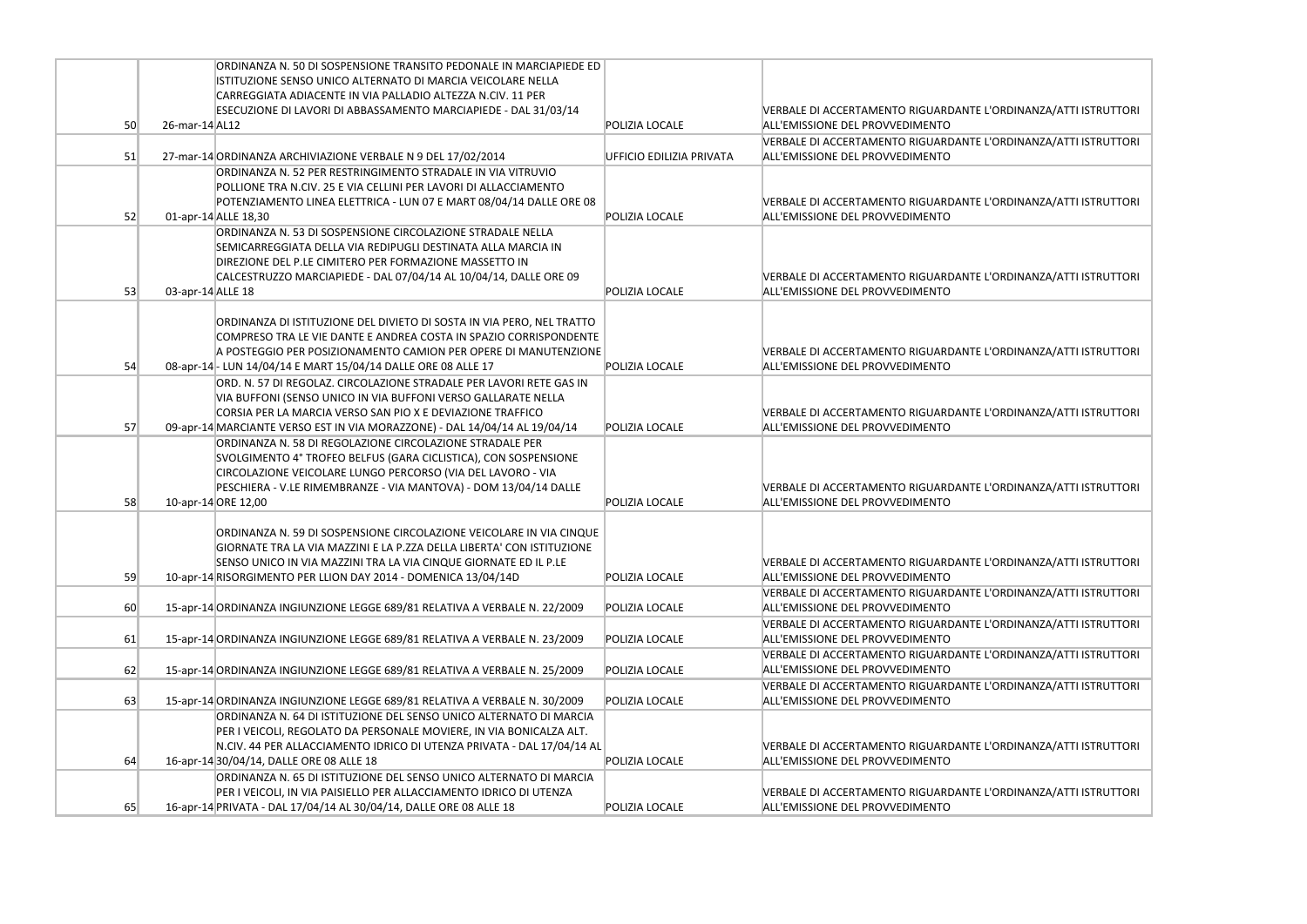| | | | | |
|---|---|---|---|---|
| 50 | 26-mar-14 | ORDINANZA N. 50 DI SOSPENSIONE TRANSITO PEDONALE IN MARCIAPIEDE ED ISTITUZIONE SENSO UNICO ALTERNATO DI MARCIA VEICOLARE NELLA CARREGGIATA ADIACENTE IN VIA PALLADIO ALTEZZA N.CIV. 11 PER ESECUZIONE DI LAVORI DI ABBASSAMENTO MARCIAPIEDE - DAL 31/03/14 AL12 | POLIZIA LOCALE | VERBALE DI ACCERTAMENTO RIGUARDANTE L'ORDINANZA/ATTI ISTRUTTORI ALL'EMISSIONE DEL PROVVEDIMENTO |
| 51 | 27-mar-14 | ORDINANZA ARCHIVIAZIONE VERBALE N 9 DEL 17/02/2014 | UFFICIO EDILIZIA PRIVATA | VERBALE DI ACCERTAMENTO RIGUARDANTE L'ORDINANZA/ATTI ISTRUTTORI ALL'EMISSIONE DEL PROVVEDIMENTO |
| 52 | 01-apr-14 | ORDINANZA N. 52 PER RESTRINGIMENTO STRADALE IN VIA VITRUVIO POLLIONE TRA N.CIV. 25 E VIA CELLINI PER LAVORI DI ALLACCIAMENTO POTENZIAMENTO LINEA ELETTRICA - LUN 07 E MART 08/04/14 DALLE ORE 08 ALLE 18,30 | POLIZIA LOCALE | VERBALE DI ACCERTAMENTO RIGUARDANTE L'ORDINANZA/ATTI ISTRUTTORI ALL'EMISSIONE DEL PROVVEDIMENTO |
| 53 | 03-apr-14 | ORDINANZA N. 53 DI SOSPENSIONE CIRCOLAZIONE STRADALE NELLA SEMICARREGGIATA DELLA VIA REDIPUGLI DESTINATA ALLA MARCIA IN DIREZIONE DEL P.LE CIMITERO PER FORMAZIONE MASSETTO IN CALCESTRUZZO MARCIAPIEDE - DAL 07/04/14 AL 10/04/14, DALLE ORE 09 ALLE 18 | POLIZIA LOCALE | VERBALE DI ACCERTAMENTO RIGUARDANTE L'ORDINANZA/ATTI ISTRUTTORI ALL'EMISSIONE DEL PROVVEDIMENTO |
| 54 | 08-apr-14 | ORDINANZA DI ISTITUZIONE DEL DIVIETO DI SOSTA IN VIA PERO, NEL TRATTO COMPRESO TRA LE VIE DANTE E ANDREA COSTA IN SPAZIO CORRISPONDENTE A POSTEGGIO PER POSIZIONAMENTO CAMION PER OPERE DI MANUTENZIONE - LUN 14/04/14 E MART 15/04/14 DALLE ORE 08 ALLE 17 | POLIZIA LOCALE | VERBALE DI ACCERTAMENTO RIGUARDANTE L'ORDINANZA/ATTI ISTRUTTORI ALL'EMISSIONE DEL PROVVEDIMENTO |
| 57 | 09-apr-14 | ORD. N. 57 DI REGOLAZ. CIRCOLAZIONE STRADALE PER LAVORI RETE GAS IN VIA BUFFONI (SENSO UNICO IN VIA BUFFONI VERSO GALLARATE NELLA CORSIA PER LA MARCIA VERSO SAN PIO X E DEVIAZIONE TRAFFICO MARCIANTE VERSO EST IN VIA MORAZZONE) - DAL 14/04/14 AL 19/04/14 | POLIZIA LOCALE | VERBALE DI ACCERTAMENTO RIGUARDANTE L'ORDINANZA/ATTI ISTRUTTORI ALL'EMISSIONE DEL PROVVEDIMENTO |
| 58 | 10-apr-14 | ORDINANZA N. 58 DI REGOLEZIONE CIRCOLAZIONE STRADALE PER SVOLGIMENTO 4° TROFEO BELFUS (GARA CICLISTICA), CON SOSPENSIONE CIRCOLAZIONE VEICOLARE LUNGO PERCORSO (VIA DEL LAVORO - VIA PESCHIERA - V.LE RIMEMBRANZE - VIA MANTOVA) - DOM 13/04/14 DALLE ORE 12,00 | POLIZIA LOCALE | VERBALE DI ACCERTAMENTO RIGUARDANTE L'ORDINANZA/ATTI ISTRUTTORI ALL'EMISSIONE DEL PROVVEDIMENTO |
| 59 | 10-apr-14 | ORDINANZA N. 59 DI SOSPENSIONE CIRCOLAZIONE VEICOLARE IN VIA CINQUE GIORNATE TRA LA VIA MAZZINI E LA P.ZZA DELLA LIBERTA' CON ISTITUZIONE SENSO UNICO IN VIA MAZZINI TRA LA VIA CINQUE GIORNATE ED IL P.LE RISORGIMENTO PER LLION DAY 2014 - DOMENICA 13/04/14D | POLIZIA LOCALE | VERBALE DI ACCERTAMENTO RIGUARDANTE L'ORDINANZA/ATTI ISTRUTTORI ALL'EMISSIONE DEL PROVVEDIMENTO |
| 60 | 15-apr-14 | ORDINANZA INGIUNZIONE LEGGE 689/81 RELATIVA A VERBALE N. 22/2009 | POLIZIA LOCALE | VERBALE DI ACCERTAMENTO RIGUARDANTE L'ORDINANZA/ATTI ISTRUTTORI ALL'EMISSIONE DEL PROVVEDIMENTO |
| 61 | 15-apr-14 | ORDINANZA INGIUNZIONE LEGGE 689/81 RELATIVA A VERBALE N. 23/2009 | POLIZIA LOCALE | VERBALE DI ACCERTAMENTO RIGUARDANTE L'ORDINANZA/ATTI ISTRUTTORI ALL'EMISSIONE DEL PROVVEDIMENTO |
| 62 | 15-apr-14 | ORDINANZA INGIUNZIONE LEGGE 689/81 RELATIVA A VERBALE N. 25/2009 | POLIZIA LOCALE | VERBALE DI ACCERTAMENTO RIGUARDANTE L'ORDINANZA/ATTI ISTRUTTORI ALL'EMISSIONE DEL PROVVEDIMENTO |
| 63 | 15-apr-14 | ORDINANZA INGIUNZIONE LEGGE 689/81 RELATIVA A VERBALE N. 30/2009 | POLIZIA LOCALE | VERBALE DI ACCERTAMENTO RIGUARDANTE L'ORDINANZA/ATTI ISTRUTTORI ALL'EMISSIONE DEL PROVVEDIMENTO |
| 64 | 16-apr-14 | ORDINANZA N. 64 DI ISTITUZIONE DEL SENSO UNICO ALTERNATO DI MARCIA PER I VEICOLI, REGOLATO DA PERSONALE MOVIERE, IN VIA BONICALZA ALT. N.CIV. 44 PER ALLACCIAMENTO IDRICO DI UTENZA PRIVATA - DAL 17/04/14 AL 30/04/14, DALLE ORE 08 ALLE 18 | POLIZIA LOCALE | VERBALE DI ACCERTAMENTO RIGUARDANTE L'ORDINANZA/ATTI ISTRUTTORI ALL'EMISSIONE DEL PROVVEDIMENTO |
| 65 | 16-apr-14 | ORDINANZA N. 65 DI ISTITUZIONE DEL SENSO UNICO ALTERNATO DI MARCIA PER I VEICOLI, IN VIA PAISIELLO PER ALLACCIAMENTO IDRICO DI UTENZA PRIVATA - DAL 17/04/14 AL 30/04/14, DALLE ORE 08 ALLE 18 | POLIZIA LOCALE | VERBALE DI ACCERTAMENTO RIGUARDANTE L'ORDINANZA/ATTI ISTRUTTORI ALL'EMISSIONE DEL PROVVEDIMENTO |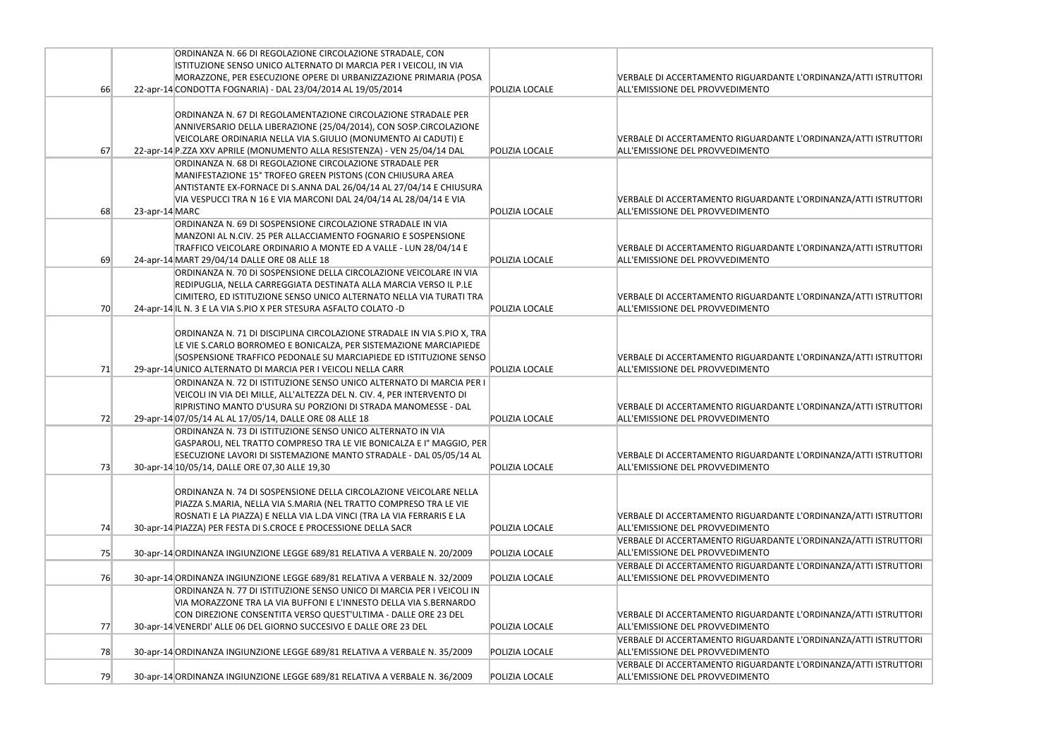| | | | | |
|---|---|---|---|---|
| 66 | 22-apr-14 | ORDINANZA N. 66 DI REGOLAZIONE CIRCOLAZIONE STRADALE, CON ISTITUZIONE SENSO UNICO ALTERNATO DI MARCIA PER I VEICOLI, IN VIA MORAZZONE, PER ESECUZIONE OPERE DI URBANIZZAZIONE PRIMARIA (POSA CONDOTTA FOGNARIA) - DAL 23/04/2014 AL 19/05/2014 | POLIZIA LOCALE | VERBALE DI ACCERTAMENTO RIGUARDANTE L'ORDINANZA/ATTI ISTRUTTORI ALL'EMISSIONE DEL PROVVEDIMENTO |
| 67 | 22-apr-14 | ORDINANZA N. 67 DI REGOLAMENTAZIONE CIRCOLAZIONE STRADALE PER ANNIVERSARIO DELLA LIBERAZIONE (25/04/2014), CON SOSP.CIRCOLAZIONE VEICOLARE ORDINARIA NELLA VIA S.GIULIO (MONUMENTO AI CADUTI) E P.ZZA XXV APRILE (MONUMENTO ALLA RESISTENZA) - VEN 25/04/14 DAL | POLIZIA LOCALE | VERBALE DI ACCERTAMENTO RIGUARDANTE L'ORDINANZA/ATTI ISTRUTTORI ALL'EMISSIONE DEL PROVVEDIMENTO |
| 68 | 23-apr-14 | ORDINANZA N. 68 DI REGOLAZIONE CIRCOLAZIONE STRADALE PER MANIFESTAZIONE 15° TROFEO GREEN PISTONS (CON CHIUSURA AREA ANTISTANTE EX-FORNACE DI S.ANNA DAL 26/04/14 AL 27/04/14 E CHIUSURA VIA VESPUCCI TRA N 16 E VIA MARCONI DAL 24/04/14 AL 28/04/14 E VIA MARC | POLIZIA LOCALE | VERBALE DI ACCERTAMENTO RIGUARDANTE L'ORDINANZA/ATTI ISTRUTTORI ALL'EMISSIONE DEL PROVVEDIMENTO |
| 69 | 24-apr-14 | ORDINANZA N. 69 DI SOSPENSIONE CIRCOLAZIONE STRADALE IN VIA MANZONI AL N.CIV. 25 PER ALLACCIAMENTO FOGNARIO E SOSPENSIONE TRAFFICO VEICOLARE ORDINARIO A MONTE ED A VALLE - LUN 28/04/14 E MART 29/04/14 DALLE ORE 08 ALLE 18 | POLIZIA LOCALE | VERBALE DI ACCERTAMENTO RIGUARDANTE L'ORDINANZA/ATTI ISTRUTTORI ALL'EMISSIONE DEL PROVVEDIMENTO |
| 70 | 24-apr-14 | ORDINANZA N. 70 DI SOSPENSIONE DELLA CIRCOLAZIONE VEICOLARE IN VIA REDIPUGLIA, NELLA CARREGGIATA DESTINATA ALLA MARCIA VERSO IL P.LE CIMITERO, ED ISTITUZIONE SENSO UNICO ALTERNATO NELLA VIA TURATI TRA IL N. 3 E LA VIA S.PIO X PER STESURA ASFALTO COLATO -D | POLIZIA LOCALE | VERBALE DI ACCERTAMENTO RIGUARDANTE L'ORDINANZA/ATTI ISTRUTTORI ALL'EMISSIONE DEL PROVVEDIMENTO |
| 71 | 29-apr-14 | ORDINANZA N. 71 DI DISCIPLINA CIRCOLAZIONE STRADALE IN VIA S.PIO X, TRA LE VIE S.CARLO BORROMEO E BONICALZA, PER SISTEMAZIONE MARCIAPIEDE (SOSPENSIONE TRAFFICO PEDONALE SU MARCIAPIEDE ED ISTITUZIONE SENSO UNICO ALTERNATO DI MARCIA PER I VEICOLI NELLA CARR | POLIZIA LOCALE | VERBALE DI ACCERTAMENTO RIGUARDANTE L'ORDINANZA/ATTI ISTRUTTORI ALL'EMISSIONE DEL PROVVEDIMENTO |
| 72 | 29-apr-14 | ORDINANZA N. 72 DI ISTITUZIONE SENSO UNICO ALTERNATO DI MARCIA PER I VEICOLI IN VIA DEI MILLE, ALL'ALTEZZA DEL N. CIV. 4, PER INTERVENTO DI RIPRISTINO MANTO D'USURA SU PORZIONI DI STRADA MANOMESSE - DAL 07/05/14 AL AL 17/05/14, DALLE ORE 08 ALLE 18 | POLIZIA LOCALE | VERBALE DI ACCERTAMENTO RIGUARDANTE L'ORDINANZA/ATTI ISTRUTTORI ALL'EMISSIONE DEL PROVVEDIMENTO |
| 73 | 30-apr-14 | ORDINANZA N. 73 DI ISTITUZIONE SENSO UNICO ALTERNATO IN VIA GASPAROLI, NEL TRATTO COMPRESO TRA LE VIE BONICALZA E I° MAGGIO, PER ESECUZIONE LAVORI DI SISTEMAZIONE MANTO STRADALE - DAL 05/05/14 AL 10/05/14, DALLE ORE 07,30 ALLE 19,30 | POLIZIA LOCALE | VERBALE DI ACCERTAMENTO RIGUARDANTE L'ORDINANZA/ATTI ISTRUTTORI ALL'EMISSIONE DEL PROVVEDIMENTO |
| 74 | 30-apr-14 | ORDINANZA N. 74 DI SOSPENSIONE DELLA CIRCOLAZIONE VEICOLARE NELLA PIAZZA S.MARIA, NELLA VIA S.MARIA (NEL TRATTO COMPRESO TRA LE VIE ROSNATI E LA PIAZZA) E NELLA VIA L.DA VINCI (TRA LA VIA FERRARIS E LA PIAZZA) PER FESTA DI S.CROCE E PROCESSIONE DELLA SACR | POLIZIA LOCALE | VERBALE DI ACCERTAMENTO RIGUARDANTE L'ORDINANZA/ATTI ISTRUTTORI ALL'EMISSIONE DEL PROVVEDIMENTO |
| 75 | 30-apr-14 | ORDINANZA INGIUNZIONE LEGGE 689/81 RELATIVA A VERBALE N. 20/2009 | POLIZIA LOCALE | VERBALE DI ACCERTAMENTO RIGUARDANTE L'ORDINANZA/ATTI ISTRUTTORI ALL'EMISSIONE DEL PROVVEDIMENTO |
| 76 | 30-apr-14 | ORDINANZA INGIUNZIONE LEGGE 689/81 RELATIVA A VERBALE N. 32/2009 | POLIZIA LOCALE | VERBALE DI ACCERTAMENTO RIGUARDANTE L'ORDINANZA/ATTI ISTRUTTORI ALL'EMISSIONE DEL PROVVEDIMENTO |
| 77 | 30-apr-14 | ORDINANZA N. 77 DI ISTITUZIONE SENSO UNICO DI MARCIA PER I VEICOLI IN VIA MORAZZONE TRA LA VIA BUFFONI E L'INNESTO DELLA VIA S.BERNARDO CON DIREZIONE CONSENTITA VERSO QUEST'ULTIMA - DALLE ORE 23 DEL VENERDI' ALLE 06 DEL GIORNO SUCCESIVO E DALLE ORE 23 DEL | POLIZIA LOCALE | VERBALE DI ACCERTAMENTO RIGUARDANTE L'ORDINANZA/ATTI ISTRUTTORI ALL'EMISSIONE DEL PROVVEDIMENTO |
| 78 | 30-apr-14 | ORDINANZA INGIUNZIONE LEGGE 689/81 RELATIVA A VERBALE N. 35/2009 | POLIZIA LOCALE | VERBALE DI ACCERTAMENTO RIGUARDANTE L'ORDINANZA/ATTI ISTRUTTORI ALL'EMISSIONE DEL PROVVEDIMENTO |
| 79 | 30-apr-14 | ORDINANZA INGIUNZIONE LEGGE 689/81 RELATIVA A VERBALE N. 36/2009 | POLIZIA LOCALE | VERBALE DI ACCERTAMENTO RIGUARDANTE L'ORDINANZA/ATTI ISTRUTTORI ALL'EMISSIONE DEL PROVVEDIMENTO |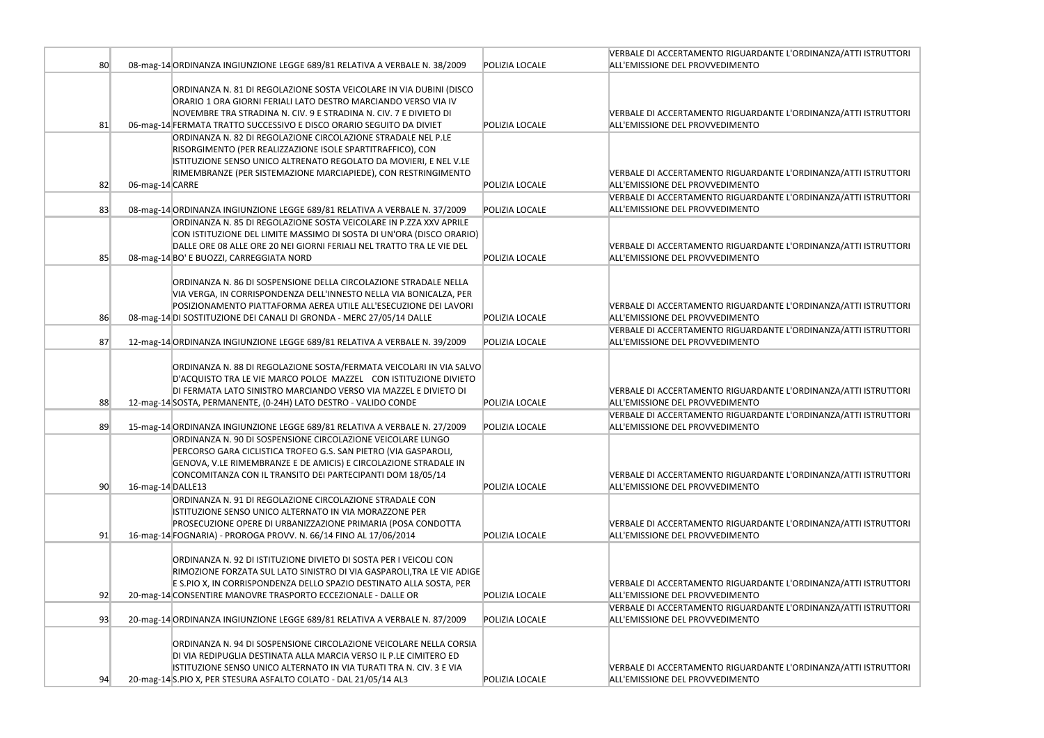| | | | | |
|---|---|---|---|---|
| 80 | 08-mag-14 | ORDINANZA INGIUNZIONE LEGGE 689/81 RELATIVA A VERBALE N. 38/2009 | POLIZIA LOCALE | VERBALE DI ACCERTAMENTO RIGUARDANTE L'ORDINANZA/ATTI ISTRUTTORI ALL'EMISSIONE DEL PROVVEDIMENTO |
| 81 | 06-mag-14 | ORDINANZA N. 81 DI REGOLAZIONE SOSTA VEICOLARE IN VIA DUBINI (DISCO ORARIO 1 ORA GIORNI FERIALI LATO DESTRO MARCIANDO VERSO VIA IV NOVEMBRE TRA STRADINA N. CIV. 9 E STRADINA N. CIV. 7 E DIVIETO DI FERMATA TRATTO SUCCESSIVO E DISCO ORARIO SEGUITO DA DIVIET | POLIZIA LOCALE | VERBALE DI ACCERTAMENTO RIGUARDANTE L'ORDINANZA/ATTI ISTRUTTORI ALL'EMISSIONE DEL PROVVEDIMENTO |
| 82 | 06-mag-14 | ORDINANZA N. 82 DI REGOLAZIONE CIRCOLAZIONE STRADALE NEL P.LE RISORGIMENTO (PER REALIZZAZIONE ISOLE SPARTITRAFFICO), CON ISTITUZIONE SENSO UNICO ALTRENATO REGOLATO DA MOVIERI, E NEL V.LE RIMEMBRANZE (PER SISTEMAZIONE MARCIAPIEDE), CON RESTRINGIMENTO CARRE | POLIZIA LOCALE | VERBALE DI ACCERTAMENTO RIGUARDANTE L'ORDINANZA/ATTI ISTRUTTORI ALL'EMISSIONE DEL PROVVEDIMENTO |
| 83 | 08-mag-14 | ORDINANZA INGIUNZIONE LEGGE 689/81 RELATIVA A VERBALE N. 37/2009 | POLIZIA LOCALE | VERBALE DI ACCERTAMENTO RIGUARDANTE L'ORDINANZA/ATTI ISTRUTTORI ALL'EMISSIONE DEL PROVVEDIMENTO |
| 85 | 08-mag-14 | ORDINANZA N. 85 DI REGOLAZIONE SOSTA VEICOLARE IN P.ZZA XXV APRILE CON ISTITUZIONE DEL LIMITE MASSIMO DI SOSTA DI UN'ORA (DISCO ORARIO) DALLE ORE 08 ALLE ORE 20 NEI GIORNI FERIALI NEL TRATTO TRA LE VIE DEL BO' E BUOZZI, CARREGGIATA NORD | POLIZIA LOCALE | VERBALE DI ACCERTAMENTO RIGUARDANTE L'ORDINANZA/ATTI ISTRUTTORI ALL'EMISSIONE DEL PROVVEDIMENTO |
| 86 | 08-mag-14 | ORDINANZA N. 86 DI SOSPENSIONE DELLA CIRCOLAZIONE STRADALE NELLA VIA VERGA, IN CORRISPONDENZA DELL'INNESTO NELLA VIA BONICALZA, PER POSIZIONAMENTO PIATTAFORMA AEREA UTILE ALL'ESECUZIONE DEI LAVORI DI SOSTITUZIONE DEI CANALI DI GRONDA - MERC 27/05/14 DALLE | POLIZIA LOCALE | VERBALE DI ACCERTAMENTO RIGUARDANTE L'ORDINANZA/ATTI ISTRUTTORI ALL'EMISSIONE DEL PROVVEDIMENTO |
| 87 | 12-mag-14 | ORDINANZA INGIUNZIONE LEGGE 689/81 RELATIVA A VERBALE N. 39/2009 | POLIZIA LOCALE | VERBALE DI ACCERTAMENTO RIGUARDANTE L'ORDINANZA/ATTI ISTRUTTORI ALL'EMISSIONE DEL PROVVEDIMENTO |
| 88 | 12-mag-14 | ORDINANZA N. 88 DI REGOLAZIONE SOSTA/FERMATA VEICOLARI IN VIA SALVO D'ACQUISTO TRA LE VIE MARCO POLOE MAZZEL CON ISTITUZIONE DIVIETO DI FERMATA LATO SINISTRO MARCIANDO VERSO VIA MAZZEL E DIVIETO DI SOSTA, PERMANENTE, (0-24H) LATO DESTRO - VALIDO CONDE | POLIZIA LOCALE | VERBALE DI ACCERTAMENTO RIGUARDANTE L'ORDINANZA/ATTI ISTRUTTORI ALL'EMISSIONE DEL PROVVEDIMENTO |
| 89 | 15-mag-14 | ORDINANZA INGIUNZIONE LEGGE 689/81 RELATIVA A VERBALE N. 27/2009 | POLIZIA LOCALE | VERBALE DI ACCERTAMENTO RIGUARDANTE L'ORDINANZA/ATTI ISTRUTTORI ALL'EMISSIONE DEL PROVVEDIMENTO |
| 90 | 16-mag-14 | ORDINANZA N. 90 DI SOSPENSIONE CIRCOLAZIONE VEICOLARE LUNGO PERCORSO GARA CICLISTICA TROFEO G.S. SAN PIETRO (VIA GASPAROLI, GENOVA, V.LE RIMEMBRANZE E DE AMICIS) E CIRCOLAZIONE STRADALE IN CONCOMITANZA CON IL TRANSITO DEI PARTECIPANTI DOM 18/05/14 DALLE13 | POLIZIA LOCALE | VERBALE DI ACCERTAMENTO RIGUARDANTE L'ORDINANZA/ATTI ISTRUTTORI ALL'EMISSIONE DEL PROVVEDIMENTO |
| 91 | 16-mag-14 | ORDINANZA N. 91 DI REGOLAZIONE CIRCOLAZIONE STRADALE CON ISTITUZIONE SENSO UNICO ALTERNATO IN VIA MORAZZONE PER PROSECUZIONE OPERE DI URBANIZZAZIONE PRIMARIA (POSA CONDOTTA FOGNARIA) - PROROGA PROVV. N. 66/14 FINO AL 17/06/2014 | POLIZIA LOCALE | VERBALE DI ACCERTAMENTO RIGUARDANTE L'ORDINANZA/ATTI ISTRUTTORI ALL'EMISSIONE DEL PROVVEDIMENTO |
| 92 | 20-mag-14 | ORDINANZA N. 92 DI ISTITUZIONE DIVIETO DI SOSTA PER I VEICOLI CON RIMOZIONE FORZATA SUL LATO SINISTRO DI VIA GASPAROLI,TRA LE VIE ADIGE E S.PIO X, IN CORRISPONDENZA DELLO SPAZIO DESTINATO ALLA SOSTA, PER CONSENTIRE MANOVRE TRASPORTO ECCEZIONALE - DALLE OR | POLIZIA LOCALE | VERBALE DI ACCERTAMENTO RIGUARDANTE L'ORDINANZA/ATTI ISTRUTTORI ALL'EMISSIONE DEL PROVVEDIMENTO |
| 93 | 20-mag-14 | ORDINANZA INGIUNZIONE LEGGE 689/81 RELATIVA A VERBALE N. 87/2009 | POLIZIA LOCALE | VERBALE DI ACCERTAMENTO RIGUARDANTE L'ORDINANZA/ATTI ISTRUTTORI ALL'EMISSIONE DEL PROVVEDIMENTO |
| 94 | 20-mag-14 | ORDINANZA N. 94 DI SOSPENSIONE CIRCOLAZIONE VEICOLARE NELLA CORSIA DI VIA REDIPUGLIA DESTINATA ALLA MARCIA VERSO IL P.LE CIMITERO ED ISTITUZIONE SENSO UNICO ALTERNATO IN VIA TURATI TRA N. CIV. 3 E VIA S.PIO X, PER STESURA ASFALTO COLATO - DAL 21/05/14 AL3 | POLIZIA LOCALE | VERBALE DI ACCERTAMENTO RIGUARDANTE L'ORDINANZA/ATTI ISTRUTTORI ALL'EMISSIONE DEL PROVVEDIMENTO |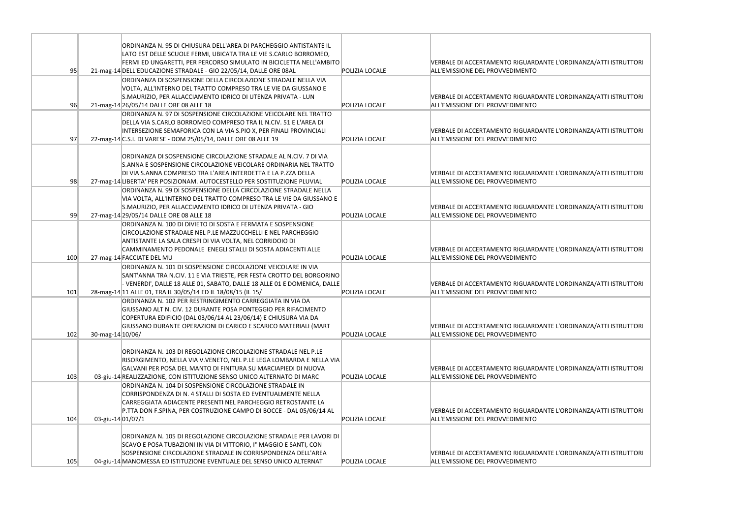| | | | | |
|---|---|---|---|---|
| 95 | 21-mag-14 | ORDINANZA N. 95 DI CHIUSURA DELL'AREA DI PARCHEGGIO ANTISTANTE IL LATO EST DELLE SCUOLE FERMI, UBICATA TRA LE VIE S.CARLO BORROMEO, FERMI ED UNGARETTI, PER PERCORSO SIMULATO IN BICICLETTA NELL'AMBITO DELL'EDUCAZIONE STRADALE - GIO 22/05/14, DALLE ORE 08AL | POLIZIA LOCALE | VERBALE DI ACCERTAMENTO RIGUARDANTE L'ORDINANZA/ATTI ISTRUTTORI ALL'EMISSIONE DEL PROVVEDIMENTO |
| 96 | 21-mag-14 | ORDINANZA DI SOSPENSIONE DELLA CIRCOLAZIONE STRADALE NELLA VIA VOLTA, ALL'INTERNO DEL TRATTO COMPRESO TRA LE VIE DA GIUSSANO E S.MAURIZIO, PER ALLACCIAMENTO IDRICO DI UTENZA PRIVATA - LUN 26/05/14 DALLE ORE 08 ALLE 18 | POLIZIA LOCALE | VERBALE DI ACCERTAMENTO RIGUARDANTE L'ORDINANZA/ATTI ISTRUTTORI ALL'EMISSIONE DEL PROVVEDIMENTO |
| 97 | 22-mag-14 | ORDINANZA N. 97 DI SOSPENSIONE CIRCOLAZIONE VEICOLARE NEL TRATTO DELLA VIA S.CARLO BORROMEO COMPRESO TRA IL N.CIV. 51 E L'AREA DI INTERSEZIONE SEMAFORICA CON LA VIA S.PIO X, PER FINALI PROVINCIALI C.S.I. DI VARESE - DOM 25/05/14, DALLE ORE 08 ALLE 19 | POLIZIA LOCALE | VERBALE DI ACCERTAMENTO RIGUARDANTE L'ORDINANZA/ATTI ISTRUTTORI ALL'EMISSIONE DEL PROVVEDIMENTO |
| 98 | 27-mag-14 | ORDINANZA DI SOSPENSIONE CIRCOLAZIONE STRADALE AL N.CIV. 7 DI VIA S.ANNA E SOSPENSIONE CIRCOLAZIONE VEICOLARE ORDINARIA NEL TRATTO DI VIA S.ANNA COMPRESO TRA L'AREA INTERDETTA E LA P.ZZA DELLA LIBERTA' PER POSIZIONAM. AUTOCESTELLO PER SOSTITUZIONE PLUVIAL | POLIZIA LOCALE | VERBALE DI ACCERTAMENTO RIGUARDANTE L'ORDINANZA/ATTI ISTRUTTORI ALL'EMISSIONE DEL PROVVEDIMENTO |
| 99 | 27-mag-14 | ORDINANZA N. 99 DI SOSPENSIONE DELLA CIRCOLAZIONE STRADALE NELLA VIA VOLTA, ALL'INTERNO DEL TRATTO COMPRESO TRA LE VIE DA GIUSSANO E S.MAURIZIO, PER ALLACCIAMENTO IDRICO DI UTENZA PRIVATA - GIO 29/05/14 DALLE ORE 08 ALLE 18 | POLIZIA LOCALE | VERBALE DI ACCERTAMENTO RIGUARDANTE L'ORDINANZA/ATTI ISTRUTTORI ALL'EMISSIONE DEL PROVVEDIMENTO |
| 100 | 27-mag-14 | ORDINANZA N. 100 DI DIVIETO DI SOSTA E FERMATA E SOSPENSIONE CIRCOLAZIONE STRADALE NEL P.LE MAZZUCCHELLI E NEL PARCHEGGIO ANTISTANTE LA SALA CRESPI DI VIA VOLTA, NEL CORRIDOIO DI CAMMINAMENTO PEDONALE ENEGLI STALLI DI SOSTA ADIACENTI ALLE FACCIATE DEL MU | POLIZIA LOCALE | VERBALE DI ACCERTAMENTO RIGUARDANTE L'ORDINANZA/ATTI ISTRUTTORI ALL'EMISSIONE DEL PROVVEDIMENTO |
| 101 | 28-mag-14 | ORDINANZA N. 101 DI SOSPENSIONE CIRCOLAZIONE VEICOLARE IN VIA SANT'ANNA TRA N.CIV. 11 E VIA TRIESTE, PER FESTA CROTTO DEL BORGORINO - VENERDI', DALLE 18 ALLE 01, SABATO, DALLE 18 ALLE 01 E DOMENICA, DALLE 11 ALLE 01, TRA IL 30/05/14 ED IL 18/08/15 (IL 15/ | POLIZIA LOCALE | VERBALE DI ACCERTAMENTO RIGUARDANTE L'ORDINANZA/ATTI ISTRUTTORI ALL'EMISSIONE DEL PROVVEDIMENTO |
| 102 | 30-mag-14 | ORDINANZA N. 102 PER RESTRINGIMENTO CARREGGIATA IN VIA DA GIUSSANO ALT N. CIV. 12 DURANTE POSA PONTEGGIO PER RIFACIMENTO COPERTURA EDIFICIO (DAL 03/06/14 AL 23/06/14) E CHIUSURA VIA DA GIUSSANO DURANTE OPERAZIONI DI CARICO E SCARICO MATERIALI (MART 10/06/ | POLIZIA LOCALE | VERBALE DI ACCERTAMENTO RIGUARDANTE L'ORDINANZA/ATTI ISTRUTTORI ALL'EMISSIONE DEL PROVVEDIMENTO |
| 103 | 03-giu-14 | ORDINANZA N. 103 DI REGOLAZIONE CIRCOLAZIONE STRADALE NEL P.LE RISORGIMENTO, NELLA VIA V.VENETO, NEL P.LE LEGA LOMBARDA E NELLA VIA GALVANI PER POSA DEL MANTO DI FINITURA SU MARCIAPIEDI DI NUOVA REALIZZAZIONE, CON ISTITUZIONE SENSO UNICO ALTERNATO DI MARC | POLIZIA LOCALE | VERBALE DI ACCERTAMENTO RIGUARDANTE L'ORDINANZA/ATTI ISTRUTTORI ALL'EMISSIONE DEL PROVVEDIMENTO |
| 104 | 03-giu-14 | ORDINANZA N. 104 DI SOSPENSIONE CIRCOLAZIONE STRADALE IN CORRISPONDENZA DI N. 4 STALLI DI SOSTA ED EVENTUALMENTE NELLA CARREGGIATA ADIACENTE PRESENTI NEL PARCHEGGIO RETROSTANTE LA P.TTA DON F.SPINA, PER COSTRUZIONE CAMPO DI BOCCE - DAL 05/06/14 AL 01/07/1 | POLIZIA LOCALE | VERBALE DI ACCERTAMENTO RIGUARDANTE L'ORDINANZA/ATTI ISTRUTTORI ALL'EMISSIONE DEL PROVVEDIMENTO |
| 105 | 04-giu-14 | ORDINANZA N. 105 DI REGOLAZIONE CIRCOLAZIONE STRADALE PER LAVORI DI SCAVO E POSA TUBAZIONI IN VIA DI VITTORIO, I° MAGGIO E SANTI, CON SOSPENSIONE CIRCOLAZIONE STRADALE IN CORRISPONDENZA DELL'AREA MANOMESSA ED ISTITUZIONE EVENTUALE DEL SENSO UNICO ALTERNAT | POLIZIA LOCALE | VERBALE DI ACCERTAMENTO RIGUARDANTE L'ORDINANZA/ATTI ISTRUTTORI ALL'EMISSIONE DEL PROVVEDIMENTO |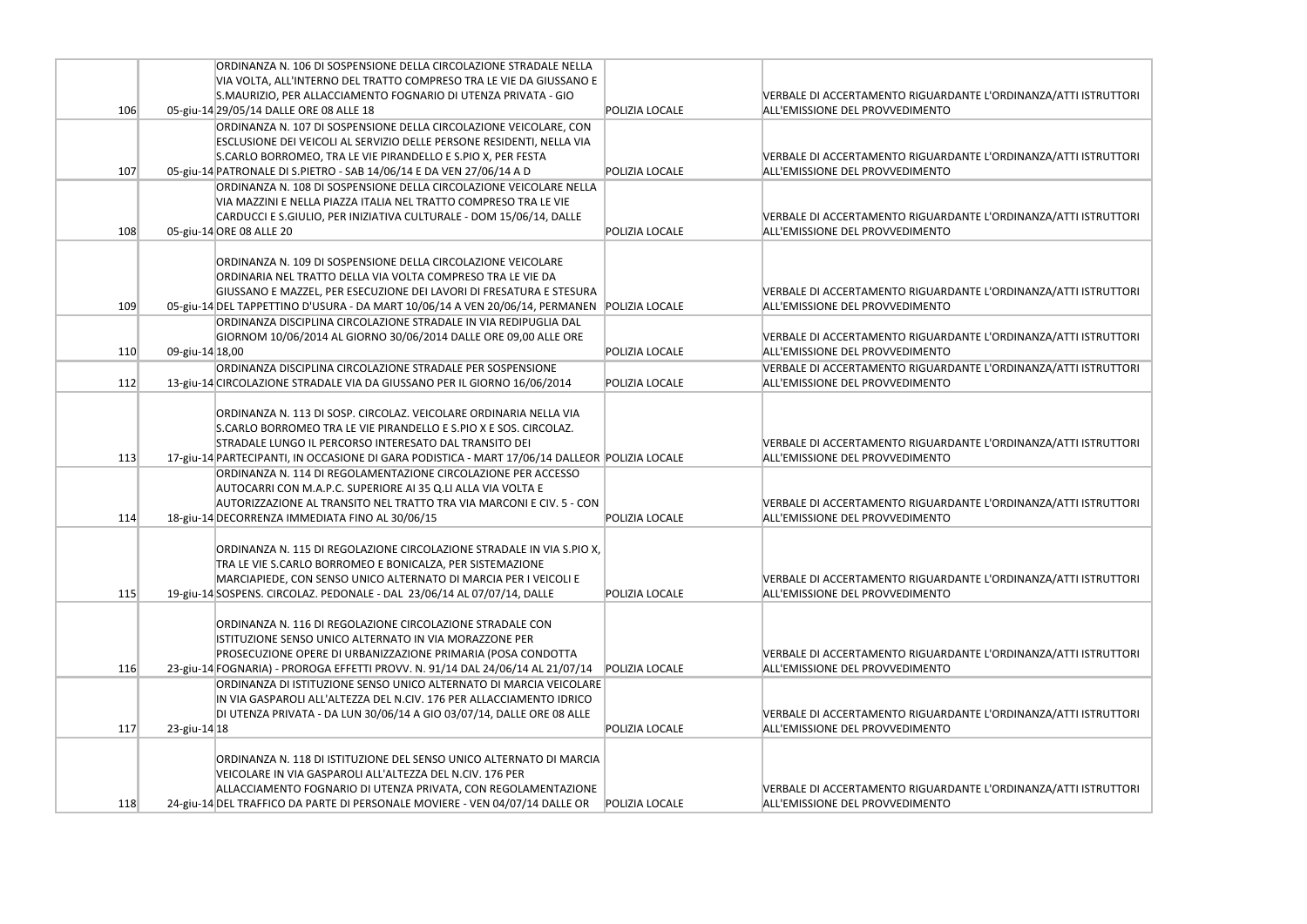| | | | | |
|---|---|---|---|---|
| 106 | 05-giu-14 | ORDINANZA N. 106 DI SOSPENSIONE DELLA CIRCOLAZIONE STRADALE NELLA VIA VOLTA, ALL'INTERNO DEL TRATTO COMPRESO TRA LE VIE DA GIUSSANO E S.MAURIZIO, PER ALLACCIAMENTO FOGNARIO DI UTENZA PRIVATA - GIO 29/05/14 DALLE ORE 08 ALLE 18 | POLIZIA LOCALE | VERBALE DI ACCERTAMENTO RIGUARDANTE L'ORDINANZA/ATTI ISTRUTTORI ALL'EMISSIONE DEL PROVVEDIMENTO |
| 107 | 05-giu-14 | ORDINANZA N. 107 DI SOSPENSIONE DELLA CIRCOLAZIONE VEICOLARE, CON ESCLUSIONE DEI VEICOLI AL SERVIZIO DELLE PERSONE RESIDENTI, NELLA VIA S.CARLO BORROMEO, TRA LE VIE PIRANDELLO E S.PIO X, PER FESTA PATRONALE DI S.PIETRO - SAB 14/06/14 E DA VEN 27/06/14 A D | POLIZIA LOCALE | VERBALE DI ACCERTAMENTO RIGUARDANTE L'ORDINANZA/ATTI ISTRUTTORI ALL'EMISSIONE DEL PROVVEDIMENTO |
| 108 | 05-giu-14 | ORDINANZA N. 108 DI SOSPENSIONE DELLA CIRCOLAZIONE VEICOLARE NELLA VIA MAZZINI E NELLA PIAZZA ITALIA NEL TRATTO COMPRESO TRA LE VIE CARDUCCI E S.GIULIO, PER INIZIATIVA CULTURALE - DOM 15/06/14, DALLE ORE 08 ALLE 20 | POLIZIA LOCALE | VERBALE DI ACCERTAMENTO RIGUARDANTE L'ORDINANZA/ATTI ISTRUTTORI ALL'EMISSIONE DEL PROVVEDIMENTO |
| 109 | 05-giu-14 | ORDINANZA N. 109 DI SOSPENSIONE DELLA CIRCOLAZIONE VEICOLARE ORDINARIA NEL TRATTO DELLA VIA VOLTA COMPRESO TRA LE VIE DA GIUSSANO E MAZZEL, PER ESECUZIONE DEI LAVORI DI FRESATURA E STESURA DEL TAPPETTINO D'USURA - DA MART 10/06/14 A VEN 20/06/14, PERMANEN | POLIZIA LOCALE | VERBALE DI ACCERTAMENTO RIGUARDANTE L'ORDINANZA/ATTI ISTRUTTORI ALL'EMISSIONE DEL PROVVEDIMENTO |
| 110 | 09-giu-14 | ORDINANZA DISCIPLINA CIRCOLAZIONE STRADALE IN VIA REDIPUGLIA DAL GIORNOM 10/06/2014 AL GIORNO 30/06/2014 DALLE ORE 09,00 ALLE ORE 18,00 | POLIZIA LOCALE | VERBALE DI ACCERTAMENTO RIGUARDANTE L'ORDINANZA/ATTI ISTRUTTORI ALL'EMISSIONE DEL PROVVEDIMENTO |
| 112 | 13-giu-14 | ORDINANZA DISCIPLINA CIRCOLAZIONE STRADALE PER SOSPENSIONE CIRCOLAZIONE STRADALE VIA DA GIUSSANO PER IL GIORNO 16/06/2014 | POLIZIA LOCALE | VERBALE DI ACCERTAMENTO RIGUARDANTE L'ORDINANZA/ATTI ISTRUTTORI ALL'EMISSIONE DEL PROVVEDIMENTO |
| 113 | 17-giu-14 | ORDINANZA N. 113 DI SOSP. CIRCOLAZ. VEICOLARE ORDINARIA NELLA VIA S.CARLO BORROMEO TRA LE VIE PIRANDELLO E S.PIO X E SOS. CIRCOLAZ. STRADALE LUNGO IL PERCORSO INTERESATO DAL TRANSITO DEI PARTECIPANTI, IN OCCASIONE DI GARA PODISTICA - MART 17/06/14 DALLEOR | POLIZIA LOCALE | VERBALE DI ACCERTAMENTO RIGUARDANTE L'ORDINANZA/ATTI ISTRUTTORI ALL'EMISSIONE DEL PROVVEDIMENTO |
| 114 | 18-giu-14 | ORDINANZA N. 114 DI REGOLAMENTAZIONE CIRCOLAZIONE PER ACCESSO AUTOCARRI CON M.A.P.C. SUPERIORE AI 35 Q.LI ALLA VIA VOLTA E AUTORIZZAZIONE AL TRANSITO NEL TRATTO TRA VIA MARCONI E CIV. 5 - CON DECORRENZA IMMEDIATA FINO AL 30/06/15 | POLIZIA LOCALE | VERBALE DI ACCERTAMENTO RIGUARDANTE L'ORDINANZA/ATTI ISTRUTTORI ALL'EMISSIONE DEL PROVVEDIMENTO |
| 115 | 19-giu-14 | ORDINANZA N. 115 DI REGOLAZIONE CIRCOLAZIONE STRADALE IN VIA S.PIO X, TRA LE VIE S.CARLO BORROMEO E BONICALZA, PER SISTEMAZIONE MARCIAPIEDE, CON SENSO UNICO ALTERNATO DI MARCIA PER I VEICOLI E SOSPENS. CIRCOLAZ. PEDONALE - DAL 23/06/14 AL 07/07/14, DALLE | POLIZIA LOCALE | VERBALE DI ACCERTAMENTO RIGUARDANTE L'ORDINANZA/ATTI ISTRUTTORI ALL'EMISSIONE DEL PROVVEDIMENTO |
| 116 | 23-giu-14 | ORDINANZA N. 116 DI REGOLAZIONE CIRCOLAZIONE STRADALE CON ISTITUZIONE SENSO UNICO ALTERNATO IN VIA MORAZZONE PER PROSECUZIONE OPERE DI URBANIZZAZIONE PRIMARIA (POSA CONDOTTA FOGNARIA) - PROROGA EFFETTI PROVV. N. 91/14 DAL 24/06/14 AL 21/07/14 | POLIZIA LOCALE | VERBALE DI ACCERTAMENTO RIGUARDANTE L'ORDINANZA/ATTI ISTRUTTORI ALL'EMISSIONE DEL PROVVEDIMENTO |
| 117 | 23-giu-14 | ORDINANZA DI ISTITUZIONE SENSO UNICO ALTERNATO DI MARCIA VEICOLARE IN VIA GASPAROLI ALL'ALTEZZA DEL N.CIV. 176 PER ALLACCIAMENTO IDRICO DI UTENZA PRIVATA - DA LUN 30/06/14 A GIO 03/07/14, DALLE ORE 08 ALLE 18 | POLIZIA LOCALE | VERBALE DI ACCERTAMENTO RIGUARDANTE L'ORDINANZA/ATTI ISTRUTTORI ALL'EMISSIONE DEL PROVVEDIMENTO |
| 118 | 24-giu-14 | ORDINANZA N. 118 DI ISTITUZIONE DEL SENSO UNICO ALTERNATO DI MARCIA VEICOLARE IN VIA GASPAROLI ALL'ALTEZZA DEL N.CIV. 176 PER ALLACCIAMENTO FOGNARIO DI UTENZA PRIVATA, CON REGOLAMENTAZIONE DEL TRAFFICO DA PARTE DI PERSONALE MOVIERE - VEN 04/07/14 DALLE OR | POLIZIA LOCALE | VERBALE DI ACCERTAMENTO RIGUARDANTE L'ORDINANZA/ATTI ISTRUTTORI ALL'EMISSIONE DEL PROVVEDIMENTO |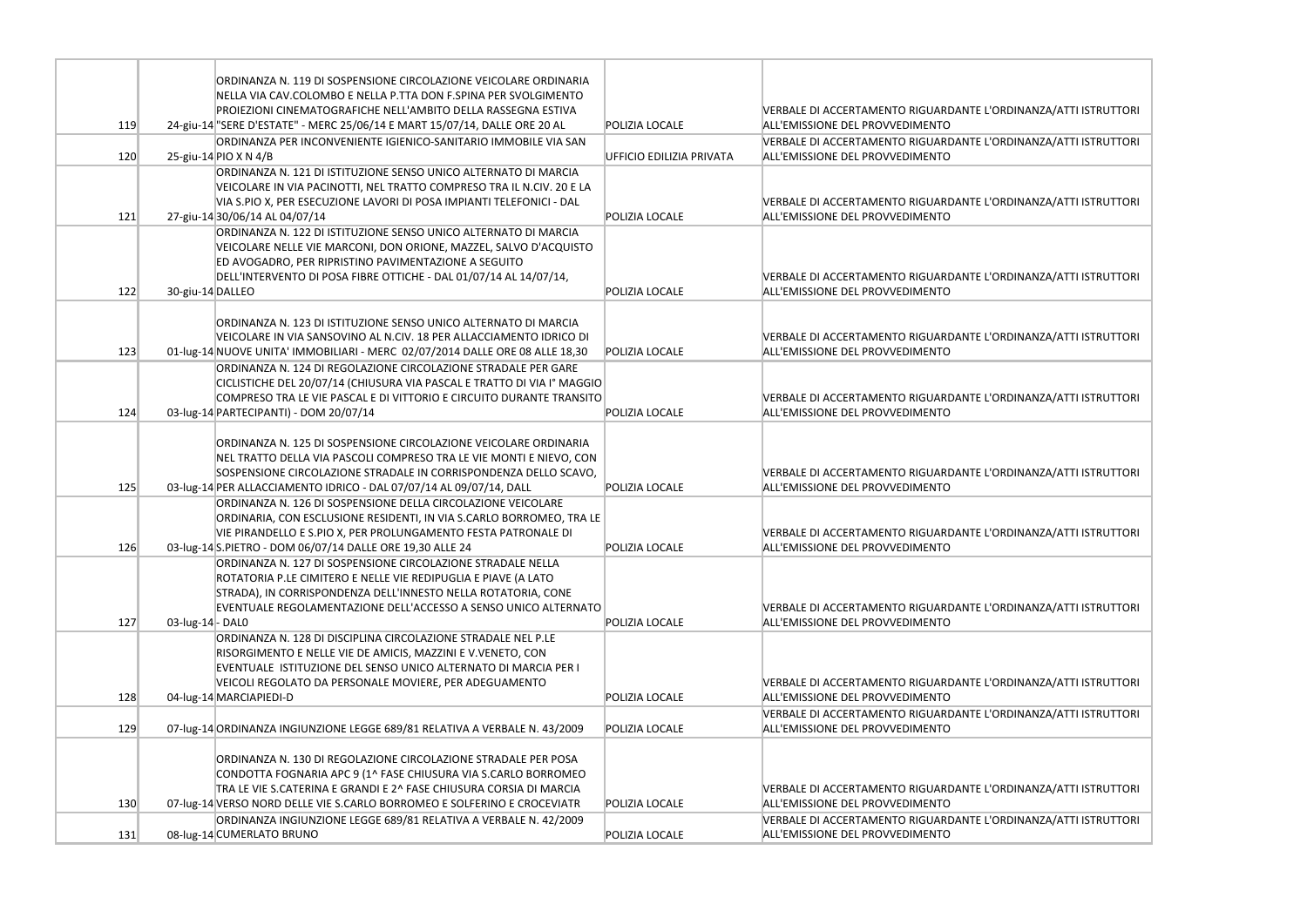| | | | | |
|---|---|---|---|---|
| 119 | 24-giu-14 | ORDINANZA N. 119 DI SOSPENSIONE CIRCOLAZIONE VEICOLARE ORDINARIA NELLA VIA CAV.COLOMBO E NELLA P.TTA DON F.SPINA PER SVOLGIMENTO PROIEZIONI CINEMATOGRAFICHE NELL'AMBITO DELLA RASSEGNA ESTIVA "SERE D'ESTATE" - MERC 25/06/14 E MART 15/07/14, DALLE ORE 20 AL | POLIZIA LOCALE | VERBALE DI ACCERTAMENTO RIGUARDANTE L'ORDINANZA/ATTI ISTRUTTORI ALL'EMISSIONE DEL PROVVEDIMENTO |
| 120 | 25-giu-14 | ORDINANZA PER INCONVENIENTE IGIENICO-SANITARIO IMMOBILE VIA SAN PIO X N 4/B | UFFICIO EDILIZIA PRIVATA | VERBALE DI ACCERTAMENTO RIGUARDANTE L'ORDINANZA/ATTI ISTRUTTORI ALL'EMISSIONE DEL PROVVEDIMENTO |
| 121 | 27-giu-14 | ORDINANZA N. 121 DI ISTITUZIONE SENSO UNICO ALTERNATO DI MARCIA VEICOLARE IN VIA PACINOTTI, NEL TRATTO COMPRESO TRA IL N.CIV. 20 E LA VIA S.PIO X, PER ESECUZIONE LAVORI DI POSA IMPIANTI TELEFONICI - DAL 30/06/14 AL 04/07/14 | POLIZIA LOCALE | VERBALE DI ACCERTAMENTO RIGUARDANTE L'ORDINANZA/ATTI ISTRUTTORI ALL'EMISSIONE DEL PROVVEDIMENTO |
| 122 | 30-giu-14 | ORDINANZA N. 122 DI ISTITUZIONE SENSO UNICO ALTERNATO DI MARCIA VEICOLARE NELLE VIE MARCONI, DON ORIONE, MAZZEL, SALVO D'ACQUISTO ED AVOGADRO, PER RIPRISTINO PAVIMENTAZIONE A SEGUITO DELL'INTERVENTO DI POSA FIBRE OTTICHE - DAL 01/07/14 AL 14/07/14, DALLEO | POLIZIA LOCALE | VERBALE DI ACCERTAMENTO RIGUARDANTE L'ORDINANZA/ATTI ISTRUTTORI ALL'EMISSIONE DEL PROVVEDIMENTO |
| 123 | 01-lug-14 | ORDINANZA N. 123 DI ISTITUZIONE SENSO UNICO ALTERNATO DI MARCIA VEICOLARE IN VIA SANSOVINO AL N.CIV. 18 PER ALLACCIAMENTO IDRICO DI NUOVE UNITA' IMMOBILIARI - MERC 02/07/2014 DALLE ORE 08 ALLE 18,30 | POLIZIA LOCALE | VERBALE DI ACCERTAMENTO RIGUARDANTE L'ORDINANZA/ATTI ISTRUTTORI ALL'EMISSIONE DEL PROVVEDIMENTO |
| 124 | 03-lug-14 | ORDINANZA N. 124 DI REGOLAZIONE CIRCOLAZIONE STRADALE PER GARE CICLISTICHE DEL 20/07/14 (CHIUSURA VIA PASCAL E TRATTO DI VIA I° MAGGIO COMPRESO TRA LE VIE PASCAL E DI VITTORIO E CIRCUITO DURANTE TRANSITO PARTECIPANTI) - DOM 20/07/14 | POLIZIA LOCALE | VERBALE DI ACCERTAMENTO RIGUARDANTE L'ORDINANZA/ATTI ISTRUTTORI ALL'EMISSIONE DEL PROVVEDIMENTO |
| 125 | 03-lug-14 | ORDINANZA N. 125 DI SOSPENSIONE CIRCOLAZIONE VEICOLARE ORDINARIA NEL TRATTO DELLA VIA PASCOLI COMPRESO TRA LE VIE MONTI E NIEVO, CON SOSPENSIONE CIRCOLAZIONE STRADALE IN CORRISPONDENZA DELLO SCAVO, PER ALLACCIAMENTO IDRICO - DAL 07/07/14 AL 09/07/14, DALL | POLIZIA LOCALE | VERBALE DI ACCERTAMENTO RIGUARDANTE L'ORDINANZA/ATTI ISTRUTTORI ALL'EMISSIONE DEL PROVVEDIMENTO |
| 126 | 03-lug-14 | ORDINANZA N. 126 DI SOSPENSIONE DELLA CIRCOLAZIONE VEICOLARE ORDINARIA, CON ESCLUSIONE RESIDENTI, IN VIA S.CARLO BORROMEO, TRA LE VIE PIRANDELLO E S.PIO X, PER PROLUNGAMENTO FESTA PATRONALE DI S.PIETRO - DOM 06/07/14 DALLE ORE 19,30 ALLE 24 | POLIZIA LOCALE | VERBALE DI ACCERTAMENTO RIGUARDANTE L'ORDINANZA/ATTI ISTRUTTORI ALL'EMISSIONE DEL PROVVEDIMENTO |
| 127 | 03-lug-14 | ORDINANZA N. 127 DI SOSPENSIONE CIRCOLAZIONE STRADALE NELLA ROTATORIA P.LE CIMITERO E NELLE VIE REDIPUGLIA E PIAVE (A LATO STRADA), IN CORRISPONDENZA DELL'INNESTO NELLA ROTATORIA, CONE EVENTUALE REGOLAMENTAZIONE DELL'ACCESSO A SENSO UNICO ALTERNATO - DAL0 | POLIZIA LOCALE | VERBALE DI ACCERTAMENTO RIGUARDANTE L'ORDINANZA/ATTI ISTRUTTORI ALL'EMISSIONE DEL PROVVEDIMENTO |
| 128 | 04-lug-14 | ORDINANZA N. 128 DI DISCIPLINA CIRCOLAZIONE STRADALE NEL P.LE RISORGIMENTO E NELLE VIE DE AMICIS, MAZZINI E V.VENETO, CON EVENTUALE ISTITUZIONE DEL SENSO UNICO ALTERNATO DI MARCIA PER I VEICOLI REGOLATO DA PERSONALE MOVIERE, PER ADEGUAMENTO MARCIAPIEDI-D | POLIZIA LOCALE | VERBALE DI ACCERTAMENTO RIGUARDANTE L'ORDINANZA/ATTI ISTRUTTORI ALL'EMISSIONE DEL PROVVEDIMENTO |
| 129 | 07-lug-14 | ORDINANZA INGIUNZIONE LEGGE 689/81 RELATIVA A VERBALE N. 43/2009 | POLIZIA LOCALE | VERBALE DI ACCERTAMENTO RIGUARDANTE L'ORDINANZA/ATTI ISTRUTTORI ALL'EMISSIONE DEL PROVVEDIMENTO |
| 130 | 07-lug-14 | ORDINANZA N. 130 DI REGOLAZIONE CIRCOLAZIONE STRADALE PER POSA CONDOTTA FOGNARIA APC 9 (1^ FASE CHIUSURA VIA S.CARLO BORROMEO TRA LE VIE S.CATERINA E GRANDI E 2^ FASE CHIUSURA CORSIA DI MARCIA VERSO NORD DELLE VIE S.CARLO BORROMEO E SOLFERINO E CROCEVIATR | POLIZIA LOCALE | VERBALE DI ACCERTAMENTO RIGUARDANTE L'ORDINANZA/ATTI ISTRUTTORI ALL'EMISSIONE DEL PROVVEDIMENTO |
| 131 | 08-lug-14 | ORDINANZA INGIUNZIONE LEGGE 689/81 RELATIVA A VERBALE N. 42/2009 CUMERLATO BRUNO | POLIZIA LOCALE | VERBALE DI ACCERTAMENTO RIGUARDANTE L'ORDINANZA/ATTI ISTRUTTORI ALL'EMISSIONE DEL PROVVEDIMENTO |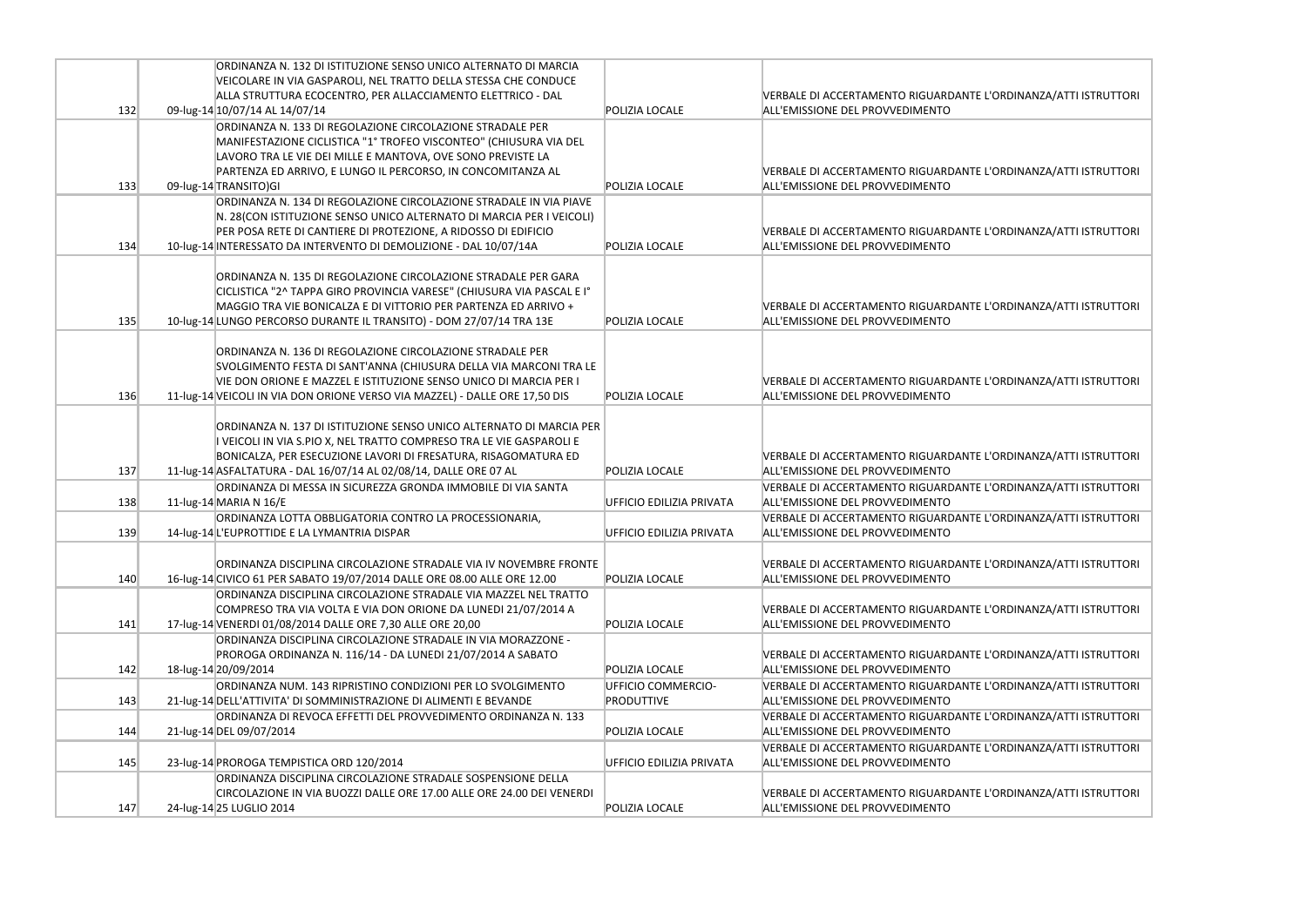| | | | | |
|---|---|---|---|---|
| 132 | 09-lug-14 | ORDINANZA N. 132 DI ISTITUZIONE SENSO UNICO ALTERNATO DI MARCIA VEICOLARE IN VIA GASPAROLI, NEL TRATTO DELLA STESSA CHE CONDUCE ALLA STRUTTURA ECOCENTRO, PER ALLACCIAMENTO ELETTRICO - DAL 10/07/14 AL 14/07/14 | POLIZIA LOCALE | VERBALE DI ACCERTAMENTO RIGUARDANTE L'ORDINANZA/ATTI ISTRUTTORI ALL'EMISSIONE DEL PROVVEDIMENTO |
| 133 | 09-lug-14 | ORDINANZA N. 133 DI REGOLAZIONE CIRCOLAZIONE STRADALE PER MANIFESTAZIONE CICLISTICA "1° TROFEO VISCONTEO" (CHIUSURA VIA DEL LAVORO TRA LE VIE DEI MILLE E MANTOVA, OVE SONO PREVISTE LA PARTENZA ED ARRIVO, E LUNGO IL PERCORSO, IN CONCOMITANZA AL TRANSITO)GI | POLIZIA LOCALE | VERBALE DI ACCERTAMENTO RIGUARDANTE L'ORDINANZA/ATTI ISTRUTTORI ALL'EMISSIONE DEL PROVVEDIMENTO |
| 134 | 10-lug-14 | ORDINANZA N. 134 DI REGOLAZIONE CIRCOLAZIONE STRADALE IN VIA PIAVE N. 28(CON ISTITUZIONE SENSO UNICO ALTERNATO DI MARCIA PER I VEICOLI) PER POSA RETE DI CANTIERE DI PROTEZIONE, A RIDOSSO DI EDIFICIO INTERESSATO DA INTERVENTO DI DEMOLIZIONE - DAL 10/07/14A | POLIZIA LOCALE | VERBALE DI ACCERTAMENTO RIGUARDANTE L'ORDINANZA/ATTI ISTRUTTORI ALL'EMISSIONE DEL PROVVEDIMENTO |
| 135 | 10-lug-14 | ORDINANZA N. 135 DI REGOLAZIONE CIRCOLAZIONE STRADALE PER GARA CICLISTICA "2^ TAPPA GIRO PROVINCIA VARESE" (CHIUSURA VIA PASCAL E I° MAGGIO TRA VIE BONICALZA E DI VITTORIO PER PARTENZA ED ARRIVO + LUNGO PERCORSO DURANTE IL TRANSITO) - DOM 27/07/14 TRA 13E | POLIZIA LOCALE | VERBALE DI ACCERTAMENTO RIGUARDANTE L'ORDINANZA/ATTI ISTRUTTORI ALL'EMISSIONE DEL PROVVEDIMENTO |
| 136 | 11-lug-14 | ORDINANZA N. 136 DI REGOLAZIONE CIRCOLAZIONE STRADALE PER SVOLGIMENTO FESTA DI SANT'ANNA (CHIUSURA DELLA VIA MARCONI TRA LE VIE DON ORIONE E MAZZEL E ISTITUZIONE SENSO UNICO DI MARCIA PER I VEICOLI IN VIA DON ORIONE VERSO VIA MAZZEL) - DALLE ORE 17,50 DIS | POLIZIA LOCALE | VERBALE DI ACCERTAMENTO RIGUARDANTE L'ORDINANZA/ATTI ISTRUTTORI ALL'EMISSIONE DEL PROVVEDIMENTO |
| 137 | 11-lug-14 | ORDINANZA N. 137 DI ISTITUZIONE SENSO UNICO ALTERNATO DI MARCIA PER I VEICOLI IN VIA S.PIO X, NEL TRATTO COMPRESO TRA LE VIE GASPAROLI E BONICALZA, PER ESECUZIONE LAVORI DI FRESATURA, RISAGOMATURA ED ASFALTATURA - DAL 16/07/14 AL 02/08/14, DALLE ORE 07 AL | POLIZIA LOCALE | VERBALE DI ACCERTAMENTO RIGUARDANTE L'ORDINANZA/ATTI ISTRUTTORI ALL'EMISSIONE DEL PROVVEDIMENTO |
| 138 | 11-lug-14 | ORDINANZA DI MESSA IN SICUREZZA GRONDA IMMOBILE DI VIA SANTA MARIA N 16/E | UFFICIO EDILIZIA PRIVATA | VERBALE DI ACCERTAMENTO RIGUARDANTE L'ORDINANZA/ATTI ISTRUTTORI ALL'EMISSIONE DEL PROVVEDIMENTO |
| 139 | 14-lug-14 | ORDINANZA LOTTA OBBLIGATORIA CONTRO LA PROCESSIONARIA, L'EUPROTTIDE E LA LYMANTRIA DISPAR | UFFICIO EDILIZIA PRIVATA | VERBALE DI ACCERTAMENTO RIGUARDANTE L'ORDINANZA/ATTI ISTRUTTORI ALL'EMISSIONE DEL PROVVEDIMENTO |
| 140 | 16-lug-14 | ORDINANZA DISCIPLINA CIRCOLAZIONE STRADALE VIA IV NOVEMBRE FRONTE CIVICO 61 PER SABATO 19/07/2014 DALLE ORE 08.00 ALLE ORE 12.00 | POLIZIA LOCALE | VERBALE DI ACCERTAMENTO RIGUARDANTE L'ORDINANZA/ATTI ISTRUTTORI ALL'EMISSIONE DEL PROVVEDIMENTO |
| 141 | 17-lug-14 | ORDINANZA DISCIPLINA CIRCOLAZIONE STRADALE VIA MAZZEL NEL TRATTO COMPRESO TRA VIA VOLTA E VIA DON ORIONE DA LUNEDI 21/07/2014 A VENERDI 01/08/2014 DALLE ORE 7,30 ALLE ORE 20,00 | POLIZIA LOCALE | VERBALE DI ACCERTAMENTO RIGUARDANTE L'ORDINANZA/ATTI ISTRUTTORI ALL'EMISSIONE DEL PROVVEDIMENTO |
| 142 | 18-lug-14 | ORDINANZA DISCIPLINA CIRCOLAZIONE STRADALE IN VIA MORAZZONE - PROROGA ORDINANZA N. 116/14 - DA LUNEDI 21/07/2014 A SABATO 20/09/2014 | POLIZIA LOCALE | VERBALE DI ACCERTAMENTO RIGUARDANTE L'ORDINANZA/ATTI ISTRUTTORI ALL'EMISSIONE DEL PROVVEDIMENTO |
| 143 | 21-lug-14 | ORDINANZA NUM. 143 RIPRISTINO CONDIZIONI PER LO SVOLGIMENTO DELL'ATTIVITA' DI SOMMINISTRAZIONE DI ALIMENTI E BEVANDE | UFFICIO COMMERCIO-PRODUTTIVE | VERBALE DI ACCERTAMENTO RIGUARDANTE L'ORDINANZA/ATTI ISTRUTTORI ALL'EMISSIONE DEL PROVVEDIMENTO |
| 144 | 21-lug-14 | ORDINANZA DI REVOCA EFFETTI DEL PROVVEDIMENTO ORDINANZA N. 133 DEL 09/07/2014 | POLIZIA LOCALE | VERBALE DI ACCERTAMENTO RIGUARDANTE L'ORDINANZA/ATTI ISTRUTTORI ALL'EMISSIONE DEL PROVVEDIMENTO |
| 145 | 23-lug-14 | PROROGA TEMPISTICA ORD 120/2014 | UFFICIO EDILIZIA PRIVATA | VERBALE DI ACCERTAMENTO RIGUARDANTE L'ORDINANZA/ATTI ISTRUTTORI ALL'EMISSIONE DEL PROVVEDIMENTO |
| 147 | 24-lug-14 | ORDINANZA DISCIPLINA CIRCOLAZIONE STRADALE SOSPENSIONE DELLA CIRCOLAZIONE IN VIA BUOZZI DALLE ORE 17.00 ALLE ORE 24.00 DEI VENERDI 25 LUGLIO 2014 | POLIZIA LOCALE | VERBALE DI ACCERTAMENTO RIGUARDANTE L'ORDINANZA/ATTI ISTRUTTORI ALL'EMISSIONE DEL PROVVEDIMENTO |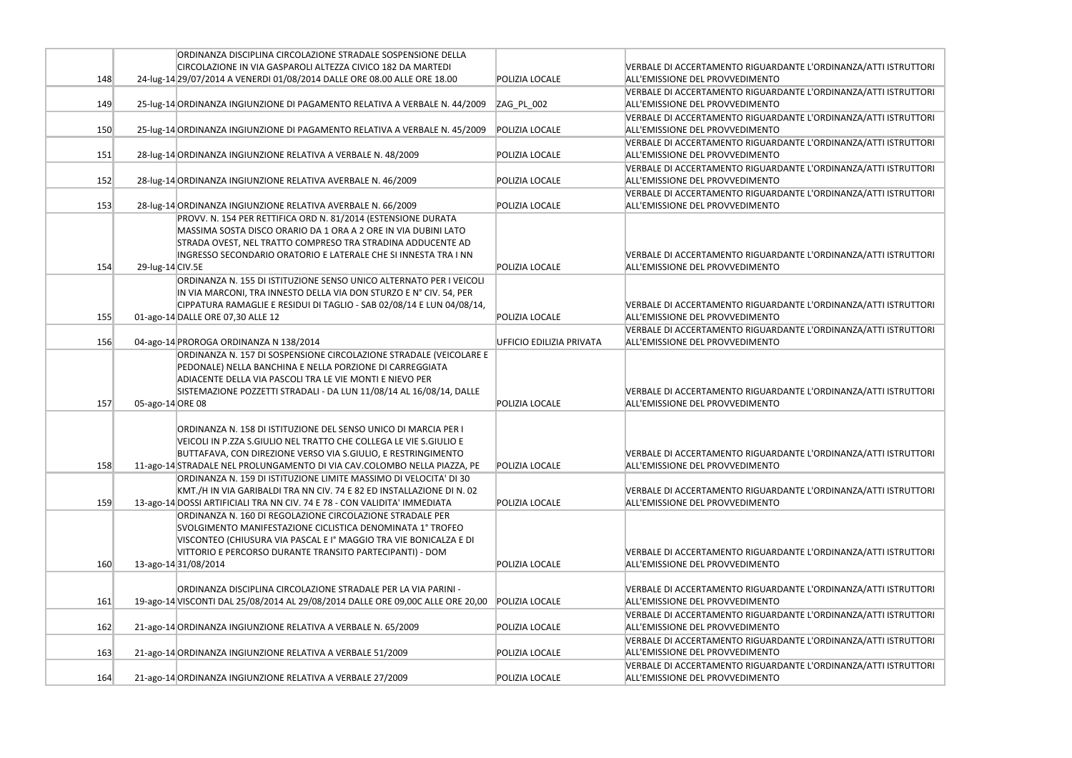| | | | | |
|---|---|---|---|---|
| 148 | 24-lug-14 | ORDINANZA DISCIPLINA CIRCOLAZIONE STRADALE SOSPENSIONE DELLA CIRCOLAZIONE IN VIA GASPAROLI ALTEZZA CIVICO 182 DA MARTEDI 29/07/2014 A VENERDI 01/08/2014 DALLE ORE 08.00 ALLE ORE 18.00 | POLIZIA LOCALE | VERBALE DI ACCERTAMENTO RIGUARDANTE L'ORDINANZA/ATTI ISTRUTTORI ALL'EMISSIONE DEL PROVVEDIMENTO |
| 149 | 25-lug-14 | ORDINANZA INGIUNZIONE DI PAGAMENTO RELATIVA A VERBALE N. 44/2009 | ZAG_PL_002 | VERBALE DI ACCERTAMENTO RIGUARDANTE L'ORDINANZA/ATTI ISTRUTTORI ALL'EMISSIONE DEL PROVVEDIMENTO |
| 150 | 25-lug-14 | ORDINANZA INGIUNZIONE DI PAGAMENTO RELATIVA A VERBALE N. 45/2009 | POLIZIA LOCALE | VERBALE DI ACCERTAMENTO RIGUARDANTE L'ORDINANZA/ATTI ISTRUTTORI ALL'EMISSIONE DEL PROVVEDIMENTO |
| 151 | 28-lug-14 | ORDINANZA INGIUNZIONE RELATIVA A VERBALE N. 48/2009 | POLIZIA LOCALE | VERBALE DI ACCERTAMENTO RIGUARDANTE L'ORDINANZA/ATTI ISTRUTTORI ALL'EMISSIONE DEL PROVVEDIMENTO |
| 152 | 28-lug-14 | ORDINANZA INGIUNZIONE RELATIVA AVERBALE N. 46/2009 | POLIZIA LOCALE | VERBALE DI ACCERTAMENTO RIGUARDANTE L'ORDINANZA/ATTI ISTRUTTORI ALL'EMISSIONE DEL PROVVEDIMENTO |
| 153 | 28-lug-14 | ORDINANZA INGIUNZIONE RELATIVA AVERBALE N. 66/2009 | POLIZIA LOCALE | VERBALE DI ACCERTAMENTO RIGUARDANTE L'ORDINANZA/ATTI ISTRUTTORI ALL'EMISSIONE DEL PROVVEDIMENTO |
| 154 | 29-lug-14 | PROVV. N. 154 PER RETTIFICA ORD N. 81/2014 (ESTENSIONE DURATA MASSIMA SOSTA DISCO ORARIO DA 1 ORA A 2 ORE IN VIA DUBINI LATO STRADA OVEST, NEL TRATTO COMPRESO TRA STRADINA ADDUCENTE AD INGRESSO SECONDARIO ORATORIO E LATERALE CHE SI INNESTA TRA I NN CIV.5E | POLIZIA LOCALE | VERBALE DI ACCERTAMENTO RIGUARDANTE L'ORDINANZA/ATTI ISTRUTTORI ALL'EMISSIONE DEL PROVVEDIMENTO |
| 155 | 01-ago-14 | ORDINANZA N. 155 DI ISTITUZIONE SENSO UNICO ALTERNATO PER I VEICOLI IN VIA MARCONI, TRA INNESTO DELLA VIA DON STURZO E N° CIV. 54, PER CIPPATURA RAMAGLIE E RESIDUI DI TAGLIO - SAB 02/08/14 E LUN 04/08/14, DALLE ORE 07,30 ALLE 12 | POLIZIA LOCALE | VERBALE DI ACCERTAMENTO RIGUARDANTE L'ORDINANZA/ATTI ISTRUTTORI ALL'EMISSIONE DEL PROVVEDIMENTO |
| 156 | 04-ago-14 | PROROGA ORDINANZA N 138/2014 | UFFICIO EDILIZIA PRIVATA | VERBALE DI ACCERTAMENTO RIGUARDANTE L'ORDINANZA/ATTI ISTRUTTORI ALL'EMISSIONE DEL PROVVEDIMENTO |
| 157 | 05-ago-14 | ORDINANZA N. 157 DI SOSPENSIONE CIRCOLAZIONE STRADALE (VEICOLARE E PEDONALE) NELLA BANCHINA E NELLA PORZIONE DI CARREGGIATA ADIACENTE DELLA VIA PASCOLI TRA LE VIE MONTI E NIEVO PER SISTEMAZIONE POZZETTI STRADALI - DA LUN 11/08/14 AL 16/08/14, DALLE ORE 08 | POLIZIA LOCALE | VERBALE DI ACCERTAMENTO RIGUARDANTE L'ORDINANZA/ATTI ISTRUTTORI ALL'EMISSIONE DEL PROVVEDIMENTO |
| 158 | 11-ago-14 | ORDINANZA N. 158 DI ISTITUZIONE DEL SENSO UNICO DI MARCIA PER I VEICOLI IN P.ZZA S.GIULIO NEL TRATTO CHE COLLEGA LE VIE S.GIULIO E BUTTAFAVA, CON DIREZIONE VERSO VIA S.GIULIO, E RESTRINGIMENTO STRADALE NEL PROLUNGAMENTO DI VIA CAV.COLOMBO NELLA PIAZZA, PE | POLIZIA LOCALE | VERBALE DI ACCERTAMENTO RIGUARDANTE L'ORDINANZA/ATTI ISTRUTTORI ALL'EMISSIONE DEL PROVVEDIMENTO |
| 159 | 13-ago-14 | ORDINANZA N. 159 DI ISTITUZIONE LIMITE MASSIMO DI VELOCITA' DI 30 KMT./H IN VIA GARIBALDI TRA NN CIV. 74 E 82 ED INSTALLAZIONE DI N. 02 DOSSI ARTIFICIALI TRA NN CIV. 74 E 78 - CON VALIDITA' IMMEDIATA | POLIZIA LOCALE | VERBALE DI ACCERTAMENTO RIGUARDANTE L'ORDINANZA/ATTI ISTRUTTORI ALL'EMISSIONE DEL PROVVEDIMENTO |
| 160 | 13-ago-14 | ORDINANZA N. 160 DI REGOLAZIONE CIRCOLAZIONE STRADALE PER SVOLGIMENTO MANIFESTAZIONE CICLISTICA DENOMINATA 1° TROFEO VISCONTEO (CHIUSURA VIA PASCAL E I° MAGGIO TRA VIE BONICALZA E DI VITTORIO E PERCORSO DURANTE TRANSITO PARTECIPANTI) - DOM 31/08/2014 | POLIZIA LOCALE | VERBALE DI ACCERTAMENTO RIGUARDANTE L'ORDINANZA/ATTI ISTRUTTORI ALL'EMISSIONE DEL PROVVEDIMENTO |
| 161 | 19-ago-14 | ORDINANZA DISCIPLINA CIRCOLAZIONE STRADALE PER LA VIA PARINI - VISCONTI DAL 25/08/2014 AL 29/08/2014 DALLE ORE 09,00C ALLE ORE 20,00 | POLIZIA LOCALE | VERBALE DI ACCERTAMENTO RIGUARDANTE L'ORDINANZA/ATTI ISTRUTTORI ALL'EMISSIONE DEL PROVVEDIMENTO |
| 162 | 21-ago-14 | ORDINANZA INGIUNZIONE RELATIVA A VERBALE N. 65/2009 | POLIZIA LOCALE | VERBALE DI ACCERTAMENTO RIGUARDANTE L'ORDINANZA/ATTI ISTRUTTORI ALL'EMISSIONE DEL PROVVEDIMENTO |
| 163 | 21-ago-14 | ORDINANZA INGIUNZIONE RELATIVA A VERBALE 51/2009 | POLIZIA LOCALE | VERBALE DI ACCERTAMENTO RIGUARDANTE L'ORDINANZA/ATTI ISTRUTTORI ALL'EMISSIONE DEL PROVVEDIMENTO |
| 164 | 21-ago-14 | ORDINANZA INGIUNZIONE RELATIVA A VERBALE 27/2009 | POLIZIA LOCALE | VERBALE DI ACCERTAMENTO RIGUARDANTE L'ORDINANZA/ATTI ISTRUTTORI ALL'EMISSIONE DEL PROVVEDIMENTO |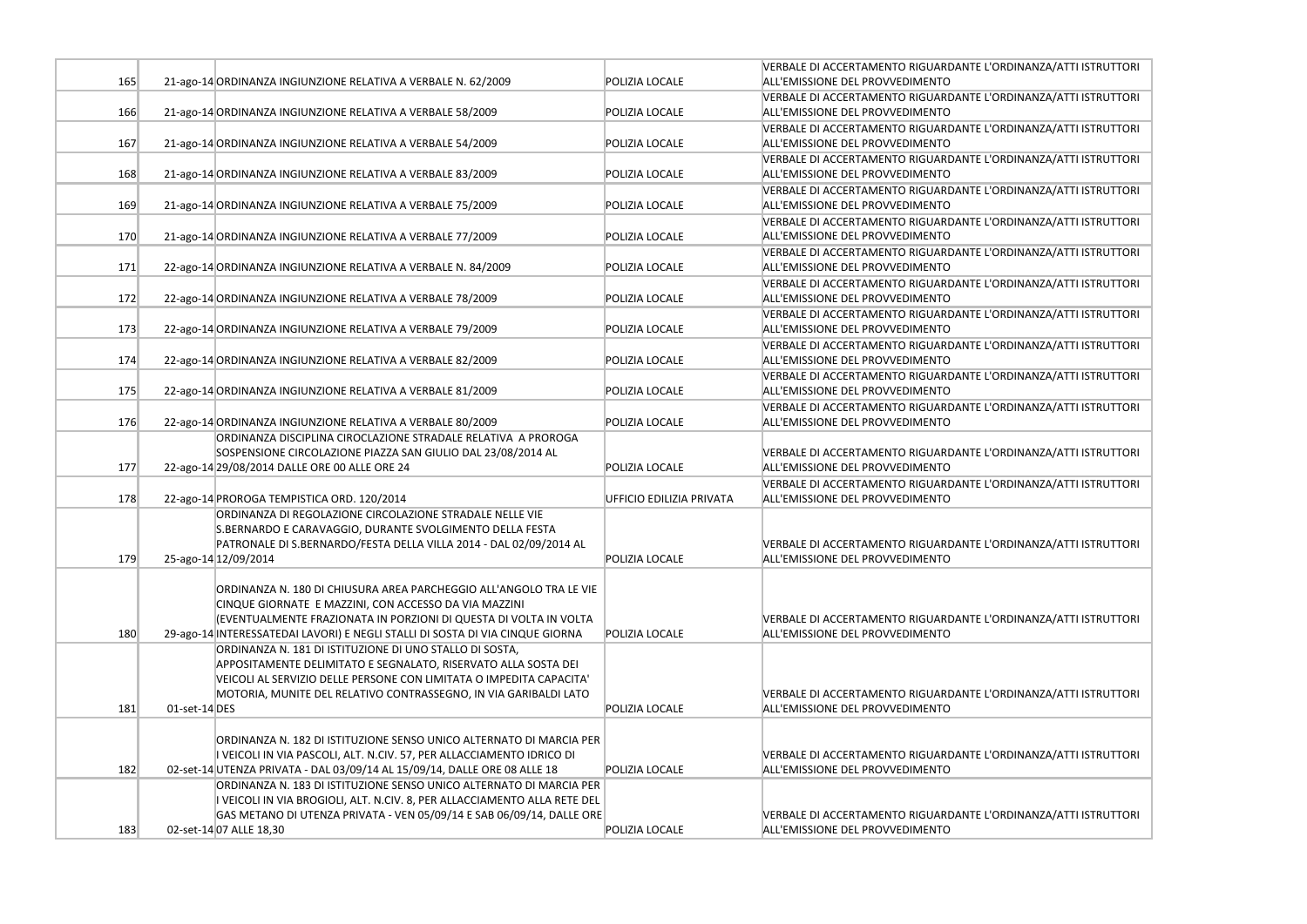| | | | | |
|---|---|---|---|---|
| 165 | 21-ago-14 | ORDINANZA INGIUNZIONE RELATIVA A VERBALE N. 62/2009 | POLIZIA LOCALE | VERBALE DI ACCERTAMENTO RIGUARDANTE L'ORDINANZA/ATTI ISTRUTTORI ALL'EMISSIONE DEL PROVVEDIMENTO |
| 166 | 21-ago-14 | ORDINANZA INGIUNZIONE RELATIVA A VERBALE 58/2009 | POLIZIA LOCALE | VERBALE DI ACCERTAMENTO RIGUARDANTE L'ORDINANZA/ATTI ISTRUTTORI ALL'EMISSIONE DEL PROVVEDIMENTO |
| 167 | 21-ago-14 | ORDINANZA INGIUNZIONE RELATIVA A VERBALE 54/2009 | POLIZIA LOCALE | VERBALE DI ACCERTAMENTO RIGUARDANTE L'ORDINANZA/ATTI ISTRUTTORI ALL'EMISSIONE DEL PROVVEDIMENTO |
| 168 | 21-ago-14 | ORDINANZA INGIUNZIONE RELATIVA A VERBALE 83/2009 | POLIZIA LOCALE | VERBALE DI ACCERTAMENTO RIGUARDANTE L'ORDINANZA/ATTI ISTRUTTORI ALL'EMISSIONE DEL PROVVEDIMENTO |
| 169 | 21-ago-14 | ORDINANZA INGIUNZIONE RELATIVA A VERBALE 75/2009 | POLIZIA LOCALE | VERBALE DI ACCERTAMENTO RIGUARDANTE L'ORDINANZA/ATTI ISTRUTTORI ALL'EMISSIONE DEL PROVVEDIMENTO |
| 170 | 21-ago-14 | ORDINANZA INGIUNZIONE RELATIVA A VERBALE 77/2009 | POLIZIA LOCALE | VERBALE DI ACCERTAMENTO RIGUARDANTE L'ORDINANZA/ATTI ISTRUTTORI ALL'EMISSIONE DEL PROVVEDIMENTO |
| 171 | 22-ago-14 | ORDINANZA INGIUNZIONE RELATIVA A VERBALE N. 84/2009 | POLIZIA LOCALE | VERBALE DI ACCERTAMENTO RIGUARDANTE L'ORDINANZA/ATTI ISTRUTTORI ALL'EMISSIONE DEL PROVVEDIMENTO |
| 172 | 22-ago-14 | ORDINANZA INGIUNZIONE RELATIVA A VERBALE 78/2009 | POLIZIA LOCALE | VERBALE DI ACCERTAMENTO RIGUARDANTE L'ORDINANZA/ATTI ISTRUTTORI ALL'EMISSIONE DEL PROVVEDIMENTO |
| 173 | 22-ago-14 | ORDINANZA INGIUNZIONE RELATIVA A VERBALE 79/2009 | POLIZIA LOCALE | VERBALE DI ACCERTAMENTO RIGUARDANTE L'ORDINANZA/ATTI ISTRUTTORI ALL'EMISSIONE DEL PROVVEDIMENTO |
| 174 | 22-ago-14 | ORDINANZA INGIUNZIONE RELATIVA A VERBALE 82/2009 | POLIZIA LOCALE | VERBALE DI ACCERTAMENTO RIGUARDANTE L'ORDINANZA/ATTI ISTRUTTORI ALL'EMISSIONE DEL PROVVEDIMENTO |
| 175 | 22-ago-14 | ORDINANZA INGIUNZIONE RELATIVA A VERBALE 81/2009 | POLIZIA LOCALE | VERBALE DI ACCERTAMENTO RIGUARDANTE L'ORDINANZA/ATTI ISTRUTTORI ALL'EMISSIONE DEL PROVVEDIMENTO |
| 176 | 22-ago-14 | ORDINANZA INGIUNZIONE RELATIVA A VERBALE 80/2009 | POLIZIA LOCALE | VERBALE DI ACCERTAMENTO RIGUARDANTE L'ORDINANZA/ATTI ISTRUTTORI ALL'EMISSIONE DEL PROVVEDIMENTO |
| 177 | 22-ago-14 | ORDINANZA DISCIPLINA CIROCLAZIONE STRADALE RELATIVA A PROROGA SOSPENSIONE CIRCOLAZIONE PIAZZA SAN GIULIO DAL 23/08/2014 AL 29/08/2014 DALLE ORE 00 ALLE ORE 24 | POLIZIA LOCALE | VERBALE DI ACCERTAMENTO RIGUARDANTE L'ORDINANZA/ATTI ISTRUTTORI ALL'EMISSIONE DEL PROVVEDIMENTO |
| 178 | 22-ago-14 | PROROGA TEMPISTICA ORD. 120/2014 | UFFICIO EDILIZIA PRIVATA | VERBALE DI ACCERTAMENTO RIGUARDANTE L'ORDINANZA/ATTI ISTRUTTORI ALL'EMISSIONE DEL PROVVEDIMENTO |
| 179 | 25-ago-14 | ORDINANZA DI REGOLAZIONE CIRCOLAZIONE STRADALE NELLE VIE S.BERNARDO E CARAVAGGIO, DURANTE SVOLGIMENTO DELLA FESTA PATRONALE DI S.BERNARDO/FESTA DELLA VILLA 2014 - DAL 02/09/2014 AL 12/09/2014 | POLIZIA LOCALE | VERBALE DI ACCERTAMENTO RIGUARDANTE L'ORDINANZA/ATTI ISTRUTTORI ALL'EMISSIONE DEL PROVVEDIMENTO |
| 180 | 29-ago-14 | ORDINANZA N. 180 DI CHIUSURA AREA PARCHEGGIO ALL'ANGOLO TRA LE VIE CINQUE GIORNATE E MAZZINI, CON ACCESSO DA VIA MAZZINI (EVENTUALMENTE FRAZIONATA IN PORZIONI DI QUESTA DI VOLTA IN VOLTA INTERESSATEDAI LAVORI) E NEGLI STALLI DI SOSTA DI VIA CINQUE GIORNA | POLIZIA LOCALE | VERBALE DI ACCERTAMENTO RIGUARDANTE L'ORDINANZA/ATTI ISTRUTTORI ALL'EMISSIONE DEL PROVVEDIMENTO |
| 181 | 01-set-14 | ORDINANZA N. 181 DI ISTITUZIONE DI UNO STALLO DI SOSTA, APPOSITAMENTE DELIMITATO E SEGNALATO, RISERVATO ALLA SOSTA DEI VEICOLI AL SERVIZIO DELLE PERSONE CON LIMITATA O IMPEDITA CAPACITA' MOTORIA, MUNITE DEL RELATIVO CONTRASSEGNO, IN VIA GARIBALDI LATO DES | POLIZIA LOCALE | VERBALE DI ACCERTAMENTO RIGUARDANTE L'ORDINANZA/ATTI ISTRUTTORI ALL'EMISSIONE DEL PROVVEDIMENTO |
| 182 | 02-set-14 | ORDINANZA N. 182 DI ISTITUZIONE SENSO UNICO ALTERNATO DI MARCIA PER I VEICOLI IN VIA PASCOLI, ALT. N.CIV. 57, PER ALLACCIAMENTO IDRICO DI UTENZA PRIVATA - DAL 03/09/14 AL 15/09/14, DALLE ORE 08 ALLE 18 | POLIZIA LOCALE | VERBALE DI ACCERTAMENTO RIGUARDANTE L'ORDINANZA/ATTI ISTRUTTORI ALL'EMISSIONE DEL PROVVEDIMENTO |
| 183 | 02-set-14 | ORDINANZA N. 183 DI ISTITUZIONE SENSO UNICO ALTERNATO DI MARCIA PER I VEICOLI IN VIA BROGIOLI, ALT. N.CIV. 8, PER ALLACCIAMENTO ALLA RETE DEL GAS METANO DI UTENZA PRIVATA - VEN 05/09/14 E SAB 06/09/14, DALLE ORE 07 ALLE 18,30 | POLIZIA LOCALE | VERBALE DI ACCERTAMENTO RIGUARDANTE L'ORDINANZA/ATTI ISTRUTTORI ALL'EMISSIONE DEL PROVVEDIMENTO |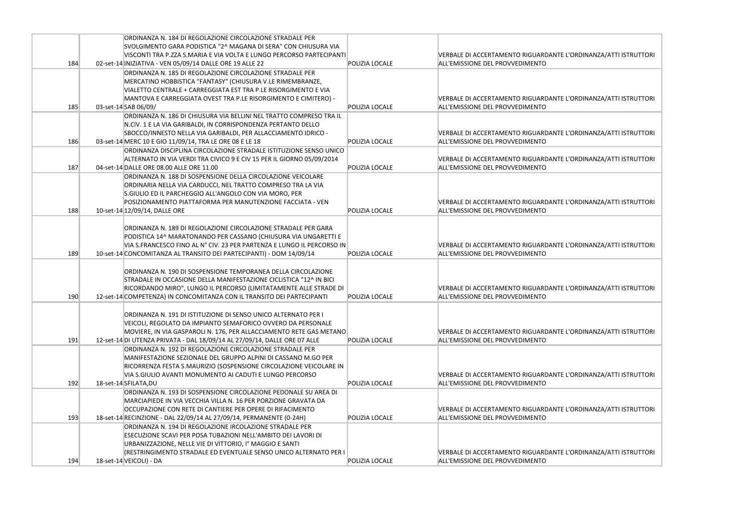| | | | | |
|---|---|---|---|---|
| 184 | 02-set-14 | ORDINANZA N. 184 DI REGOLAZIONE CIRCOLAZIONE STRADALE PER SVOLGIMENTO GARA PODISTICA "2^ MAGANA DI SERA" CON CHIUSURA VIA VISCONTI TRA P.ZZA S.MARIA E VIA VOLTA E LUNGO PERCORSO PARTECIPANTI INIZIATIVA - VEN 05/09/14 DALLE ORE 19 ALLE 22 | POLIZIA LOCALE | VERBALE DI ACCERTAMENTO RIGUARDANTE L'ORDINANZA/ATTI ISTRUTTORI ALL'EMISSIONE DEL PROVVEDIMENTO |
| 185 | 03-set-14 | ORDINANZA N. 185 DI REGOLAZIONE CIRCOLAZIONE STRADALE PER MERCATINO HOBBISTICA "FANTASY" (CHIUSURA V.LE RIMEMBRANZE, VIALETTO CENTRALE + CARREGGIATA EST TRA P.LE RISORGIMENTO E VIA MANTOVA E CARREGGIATA OVEST TRA P.LE RISORGIMENTO E CIMITERO) - SAB 06/09/ | POLIZIA LOCALE | VERBALE DI ACCERTAMENTO RIGUARDANTE L'ORDINANZA/ATTI ISTRUTTORI ALL'EMISSIONE DEL PROVVEDIMENTO |
| 186 | 03-set-14 | ORDINANZA N. 186 DI CHIUSURA VIA BELLINI NEL TRATTO COMPRESO TRA IL N.CIV. 1 E LA VIA GARIBALDI, IN CORRISPONDENZA PERTANTO DELLO SBOCCO/INNESTO NELLA VIA GARIBALDI, PER ALLACCIAMENTO IDRICO - MERC 10 E GIO 11/09/14, TRA LE ORE 08 E LE 18 | POLIZIA LOCALE | VERBALE DI ACCERTAMENTO RIGUARDANTE L'ORDINANZA/ATTI ISTRUTTORI ALL'EMISSIONE DEL PROVVEDIMENTO |
| 187 | 04-set-14 | ORDINANZA DISCIPLINA CIRCOLAZIONE STRADALE ISTITUZIONE SENSO UNICO ALTERNATO IN VIA VERDI TRA CIVICO 9 E CIV 15 PER IL GIORNO 05/09/2014 DALLE ORE 08.00 ALLE ORE 11.00 | POLIZIA LOCALE | VERBALE DI ACCERTAMENTO RIGUARDANTE L'ORDINANZA/ATTI ISTRUTTORI ALL'EMISSIONE DEL PROVVEDIMENTO |
| 188 | 10-set-14 | ORDINANZA N. 188 DI SOSPENSIONE DELLA CIRCOLAZIONE VEICOLARE ORDINARIA NELLA VIA CARDUCCI, NEL TRATTO COMPRESO TRA LA VIA S.GIULIO ED IL PARCHEGGIO ALL'ANGOLO CON VIA MORO, PER POSIZIONAMENTO PIATTAFORMA PER MANUTENZIONE FACCIATA - VEN 12/09/14, DALLE ORE | POLIZIA LOCALE | VERBALE DI ACCERTAMENTO RIGUARDANTE L'ORDINANZA/ATTI ISTRUTTORI ALL'EMISSIONE DEL PROVVEDIMENTO |
| 189 | 10-set-14 | ORDINANZA N. 189 DI REGOLAZIONE CIRCOLAZIONE STRADALE PER GARA PODISTICA 14^ MARATONANDO PER CASSANO (CHIUSURA VIA UNGARETTI E VIA S.FRANCESCO FINO AL N° CIV. 23 PER PARTENZA E LUNGO IL PERCORSO IN CONCOMITANZA AL TRANSITO DEI PARTECIPANTI) - DOM 14/09/14 | POLIZIA LOCALE | VERBALE DI ACCERTAMENTO RIGUARDANTE L'ORDINANZA/ATTI ISTRUTTORI ALL'EMISSIONE DEL PROVVEDIMENTO |
| 190 | 12-set-14 | ORDINANZA N. 190 DI SOSPENSIONE TEMPORANEA DELLA CIRCOLAZIONE STRADALE IN OCCASIONE DELLA MANIFESTAZIONE CICLISTICA "12^ IN BICI RICORDANDO MIRO", LUNGO IL PERCORSO (LIMITATAMENTE ALLE STRADE DI COMPETENZA) IN CONCOMITANZA CON IL TRANSITO DEI PARTECIPANTI | POLIZIA LOCALE | VERBALE DI ACCERTAMENTO RIGUARDANTE L'ORDINANZA/ATTI ISTRUTTORI ALL'EMISSIONE DEL PROVVEDIMENTO |
| 191 | 12-set-14 | ORDINANZA N. 191 DI ISTITUZIONE DI SENSO UNICO ALTERNATO PER I VEICOLI, REGOLATO DA IMPIANTO SEMAFORICO OVVERO DA PERSONALE MOVIERE, IN VIA GASPAROLI N. 176, PER ALLACCIAMENTO RETE GAS METANO DI UTENZA PRIVATA - DAL 18/09/14 AL 27/09/14, DALLE ORE 07 ALLE | POLIZIA LOCALE | VERBALE DI ACCERTAMENTO RIGUARDANTE L'ORDINANZA/ATTI ISTRUTTORI ALL'EMISSIONE DEL PROVVEDIMENTO |
| 192 | 18-set-14 | ORDINANZA N. 192 DI REGOLAZIONE CIRCOLAZIONE STRADALE PER MANIFESTAZIONE SEZIONALE DEL GRUPPO ALPINI DI CASSANO M.GO PER RICORRENZA FESTA S.MAURIZIO (SOSPENSIONE CIRCOLAZIONE VEICOLARE IN VIA S.GIULIO AVANTI MONUMENTO AI CADUTI E LUNGO PERCORSO SFILATA,DU | POLIZIA LOCALE | VERBALE DI ACCERTAMENTO RIGUARDANTE L'ORDINANZA/ATTI ISTRUTTORI ALL'EMISSIONE DEL PROVVEDIMENTO |
| 193 | 18-set-14 | ORDINANZA N. 193 DI SOSPENSIONE CIRCOLAZIONE PEDONALE SU AREA DI MARCIAPIEDE IN VIA VECCHIA VILLA N. 16 PER PORZIONE GRAVATA DA OCCUPAZIONE CON RETE DI CANTIERE PER OPERE DI RIFACIMENTO RECINZIONE - DAL 22/09/14 AL 27/09/14, PERMANENTE (0-24H) | POLIZIA LOCALE | VERBALE DI ACCERTAMENTO RIGUARDANTE L'ORDINANZA/ATTI ISTRUTTORI ALL'EMISSIONE DEL PROVVEDIMENTO |
| 194 | 18-set-14 | ORDINANZA N. 194 DI REGOLAZIONE IRCOLAZIONE STRADALE PER ESECUZIONE SCAVI PER POSA TUBAZIONI NELL'AMBITO DEI LAVORI DI URBANIZZAZIONE, NELLE VIE DI VITTORIO, I° MAGGIO E SANTI (RESTRINGIMENTO STRADALE ED EVENTUALE SENSO UNICO ALTERNATO PER I VEICOLI) - DA | POLIZIA LOCALE | VERBALE DI ACCERTAMENTO RIGUARDANTE L'ORDINANZA/ATTI ISTRUTTORI ALL'EMISSIONE DEL PROVVEDIMENTO |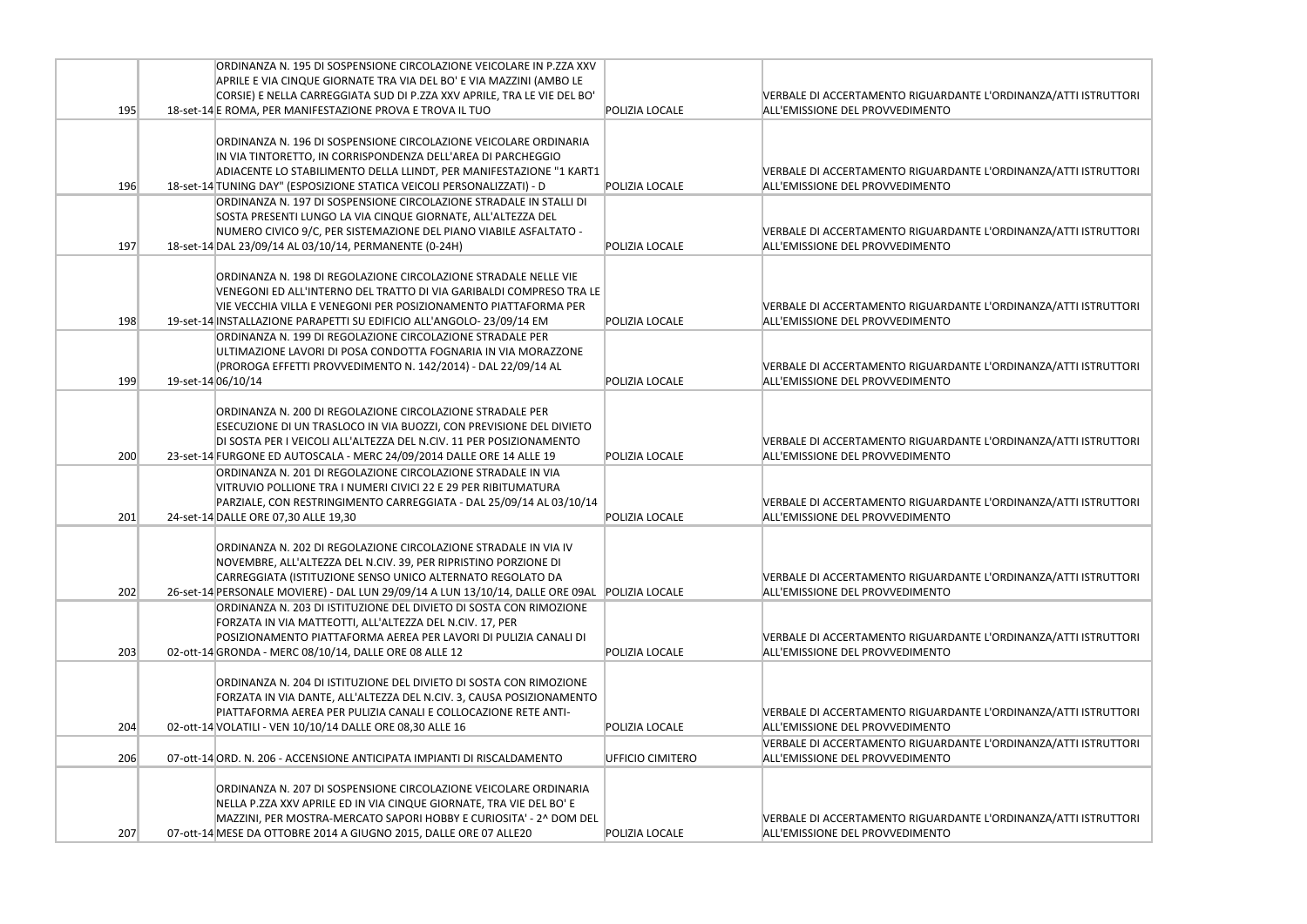| | | | | |
|---|---|---|---|---|
| 195 | 18-set-14 | ORDINANZA N. 195 DI SOSPENSIONE CIRCOLAZIONE VEICOLARE IN P.ZZA XXV APRILE E VIA CINQUE GIORNATE TRA VIA DEL BO' E VIA MAZZINI (AMBO LE CORSIE) E NELLA CARREGGIATA SUD DI P.ZZA XXV APRILE, TRA LE VIE DEL BO' E ROMA, PER MANIFESTAZIONE PROVA E TROVA IL TUO | POLIZIA LOCALE | VERBALE DI ACCERTAMENTO RIGUARDANTE L'ORDINANZA/ATTI ISTRUTTORI ALL'EMISSIONE DEL PROVVEDIMENTO |
| 196 | 18-set-14 | ORDINANZA N. 196 DI SOSPENSIONE CIRCOLAZIONE VEICOLARE ORDINARIA IN VIA TINTORETTO, IN CORRISPONDENZA DELL'AREA DI PARCHEGGIO ADIACENTE LO STABILIMENTO DELLA LLINDT, PER MANIFESTAZIONE "1 KART1 TUNING DAY" (ESPOSIZIONE STATICA VEICOLI PERSONALIZZATI) - D | POLIZIA LOCALE | VERBALE DI ACCERTAMENTO RIGUARDANTE L'ORDINANZA/ATTI ISTRUTTORI ALL'EMISSIONE DEL PROVVEDIMENTO |
| 197 | 18-set-14 | ORDINANZA N. 197 DI SOSPENSIONE CIRCOLAZIONE STRADALE IN STALLI DI SOSTA PRESENTI LUNGO LA VIA CINQUE GIORNATE, ALL'ALTEZZA DEL NUMERO CIVICO 9/C, PER SISTEMAZIONE DEL PIANO VIABILE ASFALTATO - DAL 23/09/14 AL 03/10/14, PERMANENTE (0-24H) | POLIZIA LOCALE | VERBALE DI ACCERTAMENTO RIGUARDANTE L'ORDINANZA/ATTI ISTRUTTORI ALL'EMISSIONE DEL PROVVEDIMENTO |
| 198 | 19-set-14 | ORDINANZA N. 198 DI REGOLAZIONE CIRCOLAZIONE STRADALE NELLE VIE VENEGONI ED ALL'INTERNO DEL TRATTO DI VIA GARIBALDI COMPRESO TRA LE VIE VECCHIA VILLA E VENEGONI PER POSIZIONAMENTO PIATTAFORMA PER INSTALLAZIONE PARAPETTI SU EDIFICIO ALL'ANGOLO- 23/09/14 EM | POLIZIA LOCALE | VERBALE DI ACCERTAMENTO RIGUARDANTE L'ORDINANZA/ATTI ISTRUTTORI ALL'EMISSIONE DEL PROVVEDIMENTO |
| 199 | 19-set-14 | ORDINANZA N. 199 DI REGOLAZIONE CIRCOLAZIONE STRADALE PER ULTIMAZIONE LAVORI DI POSA CONDOTTA FOGNARIA IN VIA MORAZZONE (PROROGA EFFETTI PROVVEDIMENTO N. 142/2014) - DAL 22/09/14 AL 06/10/14 | POLIZIA LOCALE | VERBALE DI ACCERTAMENTO RIGUARDANTE L'ORDINANZA/ATTI ISTRUTTORI ALL'EMISSIONE DEL PROVVEDIMENTO |
| 200 | 23-set-14 | ORDINANZA N. 200 DI REGOLAZIONE CIRCOLAZIONE STRADALE PER ESECUZIONE DI UN TRASLOCO IN VIA BUOZZI, CON PREVISIONE DEL DIVIETO DI SOSTA PER I VEICOLI ALL'ALTEZZA DEL N.CIV. 11 PER POSIZIONAMENTO FURGONE ED AUTOSCALA - MERC 24/09/2014 DALLE ORE 14 ALLE 19 | POLIZIA LOCALE | VERBALE DI ACCERTAMENTO RIGUARDANTE L'ORDINANZA/ATTI ISTRUTTORI ALL'EMISSIONE DEL PROVVEDIMENTO |
| 201 | 24-set-14 | ORDINANZA N. 201 DI REGOLAZIONE CIRCOLAZIONE STRADALE IN VIA VITRUVIO POLLIONE TRA I NUMERI CIVICI 22 E 29 PER RIBITUMATURA PARZIALE, CON RESTRINGIMENTO CARREGGIATA - DAL 25/09/14 AL 03/10/14 DALLE ORE 07,30 ALLE 19,30 | POLIZIA LOCALE | VERBALE DI ACCERTAMENTO RIGUARDANTE L'ORDINANZA/ATTI ISTRUTTORI ALL'EMISSIONE DEL PROVVEDIMENTO |
| 202 | 26-set-14 | ORDINANZA N. 202 DI REGOLAZIONE CIRCOLAZIONE STRADALE IN VIA IV NOVEMBRE, ALL'ALTEZZA DEL N.CIV. 39, PER RIPRISTINO PORZIONE DI CARREGGIATA (ISTITUZIONE SENSO UNICO ALTERNATO REGOLATO DA PERSONALE MOVIERE) - DAL LUN 29/09/14 A LUN 13/10/14, DALLE ORE 09AL | POLIZIA LOCALE | VERBALE DI ACCERTAMENTO RIGUARDANTE L'ORDINANZA/ATTI ISTRUTTORI ALL'EMISSIONE DEL PROVVEDIMENTO |
| 203 | 02-ott-14 | ORDINANZA N. 203 DI ISTITUZIONE DEL DIVIETO DI SOSTA CON RIMOZIONE FORZATA IN VIA MATTEOTTI, ALL'ALTEZZA DEL N.CIV. 17, PER POSIZIONAMENTO PIATTAFORMA AEREA PER LAVORI DI PULIZIA CANALI DI GRONDA - MERC 08/10/14, DALLE ORE 08 ALLE 12 | POLIZIA LOCALE | VERBALE DI ACCERTAMENTO RIGUARDANTE L'ORDINANZA/ATTI ISTRUTTORI ALL'EMISSIONE DEL PROVVEDIMENTO |
| 204 | 02-ott-14 | ORDINANZA N. 204 DI ISTITUZIONE DEL DIVIETO DI SOSTA CON RIMOZIONE FORZATA IN VIA DANTE, ALL'ALTEZZA DEL N.CIV. 3, CAUSA POSIZIONAMENTO PIATTAFORMA AEREA PER PULIZIA CANALI E COLLOCAZIONE RETE ANTI-VOLATILI - VEN 10/10/14 DALLE ORE 08,30 ALLE 16 | POLIZIA LOCALE | VERBALE DI ACCERTAMENTO RIGUARDANTE L'ORDINANZA/ATTI ISTRUTTORI ALL'EMISSIONE DEL PROVVEDIMENTO |
| 206 | 07-ott-14 | ORD. N. 206 - ACCENSIONE ANTICIPATA IMPIANTI DI RISCALDAMENTO | UFFICIO CIMITERO | VERBALE DI ACCERTAMENTO RIGUARDANTE L'ORDINANZA/ATTI ISTRUTTORI ALL'EMISSIONE DEL PROVVEDIMENTO |
| 207 | 07-ott-14 | ORDINANZA N. 207 DI SOSPENSIONE CIRCOLAZIONE VEICOLARE ORDINARIA NELLA P.ZZA XXV APRILE ED IN VIA CINQUE GIORNATE, TRA VIE DEL BO' E MAZZINI, PER MOSTRA-MERCATO SAPORI HOBBY E CURIOSITA' - 2^ DOM DEL MESE DA OTTOBRE 2014 A GIUGNO 2015, DALLE ORE 07 ALLE20 | POLIZIA LOCALE | VERBALE DI ACCERTAMENTO RIGUARDANTE L'ORDINANZA/ATTI ISTRUTTORI ALL'EMISSIONE DEL PROVVEDIMENTO |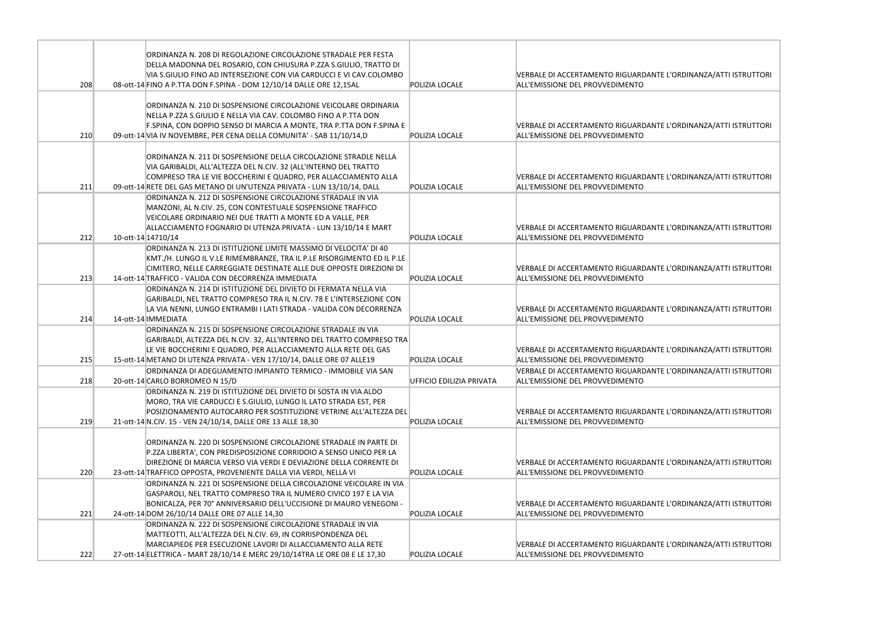| | | | | |
|---|---|---|---|---|
| 208 | 08-ott-14 | ORDINANZA N. 208 DI REGOLAZIONE CIRCOLAZIONE STRADALE PER FESTA DELLA MADONNA DEL ROSARIO, CON CHIUSURA P.ZZA S.GIULIO, TRATTO DI VIA S.GIULIO FINO AD INTERSEZIONE CON VIA CARDUCCI E VI CAV.COLOMBO FINO A P.TTA DON F.SPINA - DOM 12/10/14 DALLE ORE 12,15AL | POLIZIA LOCALE | VERBALE DI ACCERTAMENTO RIGUARDANTE L'ORDINANZA/ATTI ISTRUTTORI ALL'EMISSIONE DEL PROVVEDIMENTO |
| 210 | 09-ott-14 | ORDINANZA N. 210 DI SOSPENSIONE CIRCOLAZIONE VEICOLARE ORDINARIA NELLA P.ZZA S.GIULIO E NELLA VIA CAV. COLOMBO FINO A P.TTA DON F.SPINA, CON DOPPIO SENSO DI MARCIA A MONTE, TRA P.TTA DON F.SPINA E VIA IV NOVEMBRE, PER CENA DELLA COMUNITA' - SAB 11/10/14,D | POLIZIA LOCALE | VERBALE DI ACCERTAMENTO RIGUARDANTE L'ORDINANZA/ATTI ISTRUTTORI ALL'EMISSIONE DEL PROVVEDIMENTO |
| 211 | 09-ott-14 | ORDINANZA N. 211 DI SOSPENSIONE DELLA CIRCOLAZIONE STRADLE NELLA VIA GARIBALDI, ALL'ALTEZZA DEL N.CIV. 32 (ALL'INTERNO DEL TRATTO COMPRESO TRA LE VIE BOCCHERINI E QUADRO, PER ALLACCIAMENTO ALLA RETE DEL GAS METANO DI UN'UTENZA PRIVATA - LUN 13/10/14, DALL | POLIZIA LOCALE | VERBALE DI ACCERTAMENTO RIGUARDANTE L'ORDINANZA/ATTI ISTRUTTORI ALL'EMISSIONE DEL PROVVEDIMENTO |
| 212 | 10-ott-14 | ORDINANZA N. 212 DI SOSPENSIONE CIRCOLAZIONE STRADALE IN VIA MANZONI, AL N.CIV. 25, CON CONTESTUALE SOSPENSIONE TRAFFICO VEICOLARE ORDINARIO NEI DUE TRATTI A MONTE ED A VALLE, PER ALLACCIAMENTO FOGNARIO DI UTENZA PRIVATA - LUN 13/10/14 E MART 14710/14 | POLIZIA LOCALE | VERBALE DI ACCERTAMENTO RIGUARDANTE L'ORDINANZA/ATTI ISTRUTTORI ALL'EMISSIONE DEL PROVVEDIMENTO |
| 213 | 14-ott-14 | ORDINANZA N. 213 DI ISTITUZIONE LIMITE MASSIMO DI VELOCITA' DI 40 KMT./H. LUNGO IL V.LE RIMEMBRANZE, TRA IL P.LE RISORGIMENTO ED IL P.LE CIMITERO, NELLE CARREGGIATE DESTINATE ALLE DUE OPPOSTE DIREZIONI DI TRAFFICO - VALIDA CON DECORRENZA IMMEDIATA | POLIZIA LOCALE | VERBALE DI ACCERTAMENTO RIGUARDANTE L'ORDINANZA/ATTI ISTRUTTORI ALL'EMISSIONE DEL PROVVEDIMENTO |
| 214 | 14-ott-14 | ORDINANZA N. 214 DI ISTITUZIONE DEL DIVIETO DI FERMATA NELLA VIA GARIBALDI, NEL TRATTO COMPRESO TRA IL N.CIV. 78 E L'INTERSEZIONE CON LA VIA NENNI, LUNGO ENTRAMBI I LATI STRADA - VALIDA CON DECORRENZA IMMEDIATA | POLIZIA LOCALE | VERBALE DI ACCERTAMENTO RIGUARDANTE L'ORDINANZA/ATTI ISTRUTTORI ALL'EMISSIONE DEL PROVVEDIMENTO |
| 215 | 15-ott-14 | ORDINANZA N. 215 DI SOSPENSIONE CIRCOLAZIONE STRADALE IN VIA GARIBALDI, ALTEZZA DEL N.CIV. 32, ALL'INTERNO DEL TRATTO COMPRESO TRA LE VIE BOCCHERINI E QUADRO, PER ALLACCIAMENTO ALLA RETE DEL GAS METANO DI UTENZA PRIVATA - VEN 17/10/14, DALLE ORE 07 ALLE19 | POLIZIA LOCALE | VERBALE DI ACCERTAMENTO RIGUARDANTE L'ORDINANZA/ATTI ISTRUTTORI ALL'EMISSIONE DEL PROVVEDIMENTO |
| 218 | 20-ott-14 | ORDINANZA DI ADEGUAMENTO IMPIANTO TERMICO - IMMOBILE VIA SAN CARLO BORROMEO N 15/D | UFFICIO EDILIZIA PRIVATA | VERBALE DI ACCERTAMENTO RIGUARDANTE L'ORDINANZA/ATTI ISTRUTTORI ALL'EMISSIONE DEL PROVVEDIMENTO |
| 219 | 21-ott-14 | ORDINANZA N. 219 DI ISTITUZIONE DEL DIVIETO DI SOSTA IN VIA ALDO MORO, TRA VIE CARDUCCI E S.GIULIO, LUNGO IL LATO STRADA EST, PER POSIZIONAMENTO AUTOCARRO PER SOSTITUZIONE VETRINE ALL'ALTEZZA DEL N.CIV. 15 - VEN 24/10/14, DALLE ORE 13 ALLE 18,30 | POLIZIA LOCALE | VERBALE DI ACCERTAMENTO RIGUARDANTE L'ORDINANZA/ATTI ISTRUTTORI ALL'EMISSIONE DEL PROVVEDIMENTO |
| 220 | 23-ott-14 | ORDINANZA N. 220 DI SOSPENSIONE CIRCOLAZIONE STRADALE IN PARTE DI P.ZZA LIBERTA', CON PREDISPOSIZIONE CORRIDOIO A SENSO UNICO PER LA DIREZIONE DI MARCIA VERSO VIA VERDI E DEVIAZIONE DELLA CORRENTE DI TRAFFICO OPPOSTA, PROVENIENTE DALLA VIA VERDI, NELLA VI | POLIZIA LOCALE | VERBALE DI ACCERTAMENTO RIGUARDANTE L'ORDINANZA/ATTI ISTRUTTORI ALL'EMISSIONE DEL PROVVEDIMENTO |
| 221 | 24-ott-14 | ORDINANZA N. 221 DI SOSPENSIONE DELLA CIRCOLAZIONE VEICOLARE IN VIA GASPAROLI, NEL TRATTO COMPRESO TRA IL NUMERO CIVICO 197 E LA VIA BONICALZA, PER 70° ANNIVERSARIO DELL'UCCISIONE DI MAURO VENEGONI - DOM 26/10/14 DALLE ORE 07 ALLE 14,30 | POLIZIA LOCALE | VERBALE DI ACCERTAMENTO RIGUARDANTE L'ORDINANZA/ATTI ISTRUTTORI ALL'EMISSIONE DEL PROVVEDIMENTO |
| 222 | 27-ott-14 | ORDINANZA N. 222 DI SOSPENSIONE CIRCOLAZIONE STRADALE IN VIA MATTEOTTI, ALL'ALTEZZA DEL N.CIV. 69, IN CORRISPONDENZA DEL MARCIAPIEDE PER ESECUZIONE LAVORI DI ALLACCIAMENTO ALLA RETE ELETTRICA - MART 28/10/14 E MERC 29/10/14TRA LE ORE 08 E LE 17,30 | POLIZIA LOCALE | VERBALE DI ACCERTAMENTO RIGUARDANTE L'ORDINANZA/ATTI ISTRUTTORI ALL'EMISSIONE DEL PROVVEDIMENTO |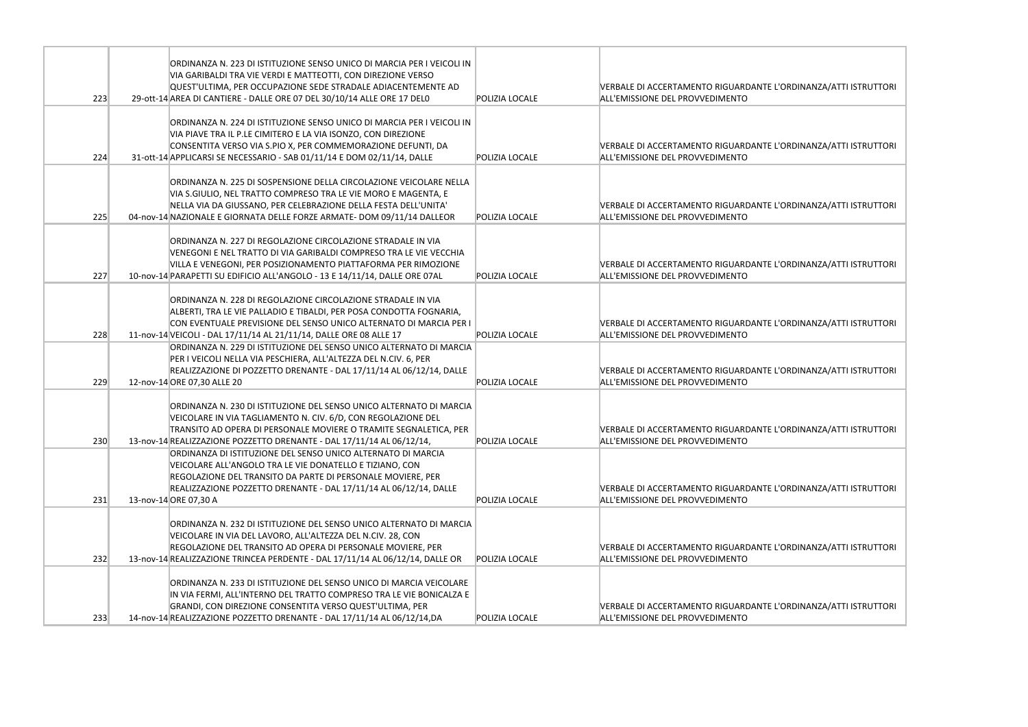| | | | | |
|---|---|---|---|---|
| 223 | 29-ott-14 | ORDINANZA N. 223 DI ISTITUZIONE SENSO UNICO DI MARCIA PER I VEICOLI IN VIA GARIBALDI TRA VIE VERDI E MATTEOTTI, CON DIREZIONE VERSO QUEST'ULTIMA, PER OCCUPAZIONE SEDE STRADALE ADIACENTEMENTE AD AREA DI CANTIERE - DALLE ORE 07 DEL 30/10/14 ALLE ORE 17 DEL0 | POLIZIA LOCALE | VERBALE DI ACCERTAMENTO RIGUARDANTE L'ORDINANZA/ATTI ISTRUTTORI ALL'EMISSIONE DEL PROVVEDIMENTO |
| 224 | 31-ott-14 | ORDINANZA N. 224 DI ISTITUZIONE SENSO UNICO DI MARCIA PER I VEICOLI IN VIA PIAVE TRA IL P.LE CIMITERO E LA VIA ISONZO, CON DIREZIONE CONSENTITA VERSO VIA S.PIO X, PER COMMEMORAZIONE DEFUNTI, DA APPLICARSI SE NECESSARIO - SAB 01/11/14 E DOM 02/11/14, DALLE | POLIZIA LOCALE | VERBALE DI ACCERTAMENTO RIGUARDANTE L'ORDINANZA/ATTI ISTRUTTORI ALL'EMISSIONE DEL PROVVEDIMENTO |
| 225 | 04-nov-14 | ORDINANZA N. 225 DI SOSPENSIONE DELLA CIRCOLAZIONE VEICOLARE NELLA VIA S.GIULIO, NEL TRATTO COMPRESO TRA LE VIE MORO E MAGENTA, E NELLA VIA DA GIUSSANO, PER CELEBRAZIONE DELLA FESTA DELL'UNITA' NAZIONALE E GIORNATA DELLE FORZE ARMATE- DOM 09/11/14 DALLEOR | POLIZIA LOCALE | VERBALE DI ACCERTAMENTO RIGUARDANTE L'ORDINANZA/ATTI ISTRUTTORI ALL'EMISSIONE DEL PROVVEDIMENTO |
| 227 | 10-nov-14 | ORDINANZA N. 227 DI REGOLAZIONE CIRCOLAZIONE STRADALE IN VIA VENEGONI E NEL TRATTO DI VIA GARIBALDI COMPRESO TRA LE VIE VECCHIA VILLA E VENEGONI, PER POSIZIONAMENTO PIATTAFORMA PER RIMOZIONE PARAPETTI SU EDIFICIO ALL'ANGOLO - 13 E 14/11/14, DALLE ORE 07AL | POLIZIA LOCALE | VERBALE DI ACCERTAMENTO RIGUARDANTE L'ORDINANZA/ATTI ISTRUTTORI ALL'EMISSIONE DEL PROVVEDIMENTO |
| 228 | 11-nov-14 | ORDINANZA N. 228 DI REGOLAZIONE CIRCOLAZIONE STRADALE IN VIA ALBERTI, TRA LE VIE PALLADIO E TIBALDI, PER POSA CONDOTTA FOGNARIA, CON EVENTUALE PREVISIONE DEL SENSO UNICO ALTERNATO DI MARCIA PER I VEICOLI - DAL 17/11/14 AL 21/11/14, DALLE ORE 08 ALLE 17 | POLIZIA LOCALE | VERBALE DI ACCERTAMENTO RIGUARDANTE L'ORDINANZA/ATTI ISTRUTTORI ALL'EMISSIONE DEL PROVVEDIMENTO |
| 229 | 12-nov-14 | ORDINANZA N. 229 DI ISTITUZIONE DEL SENSO UNICO ALTERNATO DI MARCIA PER I VEICOLI NELLA VIA PESCHIERA, ALL'ALTEZZA DEL N.CIV. 6, PER REALIZZAZIONE DI POZZETTO DRENANTE - DAL 17/11/14 AL 06/12/14, DALLE ORE 07,30 ALLE 20 | POLIZIA LOCALE | VERBALE DI ACCERTAMENTO RIGUARDANTE L'ORDINANZA/ATTI ISTRUTTORI ALL'EMISSIONE DEL PROVVEDIMENTO |
| 230 | 13-nov-14 | ORDINANZA N. 230 DI ISTITUZIONE DEL SENSO UNICO ALTERNATO DI MARCIA VEICOLARE IN VIA TAGLIAMENTO N. CIV. 6/D, CON REGOLAZIONE DEL TRANSITO AD OPERA DI PERSONALE MOVIERE O TRAMITE SEGNALETICA, PER REALIZZAZIONE POZZETTO DRENANTE - DAL 17/11/14 AL 06/12/14, | POLIZIA LOCALE | VERBALE DI ACCERTAMENTO RIGUARDANTE L'ORDINANZA/ATTI ISTRUTTORI ALL'EMISSIONE DEL PROVVEDIMENTO |
| 231 | 13-nov-14 | ORDINANZA DI ISTITUZIONE DEL SENSO UNICO ALTERNATO DI MARCIA VEICOLARE ALL'ANGOLO TRA LE VIE DONATELLO E TIZIANO, CON REGOLAZIONE DEL TRANSITO DA PARTE DI PERSONALE MOVIERE, PER REALIZZAZIONE POZZETTO DRENANTE - DAL 17/11/14 AL 06/12/14, DALLE ORE 07,30 A | POLIZIA LOCALE | VERBALE DI ACCERTAMENTO RIGUARDANTE L'ORDINANZA/ATTI ISTRUTTORI ALL'EMISSIONE DEL PROVVEDIMENTO |
| 232 | 13-nov-14 | ORDINANZA N. 232 DI ISTITUZIONE DEL SENSO UNICO ALTERNATO DI MARCIA VEICOLARE IN VIA DEL LAVORO, ALL'ALTEZZA DEL N.CIV. 28, CON REGOLAZIONE DEL TRANSITO AD OPERA DI PERSONALE MOVIERE, PER REALIZZAZIONE TRINCEA PERDENTE - DAL 17/11/14 AL 06/12/14, DALLE OR | POLIZIA LOCALE | VERBALE DI ACCERTAMENTO RIGUARDANTE L'ORDINANZA/ATTI ISTRUTTORI ALL'EMISSIONE DEL PROVVEDIMENTO |
| 233 | 14-nov-14 | ORDINANZA N. 233 DI ISTITUZIONE DEL SENSO UNICO DI MARCIA VEICOLARE IN VIA FERMI, ALL'INTERNO DEL TRATTO COMPRESO TRA LE VIE BONICALZA E GRANDI, CON DIREZIONE CONSENTITA VERSO QUEST'ULTIMA, PER REALIZZAZIONE POZZETTO DRENANTE - DAL 17/11/14 AL 06/12/14,DA | POLIZIA LOCALE | VERBALE DI ACCERTAMENTO RIGUARDANTE L'ORDINANZA/ATTI ISTRUTTORI ALL'EMISSIONE DEL PROVVEDIMENTO |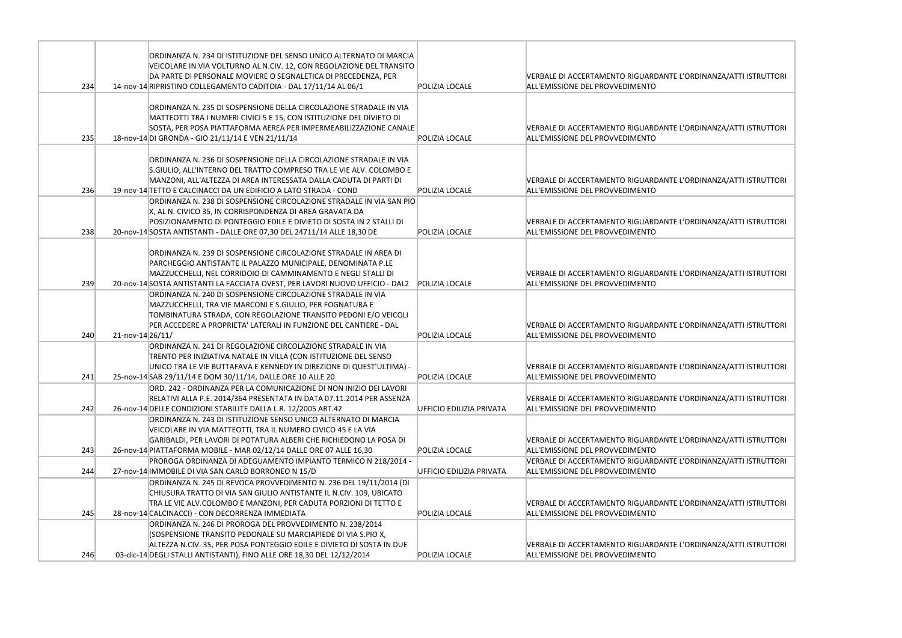| | | | | |
|---|---|---|---|---|
| 234 | 14-nov-14 | ORDINANZA N. 234 DI ISTITUZIONE DEL SENSO UNICO ALTERNATO DI MARCIA VEICOLARE IN VIA VOLTURNO AL N.CIV. 12, CON REGOLAZIONE DEL TRANSITO DA PARTE DI PERSONALE MOVIERE O SEGNALETICA DI PRECEDENZA, PER RIPRISTINO COLLEGAMENTO CADITOIA - DAL 17/11/14 AL 06/1 | POLIZIA LOCALE | VERBALE DI ACCERTAMENTO RIGUARDANTE L'ORDINANZA/ATTI ISTRUTTORI ALL'EMISSIONE DEL PROVVEDIMENTO |
| 235 | 18-nov-14 | ORDINANZA N. 235 DI SOSPENSIONE DELLA CIRCOLAZIONE STRADALE IN VIA MATTEOTTI TRA I NUMERI CIVICI 5 E 15, CON ISTITUZIONE DEL DIVIETO DI SOSTA, PER POSA PIATTAFORMA AEREA PER IMPERMEABILIZZAZIONE CANALE DI GRONDA - GIO 21/11/14 E VEN 21/11/14 | POLIZIA LOCALE | VERBALE DI ACCERTAMENTO RIGUARDANTE L'ORDINANZA/ATTI ISTRUTTORI ALL'EMISSIONE DEL PROVVEDIMENTO |
| 236 | 19-nov-14 | ORDINANZA N. 236 DI SOSPENSIONE DELLA CIRCOLAZIONE STRADALE IN VIA S.GIULIO, ALL'INTERNO DEL TRATTO COMPRESO TRA LE VIE ALV. COLOMBO E MANZONI, ALL'ALTEZZA DI AREA INTERESSATA DALLA CADUTA DI PARTI DI TETTO E CALCINACCI DA UN EDIFICIO A LATO STRADA - COND | POLIZIA LOCALE | VERBALE DI ACCERTAMENTO RIGUARDANTE L'ORDINANZA/ATTI ISTRUTTORI ALL'EMISSIONE DEL PROVVEDIMENTO |
| 238 | 20-nov-14 | ORDINANZA N. 238 DI SOSPENSIONE CIRCOLAZIONE STRADALE IN VIA SAN PIO X, AL N. CIVICO 35, IN CORRISPONDENZA DI AREA GRAVATA DA POSIZIONAMENTO DI PONTEGGIO EDILE E DIVIETO DI SOSTA IN 2 STALLI DI SOSTA ANTISTANTI - DALLE ORE 07,30 DEL 24711/14 ALLE 18,30 DE | POLIZIA LOCALE | VERBALE DI ACCERTAMENTO RIGUARDANTE L'ORDINANZA/ATTI ISTRUTTORI ALL'EMISSIONE DEL PROVVEDIMENTO |
| 239 | 20-nov-14 | ORDINANZA N. 239 DI SOSPENSIONE CIRCOLAZIONE STRADALE IN AREA DI PARCHEGGIO ANTISTANTE IL PALAZZO MUNICIPALE, DENOMINATA P.LE MAZZUCCHELLI, NEL CORRIDOIO DI CAMMINAMENTO E NEGLI STALLI DI SOSTA ANTISTANTI LA FACCIATA OVEST, PER LAVORI NUOVO UFFICIO - DAL2 | POLIZIA LOCALE | VERBALE DI ACCERTAMENTO RIGUARDANTE L'ORDINANZA/ATTI ISTRUTTORI ALL'EMISSIONE DEL PROVVEDIMENTO |
| 240 | 21-nov-14 | ORDINANZA N. 240 DI SOSPENSIONE CIRCOLAZIONE STRADALE IN VIA MAZZUCCHELLI, TRA VIE MARCONI E S.GIULIO, PER FOGNATURA E TOMBINATURA STRADA, CON REGOLAZIONE TRANSITO PEDONI E/O VEICOLI PER ACCEDERE A PROPRIETA' LATERALI IN FUNZIONE DEL CANTIERE - DAL 26/11/ | POLIZIA LOCALE | VERBALE DI ACCERTAMENTO RIGUARDANTE L'ORDINANZA/ATTI ISTRUTTORI ALL'EMISSIONE DEL PROVVEDIMENTO |
| 241 | 25-nov-14 | ORDINANZA N. 241 DI REGOLAZIONE CIRCOLAZIONE STRADALE IN VIA TRENTO PER INIZIATIVA NATALE IN VILLA (CON ISTITUZIONE DEL SENSO UNICO TRA LE VIE BUTTAFAVA E KENNEDY IN DIREZIONE DI QUEST'ULTIMA) - SAB 29/11/14 E DOM 30/11/14, DALLE ORE 10 ALLE 20 | POLIZIA LOCALE | VERBALE DI ACCERTAMENTO RIGUARDANTE L'ORDINANZA/ATTI ISTRUTTORI ALL'EMISSIONE DEL PROVVEDIMENTO |
| 242 | 26-nov-14 | ORD. 242 - ORDINANZA PER LA COMUNICAZIONE DI NON INIZIO DEI LAVORI RELATIVI ALLA P.E. 2014/364 PRESENTATA IN DATA 07.11.2014 PER ASSENZA DELLE CONDIZIONI STABILITE DALLA L.R. 12/2005 ART.42 | UFFICIO EDILIZIA PRIVATA | VERBALE DI ACCERTAMENTO RIGUARDANTE L'ORDINANZA/ATTI ISTRUTTORI ALL'EMISSIONE DEL PROVVEDIMENTO |
| 243 | 26-nov-14 | ORDINANZA N. 243 DI ISTITUZIONE SENSO UNICO ALTERNATO DI MARCIA VEICOLARE IN VIA MATTEOTTI, TRA IL NUMERO CIVICO 45 E LA VIA GARIBALDI, PER LAVORI DI POTATURA ALBERI CHE RICHIEDONO LA POSA DI PIATTAFORMA MOBILE - MAR 02/12/14 DALLE ORE 07 ALLE 16,30 | POLIZIA LOCALE | VERBALE DI ACCERTAMENTO RIGUARDANTE L'ORDINANZA/ATTI ISTRUTTORI ALL'EMISSIONE DEL PROVVEDIMENTO |
| 244 | 27-nov-14 | PROROGA ORDINANZA DI ADEGUAMENTO IMPIANTO TERMICO N 218/2014 - IMMOBILE DI VIA SAN CARLO BORRONEO N 15/D | UFFICIO EDILIZIA PRIVATA | VERBALE DI ACCERTAMENTO RIGUARDANTE L'ORDINANZA/ATTI ISTRUTTORI ALL'EMISSIONE DEL PROVVEDIMENTO |
| 245 | 28-nov-14 | ORDINANZA N. 245 DI REVOCA PROVVEDIMENTO N. 236 DEL 19/11/2014 (DI CHIUSURA TRATTO DI VIA SAN GIULIO ANTISTANTE IL N.CIV. 109, UBICATO TRA LE VIE ALV.COLOMBO E MANZONI, PER CADUTA PORZIONI DI TETTO E CALCINACCI) - CON DECORRENZA IMMEDIATA | POLIZIA LOCALE | VERBALE DI ACCERTAMENTO RIGUARDANTE L'ORDINANZA/ATTI ISTRUTTORI ALL'EMISSIONE DEL PROVVEDIMENTO |
| 246 | 03-dic-14 | ORDINANZA N. 246 DI PROROGA DEL PROVVEDIMENTO N. 238/2014 (SOSPENSIONE TRANSITO PEDONALE SU MARCIAPIEDE DI VIA S.PIO X, ALTEZZA N.CIV. 35, PER POSA PONTEGGIO EDILE E DIVIETO DI SOSTA IN DUE DEGLI STALLI ANTISTANTI), FINO ALLE ORE 18,30 DEL 12/12/2014 | POLIZIA LOCALE | VERBALE DI ACCERTAMENTO RIGUARDANTE L'ORDINANZA/ATTI ISTRUTTORI ALL'EMISSIONE DEL PROVVEDIMENTO |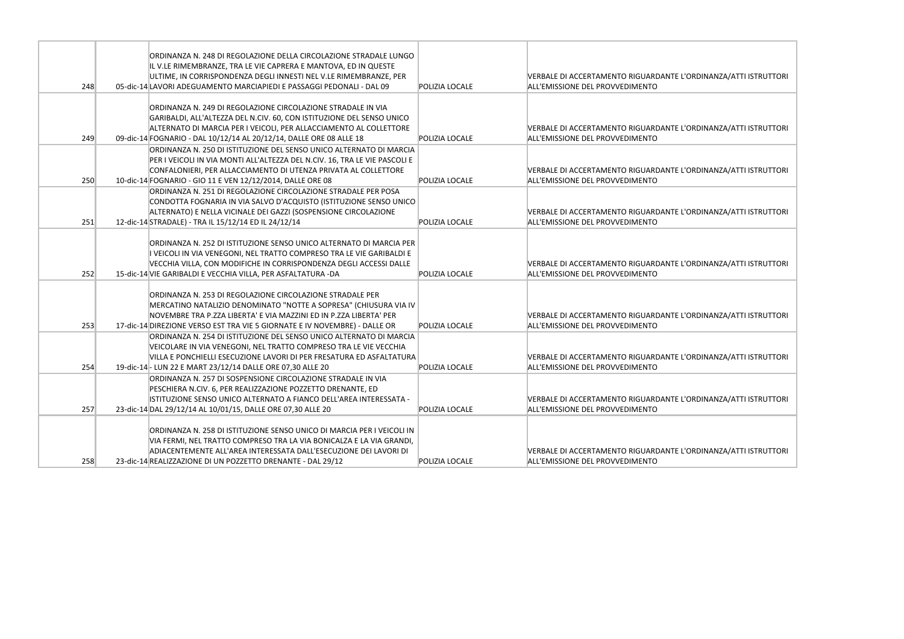| | | | | |
|---|---|---|---|---|
| 248 | 05-dic-14 | ORDINANZA N. 248 DI REGOLAZIONE DELLA CIRCOLAZIONE STRADALE LUNGO IL V.LE RIMEMBRANZE, TRA LE VIE CAPRERA E MANTOVA, ED IN QUESTE ULTIME, IN CORRISPONDENZA DEGLI INNESTI NEL V.LE RIMEMBRANZE, PER LAVORI ADEGUAMENTO MARCIAPIEDI E PASSAGGI PEDONALI - DAL 09 | POLIZIA LOCALE | VERBALE DI ACCERTAMENTO RIGUARDANTE L'ORDINANZA/ATTI ISTRUTTORI ALL'EMISSIONE DEL PROVVEDIMENTO |
| 249 | 09-dic-14 | ORDINANZA N. 249 DI REGOLAZIONE CIRCOLAZIONE STRADALE IN VIA GARIBALDI, ALL'ALTEZZA DEL N.CIV. 60, CON ISTITUZIONE DEL SENSO UNICO ALTERNATO DI MARCIA PER I VEICOLI, PER ALLACCIAMENTO AL COLLETTORE FOGNARIO - DAL 10/12/14 AL 20/12/14, DALLE ORE 08 ALLE 18 | POLIZIA LOCALE | VERBALE DI ACCERTAMENTO RIGUARDANTE L'ORDINANZA/ATTI ISTRUTTORI ALL'EMISSIONE DEL PROVVEDIMENTO |
| 250 | 10-dic-14 | ORDINANZA N. 250 DI ISTITUZIONE DEL SENSO UNICO ALTERNATO DI MARCIA PER I VEICOLI IN VIA MONTI ALL'ALTEZZA DEL N.CIV. 16, TRA LE VIE PASCOLI E CONFALONIERI, PER ALLACCIAMENTO DI UTENZA PRIVATA AL COLLETTORE FOGNARIO - GIO 11 E VEN 12/12/2014, DALLE ORE 08 | POLIZIA LOCALE | VERBALE DI ACCERTAMENTO RIGUARDANTE L'ORDINANZA/ATTI ISTRUTTORI ALL'EMISSIONE DEL PROVVEDIMENTO |
| 251 | 12-dic-14 | ORDINANZA N. 251 DI REGOLAZIONE CIRCOLAZIONE STRADALE PER POSA CONDOTTA FOGNARIA IN VIA SALVO D'ACQUISTO (ISTITUZIONE SENSO UNICO ALTERNATO) E NELLA VICINALE DEI GAZZI (SOSPENSIONE CIRCOLAZIONE STRADALE) - TRA IL 15/12/14 ED IL 24/12/14 | POLIZIA LOCALE | VERBALE DI ACCERTAMENTO RIGUARDANTE L'ORDINANZA/ATTI ISTRUTTORI ALL'EMISSIONE DEL PROVVEDIMENTO |
| 252 | 15-dic-14 | ORDINANZA N. 252 DI ISTITUZIONE SENSO UNICO ALTERNATO DI MARCIA PER I VEICOLI IN VIA VENEGONI, NEL TRATTO COMPRESO TRA LE VIE GARIBALDI E VECCHIA VILLA, CON MODIFICHE IN CORRISPONDENZA DEGLI ACCESSI DALLE VIE GARIBALDI E VECCHIA VILLA, PER ASFALTATURA -DA | POLIZIA LOCALE | VERBALE DI ACCERTAMENTO RIGUARDANTE L'ORDINANZA/ATTI ISTRUTTORI ALL'EMISSIONE DEL PROVVEDIMENTO |
| 253 | 17-dic-14 | ORDINANZA N. 253 DI REGOLAZIONE CIRCOLAZIONE STRADALE PER MERCATINO NATALIZIO DENOMINATO "NOTTE A SOPRESA" (CHIUSURA VIA IV NOVEMBRE TRA P.ZZA LIBERTA' E VIA MAZZINI ED IN P.ZZA LIBERTA' PER DIREZIONE VERSO EST TRA VIE 5 GIORNATE E IV NOVEMBRE) - DALLE OR | POLIZIA LOCALE | VERBALE DI ACCERTAMENTO RIGUARDANTE L'ORDINANZA/ATTI ISTRUTTORI ALL'EMISSIONE DEL PROVVEDIMENTO |
| 254 | 19-dic-14 | ORDINANZA N. 254 DI ISTITUZIONE DEL SENSO UNICO ALTERNATO DI MARCIA VEICOLARE IN VIA VENEGONI, NEL TRATTO COMPRESO TRA LE VIE VECCHIA VILLA E PONCHIELLI ESECUZIONE LAVORI DI PER FRESATURA ED ASFALTATURA - LUN 22 E MART 23/12/14 DALLE ORE 07,30 ALLE 20 | POLIZIA LOCALE | VERBALE DI ACCERTAMENTO RIGUARDANTE L'ORDINANZA/ATTI ISTRUTTORI ALL'EMISSIONE DEL PROVVEDIMENTO |
| 257 | 23-dic-14 | ORDINANZA N. 257 DI SOSPENSIONE CIRCOLAZIONE STRADALE IN VIA PESCHIERA N.CIV. 6, PER REALIZZAZIONE POZZETTO DRENANTE, ED ISTITUZIONE SENSO UNICO ALTERNATO A FIANCO DELL'AREA INTERESSATA - DAL 29/12/14 AL 10/01/15, DALLE ORE 07,30 ALLE 20 | POLIZIA LOCALE | VERBALE DI ACCERTAMENTO RIGUARDANTE L'ORDINANZA/ATTI ISTRUTTORI ALL'EMISSIONE DEL PROVVEDIMENTO |
| 258 | 23-dic-14 | ORDINANZA N. 258 DI ISTITUZIONE SENSO UNICO DI MARCIA PER I VEICOLI IN VIA FERMI, NEL TRATTO COMPRESO TRA LA VIA BONICALZA E LA VIA GRANDI, ADIACENTEMENTE ALL'AREA INTERESSATA DALL'ESECUZIONE DEI LAVORI DI REALIZZAZIONE DI UN POZZETTO DRENANTE - DAL 29/12 | POLIZIA LOCALE | VERBALE DI ACCERTAMENTO RIGUARDANTE L'ORDINANZA/ATTI ISTRUTTORI ALL'EMISSIONE DEL PROVVEDIMENTO |